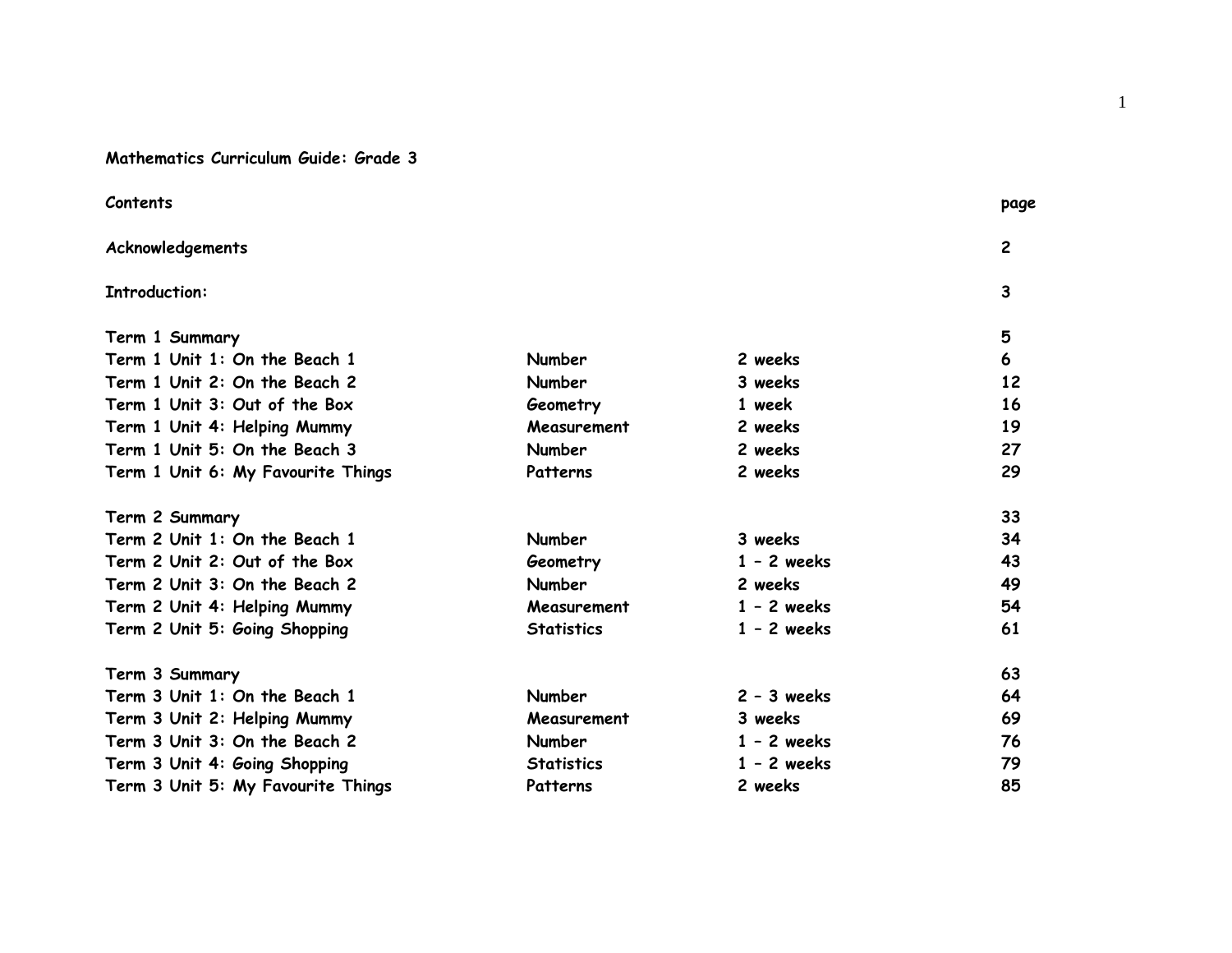# Mathematics Curriculum Guide: Grade 3

| Contents | | | page |
|---|---|---|---|
| Acknowledgements | | | 2 |
| Introduction: | | | 3 |
| Term 1 Summary | | | 5 |
| Term 1 Unit 1: On the Beach 1 | Number | 2 weeks | 6 |
| Term 1 Unit 2: On the Beach 2 | Number | 3 weeks | 12 |
| Term 1 Unit 3: Out of the Box | Geometry | 1 week | 16 |
| Term 1 Unit 4: Helping Mummy | Measurement | 2 weeks | 19 |
| Term 1 Unit 5: On the Beach 3 | Number | 2 weeks | 27 |
| Term 1 Unit 6: My Favourite Things | Patterns | 2 weeks | 29 |
| Term 2 Summary | | | 33 |
| Term 2 Unit 1: On the Beach 1 | Number | 3 weeks | 34 |
| Term 2 Unit 2: Out of the Box | Geometry | 1 – 2 weeks | 43 |
| Term 2 Unit 3: On the Beach 2 | Number | 2 weeks | 49 |
| Term 2 Unit 4: Helping Mummy | Measurement | 1 – 2 weeks | 54 |
| Term 2 Unit 5: Going Shopping | Statistics | 1 – 2 weeks | 61 |
| Term 3 Summary | | | 63 |
| Term 3 Unit 1: On the Beach 1 | Number | 2 – 3 weeks | 64 |
| Term 3 Unit 2: Helping Mummy | Measurement | 3 weeks | 69 |
| Term 3 Unit 3: On the Beach 2 | Number | 1 – 2 weeks | 76 |
| Term 3 Unit 4: Going Shopping | Statistics | 1 – 2 weeks | 79 |
| Term 3 Unit 5: My Favourite Things | Patterns | 2 weeks | 85 |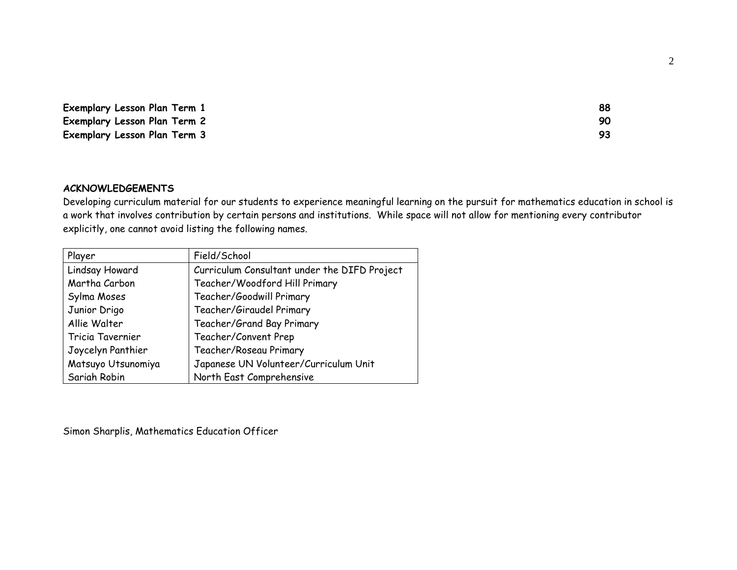**Exemplary Lesson Plan Term 1** 88
**Exemplary Lesson Plan Term 2** 90
**Exemplary Lesson Plan Term 3** 93

## ACKNOWLEDGEMENTS

Developing curriculum material for our students to experience meaningful learning on the pursuit for mathematics education in school is a work that involves contribution by certain persons and institutions. While space will not allow for mentioning every contributor explicitly, one cannot avoid listing the following names.

| Player | Field/School |
| --- | --- |
| Lindsay Howard | Curriculum Consultant under the DIFD Project |
| Martha Carbon | Teacher/Woodford Hill Primary |
| Sylma Moses | Teacher/Goodwill Primary |
| Junior Drigo | Teacher/Giraudel Primary |
| Allie Walter | Teacher/Grand Bay Primary |
| Tricia Tavernier | Teacher/Convent Prep |
| Joycelyn Panthier | Teacher/Roseau Primary |
| Matsuyo Utsunomiya | Japanese UN Volunteer/Curriculum Unit |
| Sariah Robin | North East Comprehensive |

Simon Sharplis, Mathematics Education Officer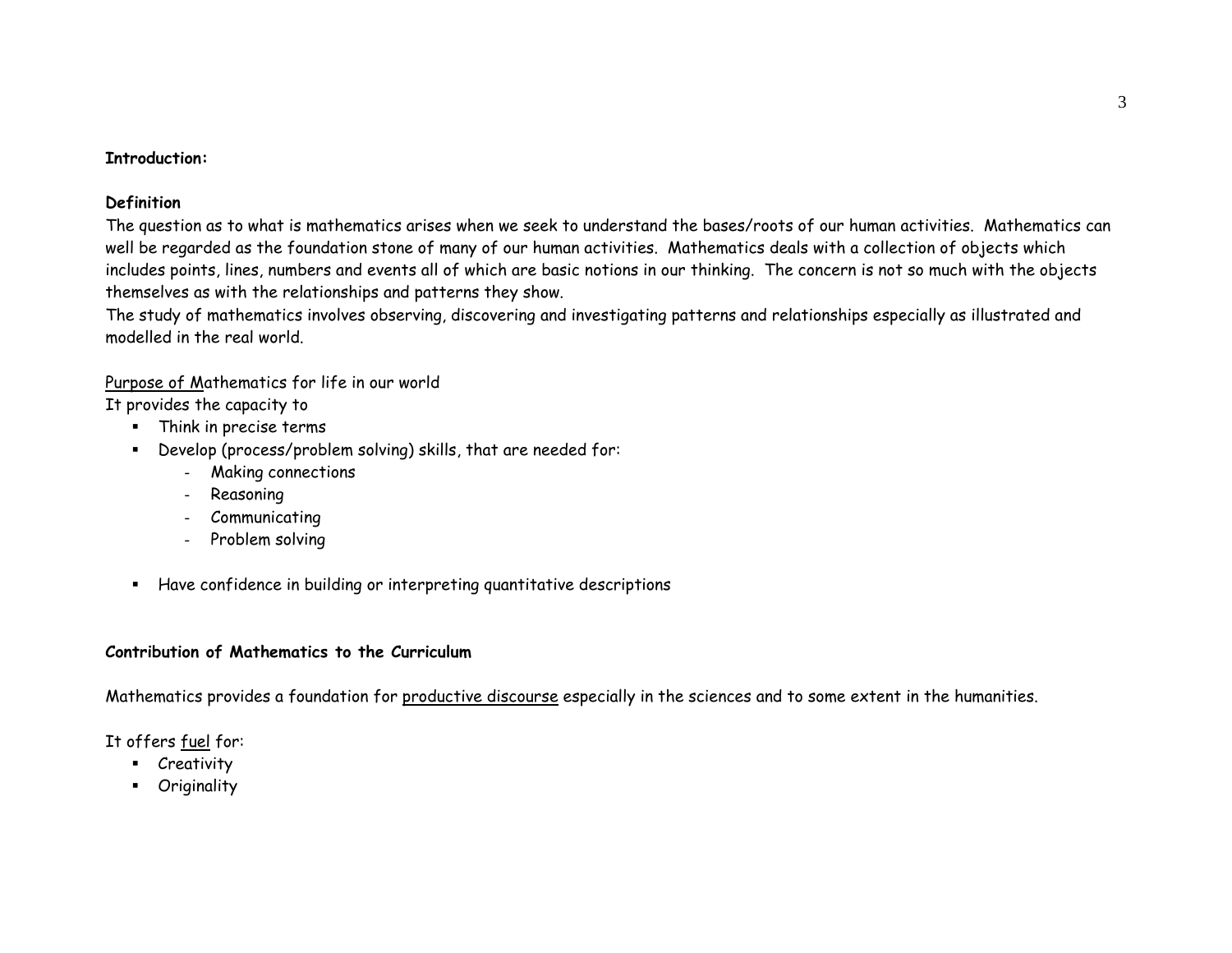**Introduction:**

**Definition**

The question as to what is mathematics arises when we seek to understand the bases/roots of our human activities. Mathematics can well be regarded as the foundation stone of many of our human activities. Mathematics deals with a collection of objects which includes points, lines, numbers and events all of which are basic notions in our thinking. The concern is not so much with the objects themselves as with the relationships and patterns they show.

The study of mathematics involves observing, discovering and investigating patterns and relationships especially as illustrated and modelled in the real world.

Purpose of Mathematics for life in our world

It provides the capacity to

- Think in precise terms
- Develop (process/problem solving) skills, that are needed for:
  - Making connections
  - Reasoning
  - Communicating
  - Problem solving
- Have confidence in building or interpreting quantitative descriptions

**Contribution of Mathematics to the Curriculum**

Mathematics provides a foundation for productive discourse especially in the sciences and to some extent in the humanities.

It offers fuel for:

- Creativity
- Originality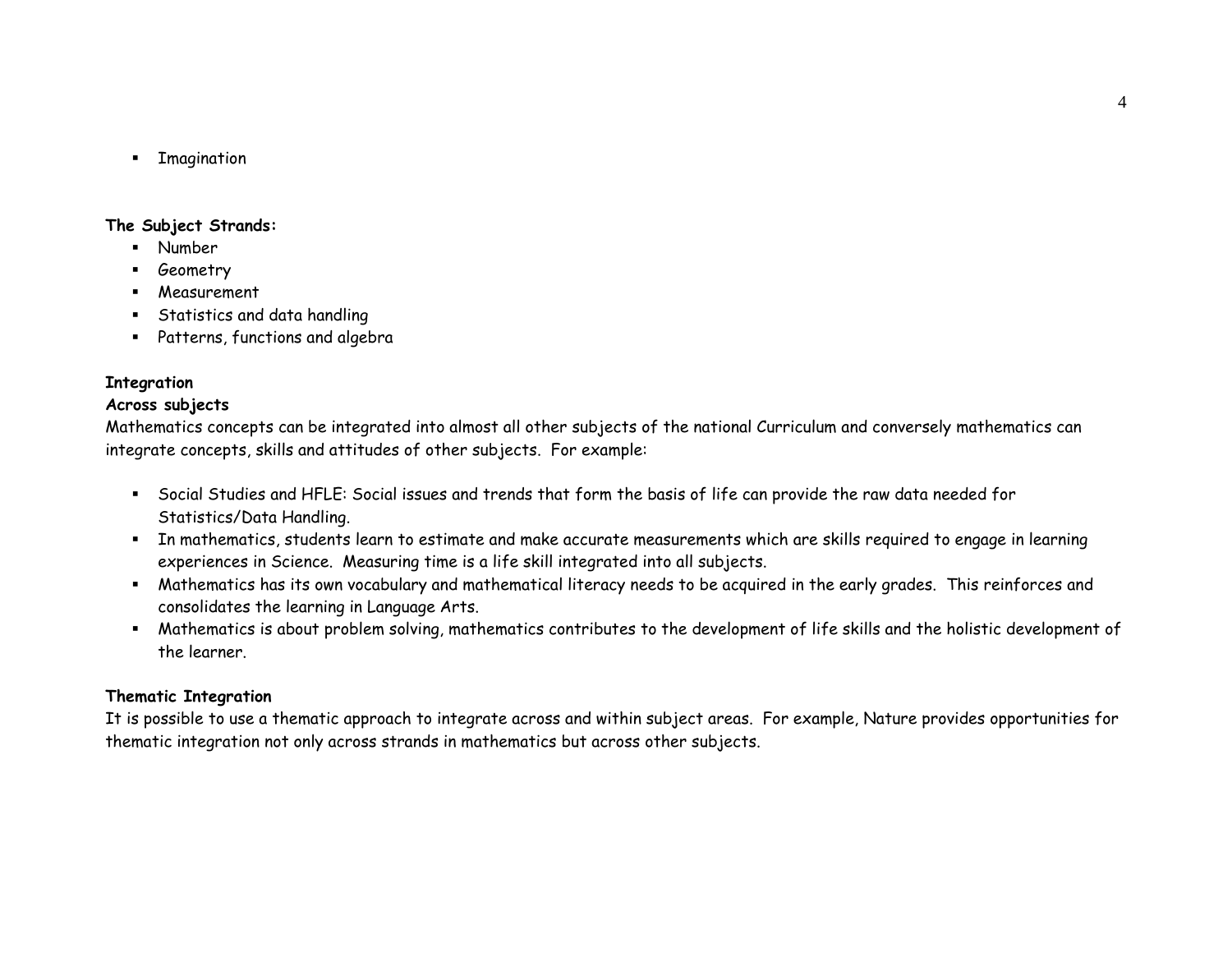- Imagination

**The Subject Strands:**

- Number
- Geometry
- Measurement
- Statistics and data handling
- Patterns, functions and algebra

**Integration**

**Across subjects**

Mathematics concepts can be integrated into almost all other subjects of the national Curriculum and conversely mathematics can integrate concepts, skills and attitudes of other subjects. For example:

- Social Studies and HFLE: Social issues and trends that form the basis of life can provide the raw data needed for Statistics/Data Handling.
- In mathematics, students learn to estimate and make accurate measurements which are skills required to engage in learning experiences in Science. Measuring time is a life skill integrated into all subjects.
- Mathematics has its own vocabulary and mathematical literacy needs to be acquired in the early grades. This reinforces and consolidates the learning in Language Arts.
- Mathematics is about problem solving, mathematics contributes to the development of life skills and the holistic development of the learner.

**Thematic Integration**

It is possible to use a thematic approach to integrate across and within subject areas. For example, Nature provides opportunities for thematic integration not only across strands in mathematics but across other subjects.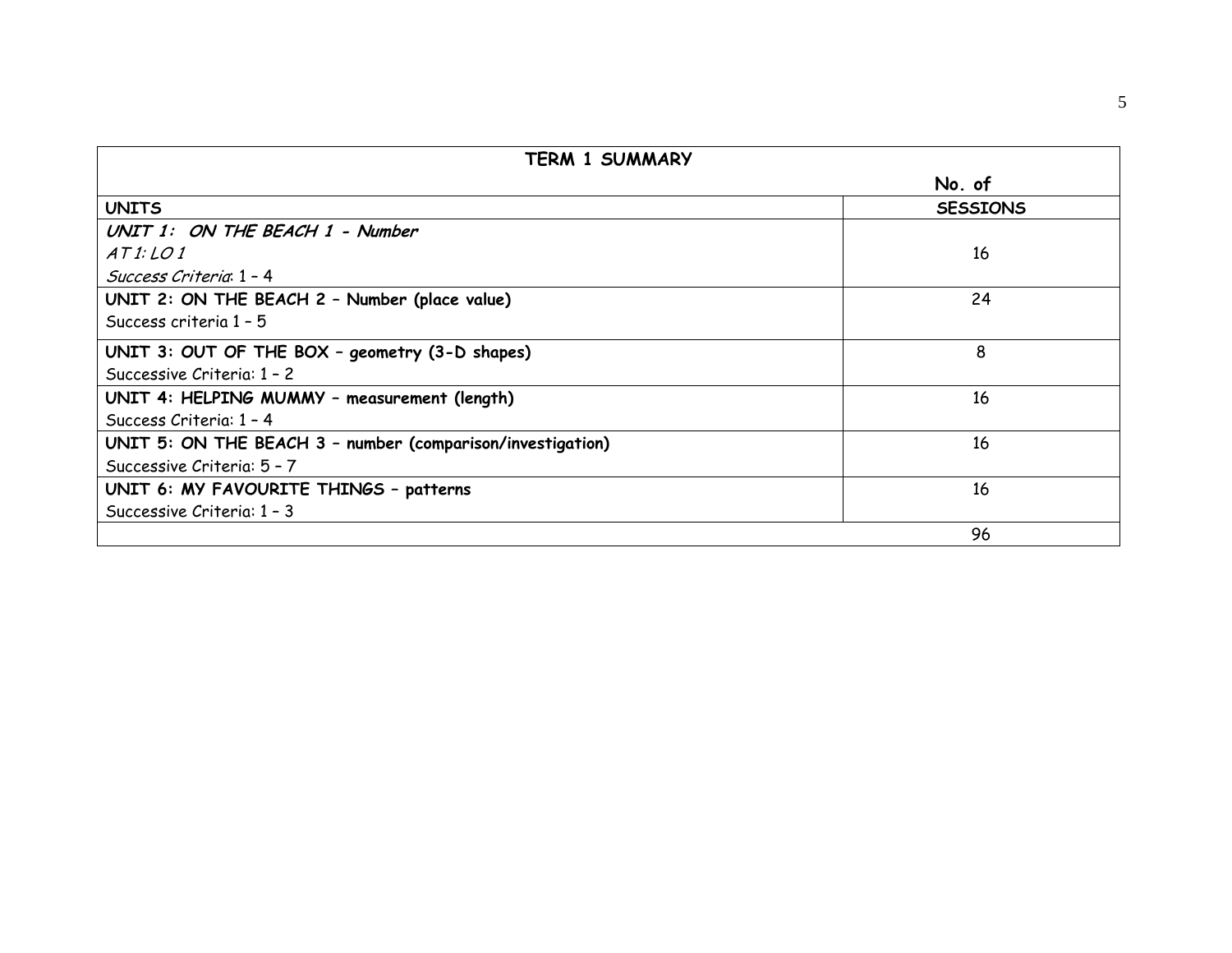| TERM 1 SUMMARY | |
|---|---|
| | No. of |
| **UNITS** | **SESSIONS** |
| ***UNIT 1: ON THE BEACH 1 - Number***<br>*AT 1: LO 1*<br>*Success Criteria*: 1 – 4 | 16 |
| **UNIT 2: ON THE BEACH 2 – Number (place value)**<br>Success criteria 1 – 5 | 24 |
| **UNIT 3: OUT OF THE BOX – geometry (3-D shapes)**<br>Successive Criteria: 1 – 2 | 8 |
| **UNIT 4: HELPING MUMMY – measurement (length)**<br>Success Criteria: 1 – 4 | 16 |
| **UNIT 5: ON THE BEACH 3 – number (comparison/investigation)**<br>Successive Criteria: 5 – 7 | 16 |
| **UNIT 6: MY FAVOURITE THINGS – patterns**<br>Successive Criteria: 1 – 3 | 16 |
| | 96 |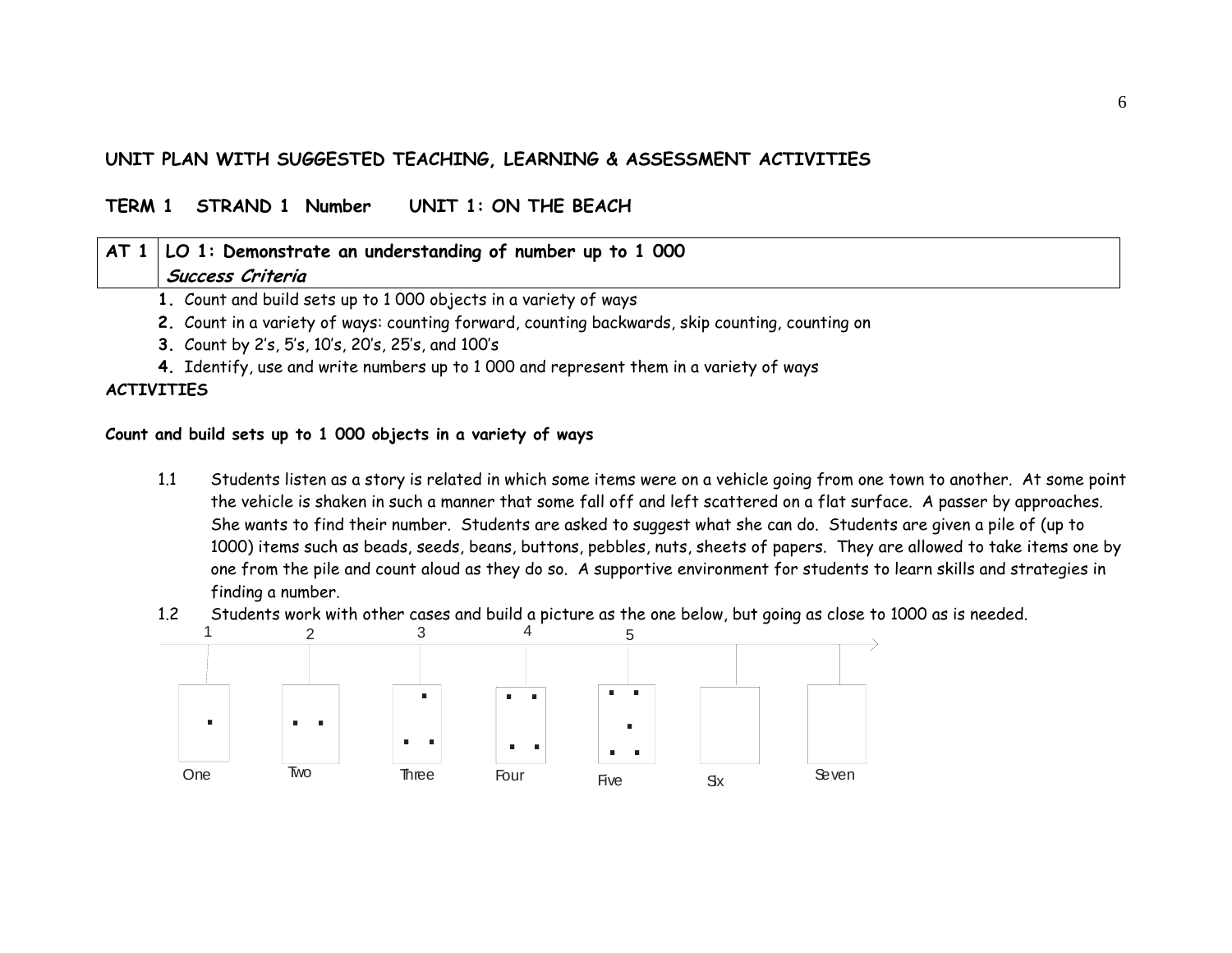## UNIT PLAN WITH SUGGESTED TEACHING, LEARNING & ASSESSMENT ACTIVITIES

**TERM 1 STRAND 1 Number UNIT 1: ON THE BEACH**

| AT 1 | LO 1: Demonstrate an understanding of number up to 1 000 |
| --- | --- |
| | ***Success Criteria*** |

1. Count and build sets up to 1 000 objects in a variety of ways
2. Count in a variety of ways: counting forward, counting backwards, skip counting, counting on
3. Count by 2's, 5's, 10's, 20's, 25's, and 100's
4. Identify, use and write numbers up to 1 000 and represent them in a variety of ways

**ACTIVITIES**

**Count and build sets up to 1 000 objects in a variety of ways**

1.1 Students listen as a story is related in which some items were on a vehicle going from one town to another. At some point the vehicle is shaken in such a manner that some fall off and left scattered on a flat surface. A passer by approaches. She wants to find their number. Students are asked to suggest what she can do. Students are given a pile of (up to 1000) items such as beads, seeds, beans, buttons, pebbles, nuts, sheets of papers. They are allowed to take items one by one from the pile and count aloud as they do so. A supportive environment for students to learn skills and strategies in finding a number.

1.2 Students work with other cases and build a picture as the one below, but going as close to 1000 as is needed.

| 1 | 2 | 3 | 4 | 5 | | |
| --- | --- | --- | --- | --- | --- | --- |
| ▪ | ▪ ▪ | ▪ ▪ ▪ | ▪ ▪ ▪ ▪ | ▪ ▪ ▪ ▪ ▪ | | |
| One | Two | Three | Four | Five | Six | Seven |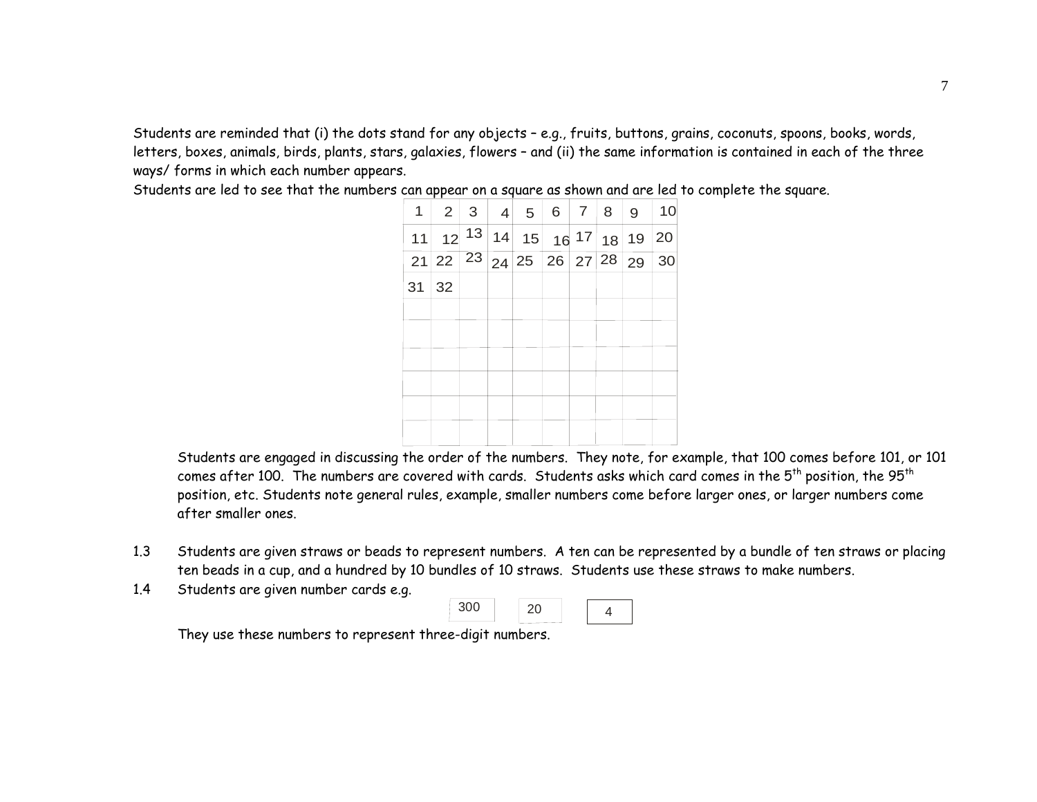Students are reminded that (i) the dots stand for any objects – e.g., fruits, buttons, grains, coconuts, spoons, books, words, letters, boxes, animals, birds, plants, stars, galaxies, flowers – and (ii) the same information is contained in each of the three ways/ forms in which each number appears.

Students are led to see that the numbers can appear on a square as shown and are led to complete the square.

| 1 | 2 | 3 | 4 | 5 | 6 | 7 | 8 | 9 | 10 |
|---|---|---|---|---|---|---|---|---|---|
| 11 | 12 | 13 | 14 | 15 | 16 | 17 | 18 | 19 | 20 |
| 21 | 22 | 23 | 24 | 25 | 26 | 27 | 28 | 29 | 30 |
| 31 | 32 | | | | | | | | |
| | | | | | | | | | |
| | | | | | | | | | |
| | | | | | | | | | |
| | | | | | | | | | |
| | | | | | | | | | |
| | | | | | | | | | |

Students are engaged in discussing the order of the numbers. They note, for example, that 100 comes before 101, or 101 comes after 100. The numbers are covered with cards. Students asks which card comes in the 5th position, the 95th position, etc. Students note general rules, example, smaller numbers come before larger ones, or larger numbers come after smaller ones.

1.3 Students are given straws or beads to represent numbers. A ten can be represented by a bundle of ten straws or placing ten beads in a cup, and a hundred by 10 bundles of 10 straws. Students use these straws to make numbers.

1.4 Students are given number cards e.g.

| 300 | 20 | 4 |
|---|---|---|

They use these numbers to represent three-digit numbers.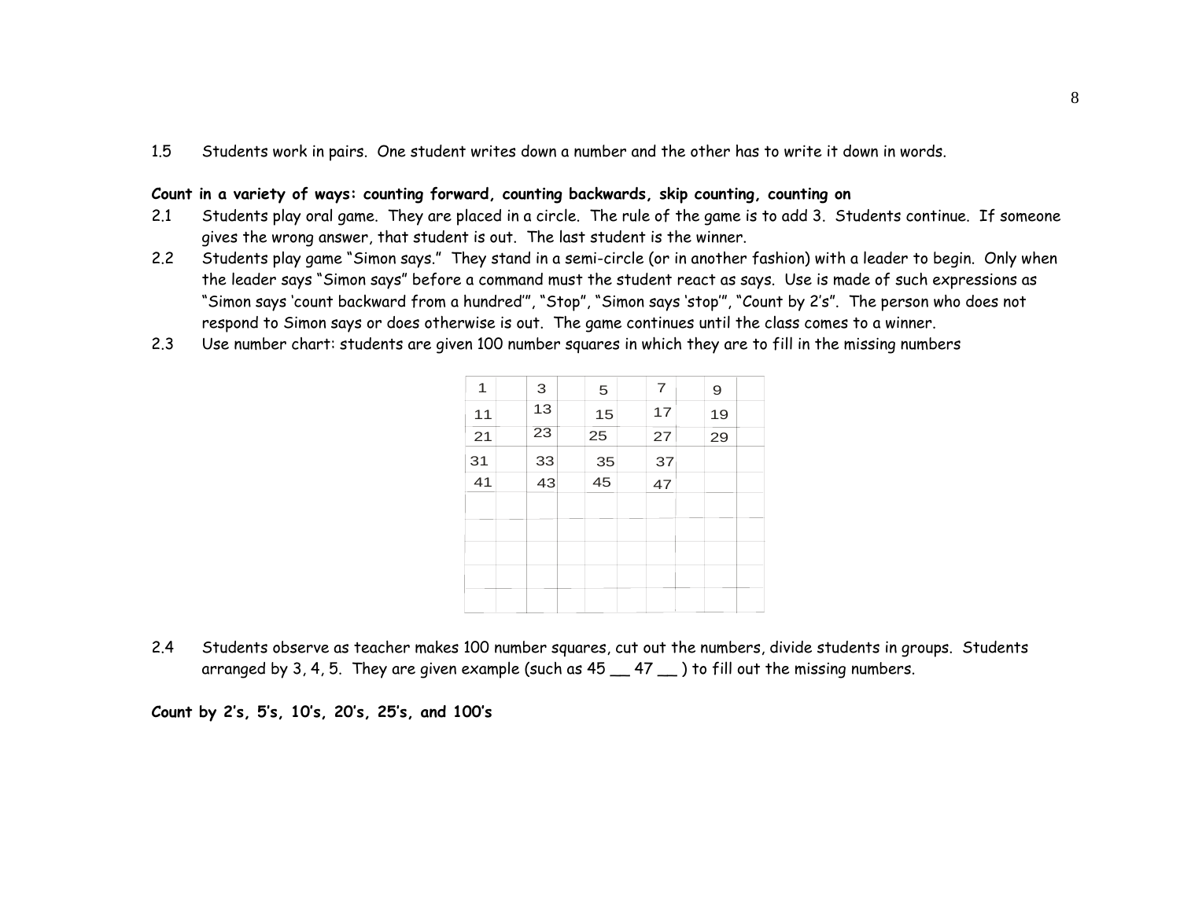1.5 Students work in pairs. One student writes down a number and the other has to write it down in words.

**Count in a variety of ways: counting forward, counting backwards, skip counting, counting on**

2.1 Students play oral game. They are placed in a circle. The rule of the game is to add 3. Students continue. If someone gives the wrong answer, that student is out. The last student is the winner.

2.2 Students play game "Simon says." They stand in a semi-circle (or in another fashion) with a leader to begin. Only when the leader says "Simon says" before a command must the student react as says. Use is made of such expressions as "Simon says 'count backward from a hundred'", "Stop", "Simon says 'stop'", "Count by 2's". The person who does not respond to Simon says or does otherwise is out. The game continues until the class comes to a winner.

2.3 Use number chart: students are given 100 number squares in which they are to fill in the missing numbers

| 1 | | 3 | | 5 | | 7 | | 9 | |
|---|---|---|---|---|---|---|---|---|---|
| 11 | | 13 | | 15 | | 17 | | 19 | |
| 21 | | 23 | | 25 | | 27 | | 29 | |
| 31 | | 33 | | 35 | | 37 | | | |
| 41 | | 43 | | 45 | | 47 | | | |
| | | | | | | | | | |
| | | | | | | | | | |
| | | | | | | | | | |
| | | | | | | | | | |
| | | | | | | | | | |

2.4 Students observe as teacher makes 100 number squares, cut out the numbers, divide students in groups. Students arranged by 3, 4, 5. They are given example (such as 45 __ 47 __ ) to fill out the missing numbers.

**Count by 2's, 5's, 10's, 20's, 25's, and 100's**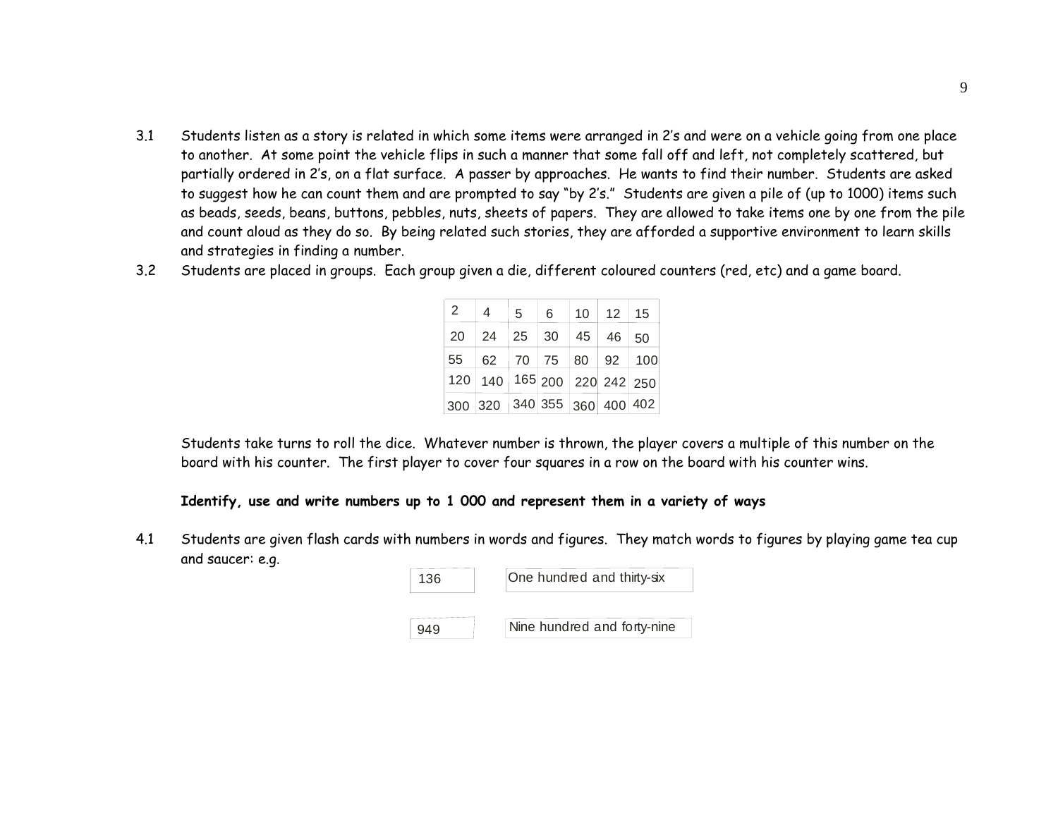3.1 Students listen as a story is related in which some items were arranged in 2's and were on a vehicle going from one place to another. At some point the vehicle flips in such a manner that some fall off and left, not completely scattered, but partially ordered in 2's, on a flat surface. A passer by approaches. He wants to find their number. Students are asked to suggest how he can count them and are prompted to say "by 2's." Students are given a pile of (up to 1000) items such as beads, seeds, beans, buttons, pebbles, nuts, sheets of papers. They are allowed to take items one by one from the pile and count aloud as they do so. By being related such stories, they are afforded a supportive environment to learn skills and strategies in finding a number.

3.2 Students are placed in groups. Each group given a die, different coloured counters (red, etc) and a game board.

| 2 | 4 | 5 | 6 | 10 | 12 | 15 |
|---|---|---|---|---|---|---|
| 20 | 24 | 25 | 30 | 45 | 46 | 50 |
| 55 | 62 | 70 | 75 | 80 | 92 | 100 |
| 120 | 140 | 165 | 200 | 220 | 242 | 250 |
| 300 | 320 | 340 | 355 | 360 | 400 | 402 |

Students take turns to roll the dice. Whatever number is thrown, the player covers a multiple of this number on the board with his counter. The first player to cover four squares in a row on the board with his counter wins.

**Identify, use and write numbers up to 1 000 and represent them in a variety of ways**

4.1 Students are given flash cards with numbers in words and figures. They match words to figures by playing game tea cup and saucer: e.g.

| 136 | One hundred and thirty-six |
|---|---|
| 949 | Nine hundred and forty-nine |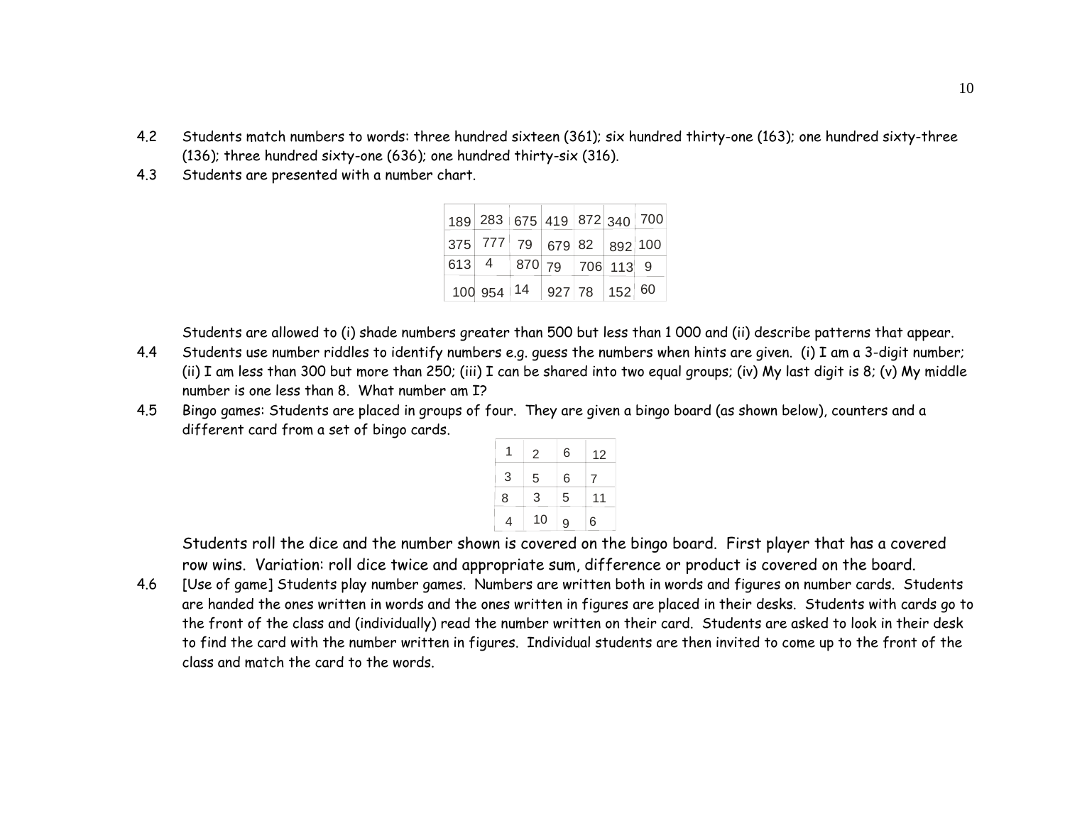4.2 Students match numbers to words: three hundred sixteen (361); six hundred thirty-one (163); one hundred sixty-three (136); three hundred sixty-one (636); one hundred thirty-six (316).

4.3 Students are presented with a number chart.

| | | | | | | |
|---|---|---|---|---|---|---|
| 189 | 283 | 675 | 419 | 872 | 340 | 700 |
| 375 | 777 | 79 | 679 | 82 | 892 | 100 |
| 613 | 4 | 870 | 79 | 706 | 113 | 9 |
| 100 | 954 | 14 | 927 | 78 | 152 | 60 |

Students are allowed to (i) shade numbers greater than 500 but less than 1 000 and (ii) describe patterns that appear.

4.4 Students use number riddles to identify numbers e.g. guess the numbers when hints are given. (i) I am a 3-digit number; (ii) I am less than 300 but more than 250; (iii) I can be shared into two equal groups; (iv) My last digit is 8; (v) My middle number is one less than 8. What number am I?

4.5 Bingo games: Students are placed in groups of four. They are given a bingo board (as shown below), counters and a different card from a set of bingo cards.

| | | | |
|---|---|---|---|
| 1 | 2 | 6 | 12 |
| 3 | 5 | 6 | 7 |
| 8 | 3 | 5 | 11 |
| 4 | 10 | 9 | 6 |

Students roll the dice and the number shown is covered on the bingo board. First player that has a covered row wins. Variation: roll dice twice and appropriate sum, difference or product is covered on the board.

4.6 [Use of game] Students play number games. Numbers are written both in words and figures on number cards. Students are handed the ones written in words and the ones written in figures are placed in their desks. Students with cards go to the front of the class and (individually) read the number written on their card. Students are asked to look in their desk to find the card with the number written in figures. Individual students are then invited to come up to the front of the class and match the card to the words.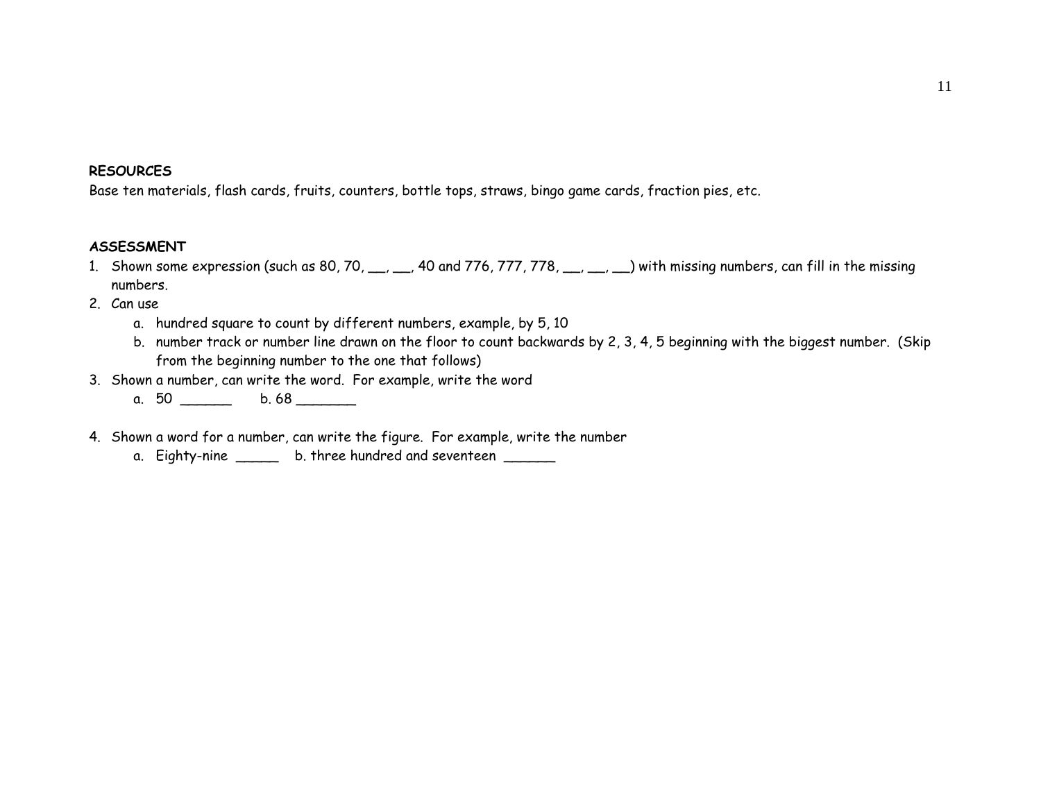**RESOURCES**

Base ten materials, flash cards, fruits, counters, bottle tops, straws, bingo game cards, fraction pies, etc.

**ASSESSMENT**

1. Shown some expression (such as 80, 70, __, __, 40 and 776, 777, 778, __, __, __) with missing numbers, can fill in the missing numbers.
2. Can use
   a. hundred square to count by different numbers, example, by 5, 10
   b. number track or number line drawn on the floor to count backwards by 2, 3, 4, 5 beginning with the biggest number. (Skip from the beginning number to the one that follows)
3. Shown a number, can write the word. For example, write the word
   a. 50 ______ b. 68 _______
4. Shown a word for a number, can write the figure. For example, write the number
   a. Eighty-nine _____ b. three hundred and seventeen ______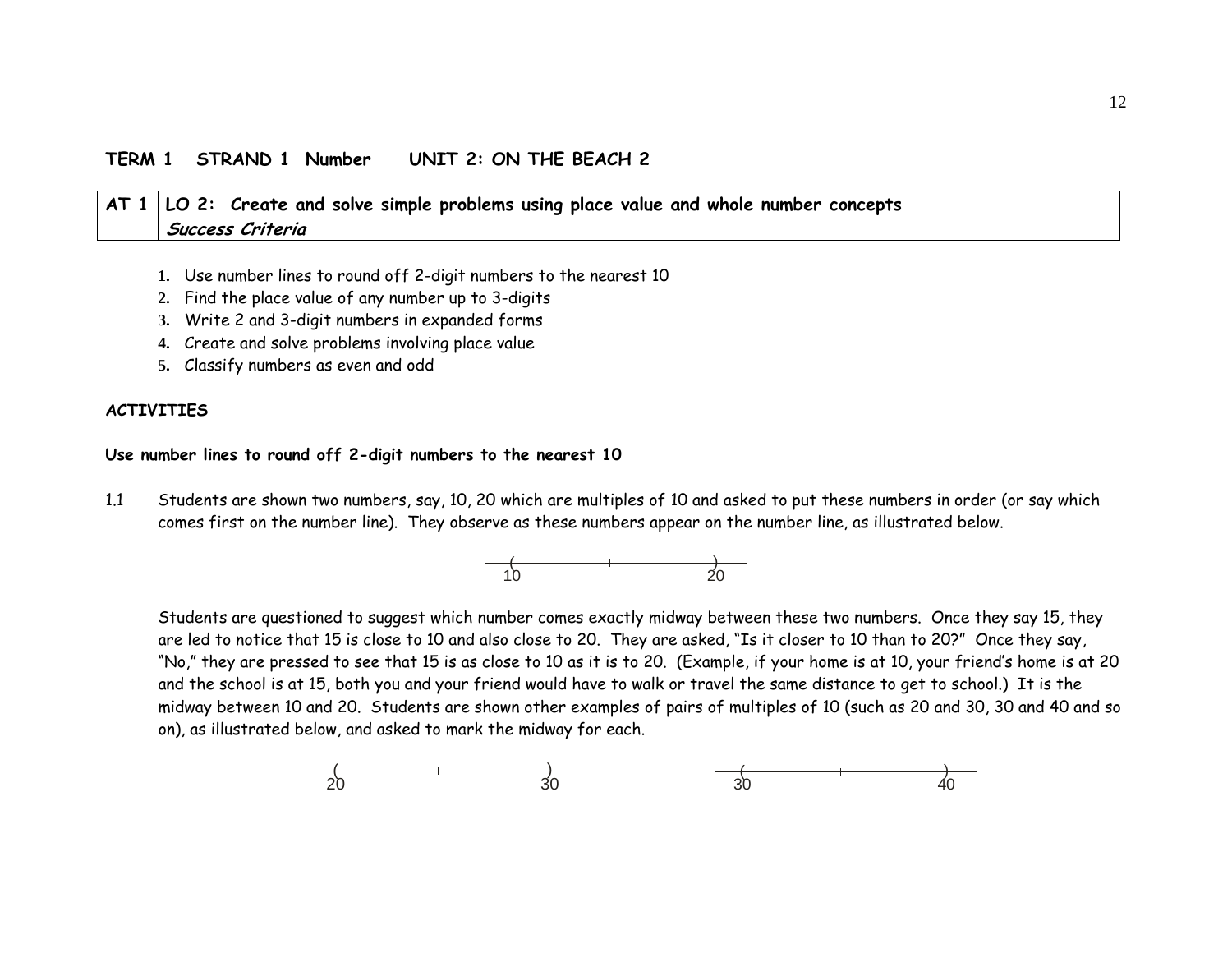**TERM 1 STRAND 1 Number UNIT 2: ON THE BEACH 2**

| AT 1 | LO 2: Create and solve simple problems using place value and whole number concepts<br>***Success Criteria*** |
|---|---|

1. Use number lines to round off 2-digit numbers to the nearest 10
2. Find the place value of any number up to 3-digits
3. Write 2 and 3-digit numbers in expanded forms
4. Create and solve problems involving place value
5. Classify numbers as even and odd

**ACTIVITIES**

**Use number lines to round off 2-digit numbers to the nearest 10**

1.1 Students are shown two numbers, say, 10, 20 which are multiples of 10 and asked to put these numbers in order (or say which comes first on the number line). They observe as these numbers appear on the number line, as illustrated below.

10 ——— | ——— 20

Students are questioned to suggest which number comes exactly midway between these two numbers. Once they say 15, they are led to notice that 15 is close to 10 and also close to 20. They are asked, "Is it closer to 10 than to 20?" Once they say, "No," they are pressed to see that 15 is as close to 10 as it is to 20. (Example, if your home is at 10, your friend's home is at 20 and the school is at 15, both you and your friend would have to walk or travel the same distance to get to school.) It is the midway between 10 and 20. Students are shown other examples of pairs of multiples of 10 (such as 20 and 30, 30 and 40 and so on), as illustrated below, and asked to mark the midway for each.

20 ——— | ——— 30 30 ——— | ——— 40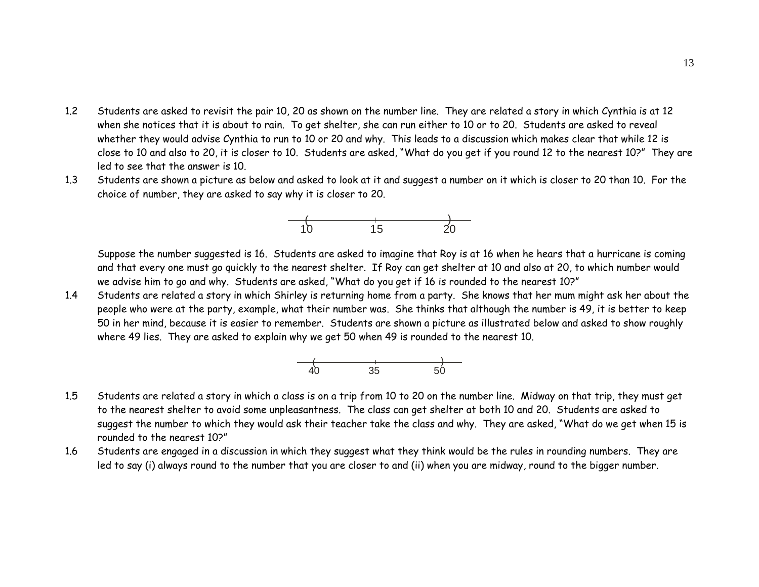1.2 Students are asked to revisit the pair 10, 20 as shown on the number line. They are related a story in which Cynthia is at 12 when she notices that it is about to rain. To get shelter, she can run either to 10 or to 20. Students are asked to reveal whether they would advise Cynthia to run to 10 or 20 and why. This leads to a discussion which makes clear that while 12 is close to 10 and also to 20, it is closer to 10. Students are asked, "What do you get if you round 12 to the nearest 10?" They are led to see that the answer is 10.

1.3 Students are shown a picture as below and asked to look at it and suggest a number on it which is closer to 20 than 10. For the choice of number, they are asked to say why it is closer to 20.

```
   (          |          )
   10         15         20
```

Suppose the number suggested is 16. Students are asked to imagine that Roy is at 16 when he hears that a hurricane is coming and that every one must go quickly to the nearest shelter. If Roy can get shelter at 10 and also at 20, to which number would we advise him to go and why. Students are asked, "What do you get if 16 is rounded to the nearest 10?"

1.4 Students are related a story in which Shirley is returning home from a party. She knows that her mum might ask her about the people who were at the party, example, what their number was. She thinks that although the number is 49, it is better to keep 50 in her mind, because it is easier to remember. Students are shown a picture as illustrated below and asked to show roughly where 49 lies. They are asked to explain why we get 50 when 49 is rounded to the nearest 10.

```
   (          |          )
   40         35         50
```

1.5 Students are related a story in which a class is on a trip from 10 to 20 on the number line. Midway on that trip, they must get to the nearest shelter to avoid some unpleasantness. The class can get shelter at both 10 and 20. Students are asked to suggest the number to which they would ask their teacher take the class and why. They are asked, "What do we get when 15 is rounded to the nearest 10?"

1.6 Students are engaged in a discussion in which they suggest what they think would be the rules in rounding numbers. They are led to say (i) always round to the number that you are closer to and (ii) when you are midway, round to the bigger number.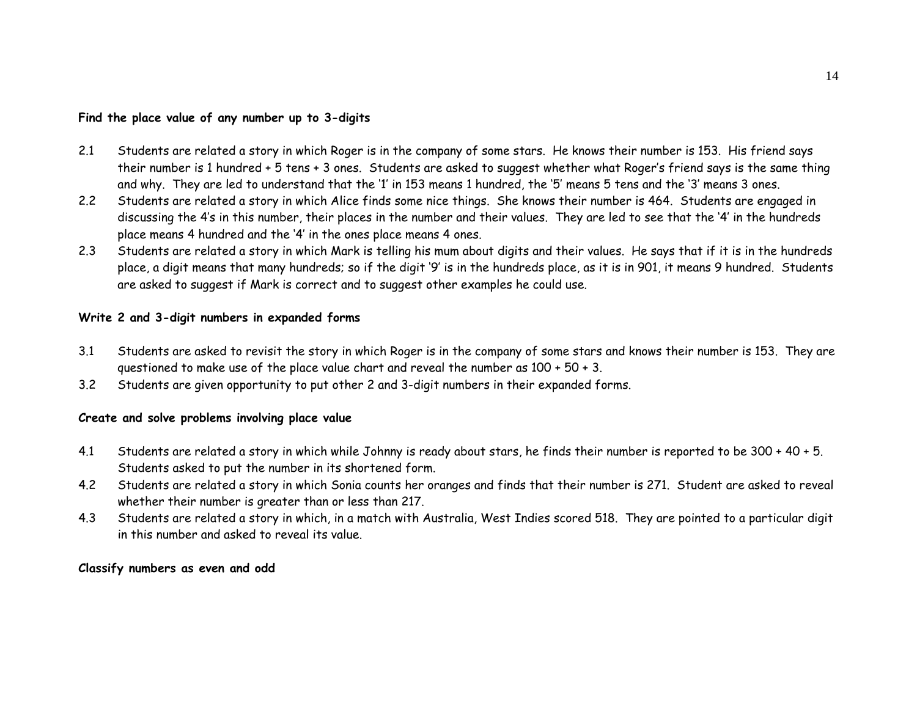**Find the place value of any number up to 3-digits**

2.1 Students are related a story in which Roger is in the company of some stars. He knows their number is 153. His friend says their number is 1 hundred + 5 tens + 3 ones. Students are asked to suggest whether what Roger's friend says is the same thing and why. They are led to understand that the '1' in 153 means 1 hundred, the '5' means 5 tens and the '3' means 3 ones.

2.2 Students are related a story in which Alice finds some nice things. She knows their number is 464. Students are engaged in discussing the 4's in this number, their places in the number and their values. They are led to see that the '4' in the hundreds place means 4 hundred and the '4' in the ones place means 4 ones.

2.3 Students are related a story in which Mark is telling his mum about digits and their values. He says that if it is in the hundreds place, a digit means that many hundreds; so if the digit '9' is in the hundreds place, as it is in 901, it means 9 hundred. Students are asked to suggest if Mark is correct and to suggest other examples he could use.

**Write 2 and 3-digit numbers in expanded forms**

3.1 Students are asked to revisit the story in which Roger is in the company of some stars and knows their number is 153. They are questioned to make use of the place value chart and reveal the number as 100 + 50 + 3.

3.2 Students are given opportunity to put other 2 and 3-digit numbers in their expanded forms.

**Create and solve problems involving place value**

4.1 Students are related a story in which while Johnny is ready about stars, he finds their number is reported to be 300 + 40 + 5. Students asked to put the number in its shortened form.

4.2 Students are related a story in which Sonia counts her oranges and finds that their number is 271. Student are asked to reveal whether their number is greater than or less than 217.

4.3 Students are related a story in which, in a match with Australia, West Indies scored 518. They are pointed to a particular digit in this number and asked to reveal its value.

**Classify numbers as even and odd**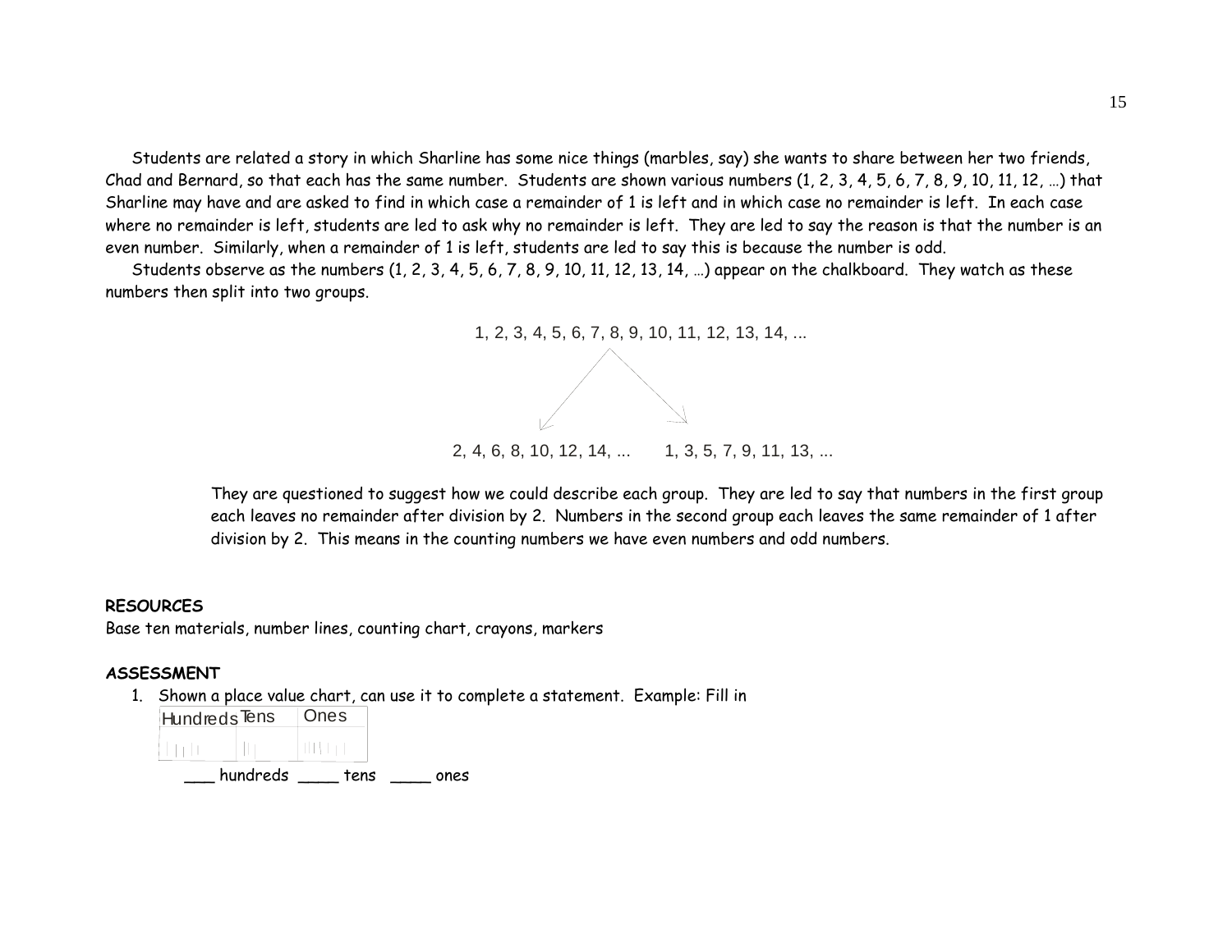Students are related a story in which Sharline has some nice things (marbles, say) she wants to share between her two friends, Chad and Bernard, so that each has the same number. Students are shown various numbers (1, 2, 3, 4, 5, 6, 7, 8, 9, 10, 11, 12, …) that Sharline may have and are asked to find in which case a remainder of 1 is left and in which case no remainder is left. In each case where no remainder is left, students are led to ask why no remainder is left. They are led to say the reason is that the number is an even number. Similarly, when a remainder of 1 is left, students are led to say this is because the number is odd.

Students observe as the numbers (1, 2, 3, 4, 5, 6, 7, 8, 9, 10, 11, 12, 13, 14, …) appear on the chalkboard. They watch as these numbers then split into two groups.

1, 2, 3, 4, 5, 6, 7, 8, 9, 10, 11, 12, 13, 14, ...

2, 4, 6, 8, 10, 12, 14, ...   1, 3, 5, 7, 9, 11, 13, ...

They are questioned to suggest how we could describe each group. They are led to say that numbers in the first group each leaves no remainder after division by 2. Numbers in the second group each leaves the same remainder of 1 after division by 2. This means in the counting numbers we have even numbers and odd numbers.

**RESOURCES**

Base ten materials, number lines, counting chart, crayons, markers

**ASSESSMENT**

1. Shown a place value chart, can use it to complete a statement. Example: Fill in

| Hundreds | Tens | Ones |
|---|---|---|
| ||||| | || | ||||||| |

___ hundreds ____ tens ____ ones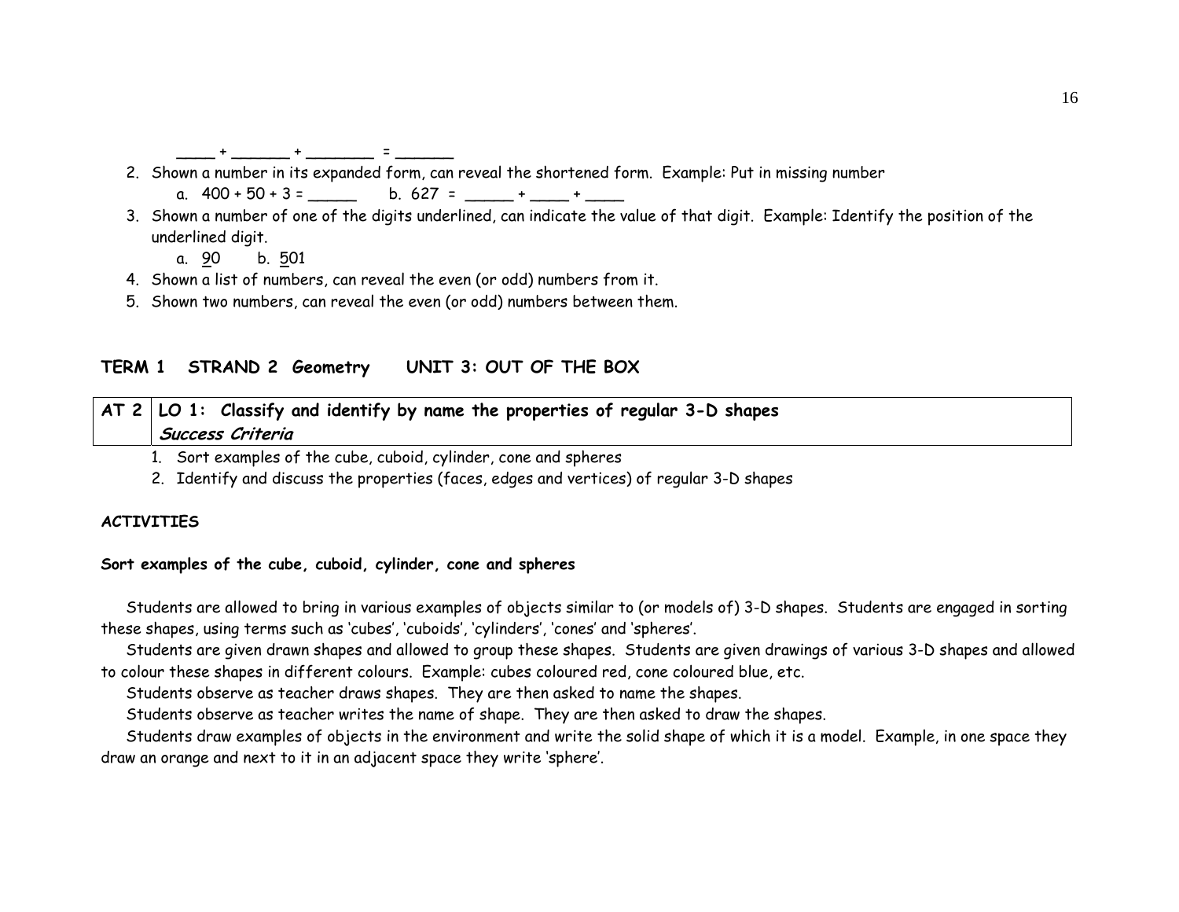____ + ______ + _______ = ______

2. Shown a number in its expanded form, can reveal the shortened form. Example: Put in missing number
   a. 400 + 50 + 3 = _____  b. 627 = _____ + ____ + ____
3. Shown a number of one of the digits underlined, can indicate the value of that digit. Example: Identify the position of the underlined digit.
   a. <u>9</u>0  b. <u>5</u>01
4. Shown a list of numbers, can reveal the even (or odd) numbers from it.
5. Shown two numbers, can reveal the even (or odd) numbers between them.

## TERM 1 STRAND 2 Geometry UNIT 3: OUT OF THE BOX

| AT 2 | LO 1: Classify and identify by name the properties of regular 3-D shapes<br>***Success Criteria*** |
|---|---|

1. Sort examples of the cube, cuboid, cylinder, cone and spheres
2. Identify and discuss the properties (faces, edges and vertices) of regular 3-D shapes

**ACTIVITIES**

**Sort examples of the cube, cuboid, cylinder, cone and spheres**

Students are allowed to bring in various examples of objects similar to (or models of) 3-D shapes. Students are engaged in sorting these shapes, using terms such as 'cubes', 'cuboids', 'cylinders', 'cones' and 'spheres'.

Students are given drawn shapes and allowed to group these shapes. Students are given drawings of various 3-D shapes and allowed to colour these shapes in different colours. Example: cubes coloured red, cone coloured blue, etc.

Students observe as teacher draws shapes. They are then asked to name the shapes.

Students observe as teacher writes the name of shape. They are then asked to draw the shapes.

Students draw examples of objects in the environment and write the solid shape of which it is a model. Example, in one space they draw an orange and next to it in an adjacent space they write 'sphere'.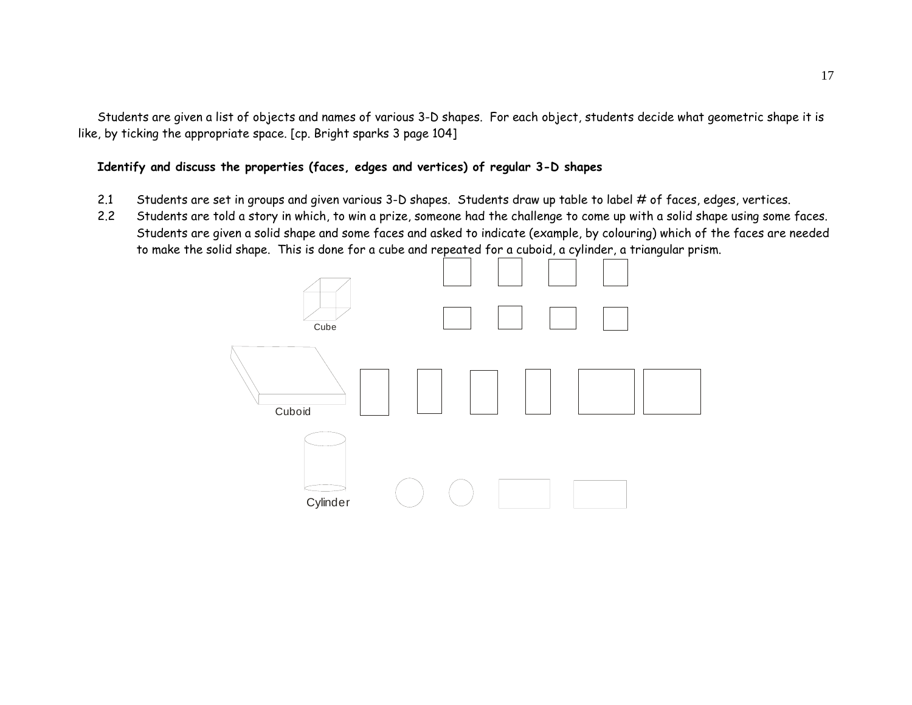Students are given a list of objects and names of various 3-D shapes. For each object, students decide what geometric shape it is like, by ticking the appropriate space. [cp. Bright sparks 3 page 104]

**Identify and discuss the properties (faces, edges and vertices) of regular 3-D shapes**

2.1 Students are set in groups and given various 3-D shapes. Students draw up table to label # of faces, edges, vertices.

2.2 Students are told a story in which, to win a prize, someone had the challenge to come up with a solid shape using some faces. Students are given a solid shape and some faces and asked to indicate (example, by colouring) which of the faces are needed to make the solid shape. This is done for a cube and repeated for a cuboid, a cylinder, a triangular prism.

Cube

Cuboid

Cylinder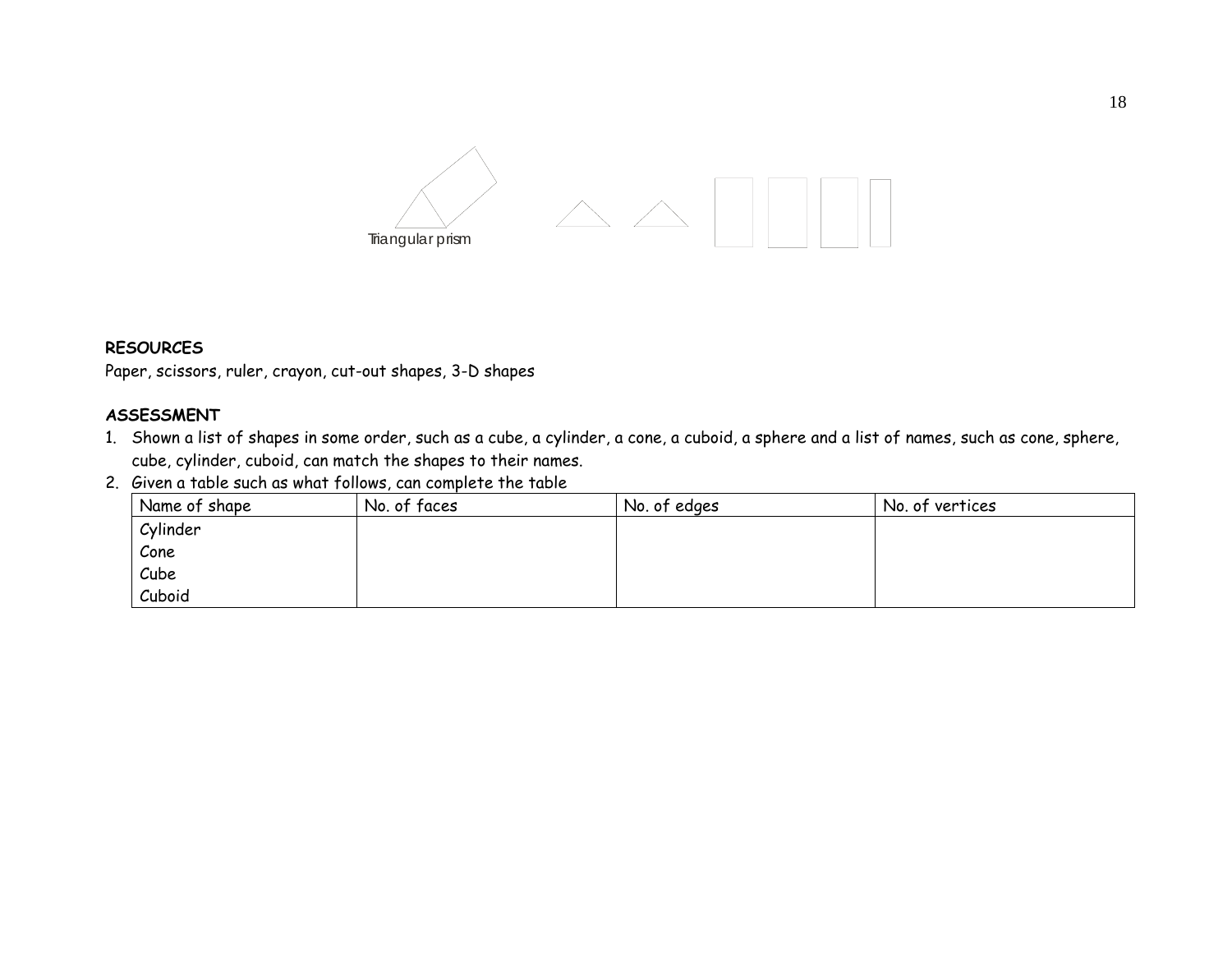Triangular prism

**RESOURCES**

Paper, scissors, ruler, crayon, cut-out shapes, 3-D shapes

**ASSESSMENT**

1. Shown a list of shapes in some order, such as a cube, a cylinder, a cone, a cuboid, a sphere and a list of names, such as cone, sphere, cube, cylinder, cuboid, can match the shapes to their names.
2. Given a table such as what follows, can complete the table

| Name of shape | No. of faces | No. of edges | No. of vertices |
|---|---|---|---|
| Cylinder | | | |
| Cone | | | |
| Cube | | | |
| Cuboid | | | |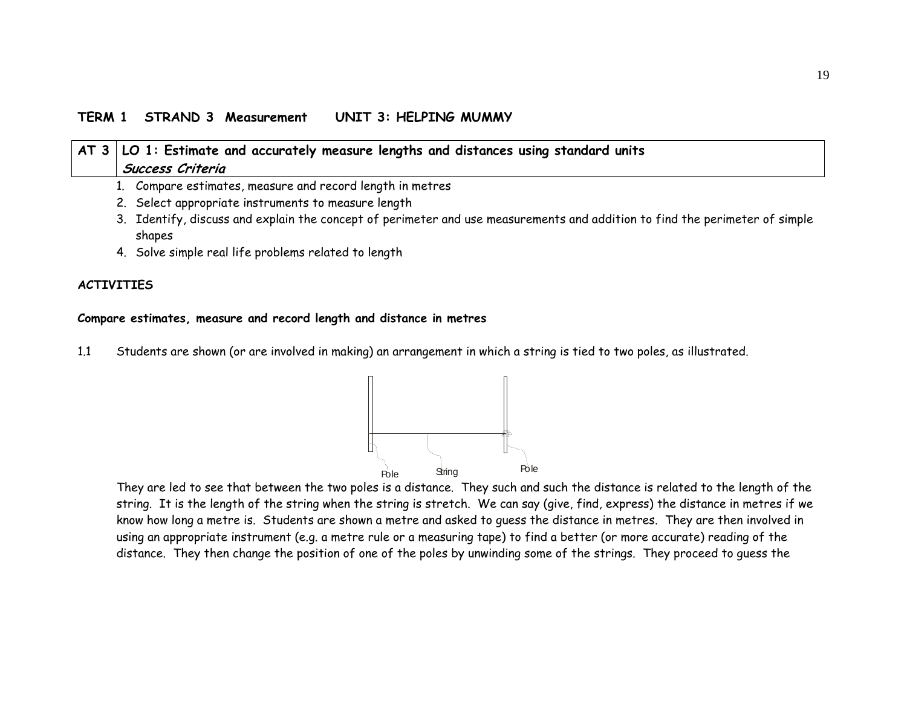**TERM 1 STRAND 3 Measurement UNIT 3: HELPING MUMMY**

| AT 3 | LO 1: Estimate and accurately measure lengths and distances using standard units<br>***Success Criteria*** |
|---|---|

1. Compare estimates, measure and record length in metres
2. Select appropriate instruments to measure length
3. Identify, discuss and explain the concept of perimeter and use measurements and addition to find the perimeter of simple shapes
4. Solve simple real life problems related to length

**ACTIVITIES**

**Compare estimates, measure and record length and distance in metres**

1.1 Students are shown (or are involved in making) an arrangement in which a string is tied to two poles, as illustrated.

Pole String Pole

They are led to see that between the two poles is a distance. They such and such the distance is related to the length of the string. It is the length of the string when the string is stretch. We can say (give, find, express) the distance in metres if we know how long a metre is. Students are shown a metre and asked to guess the distance in metres. They are then involved in using an appropriate instrument (e.g. a metre rule or a measuring tape) to find a better (or more accurate) reading of the distance. They then change the position of one of the poles by unwinding some of the strings. They proceed to guess the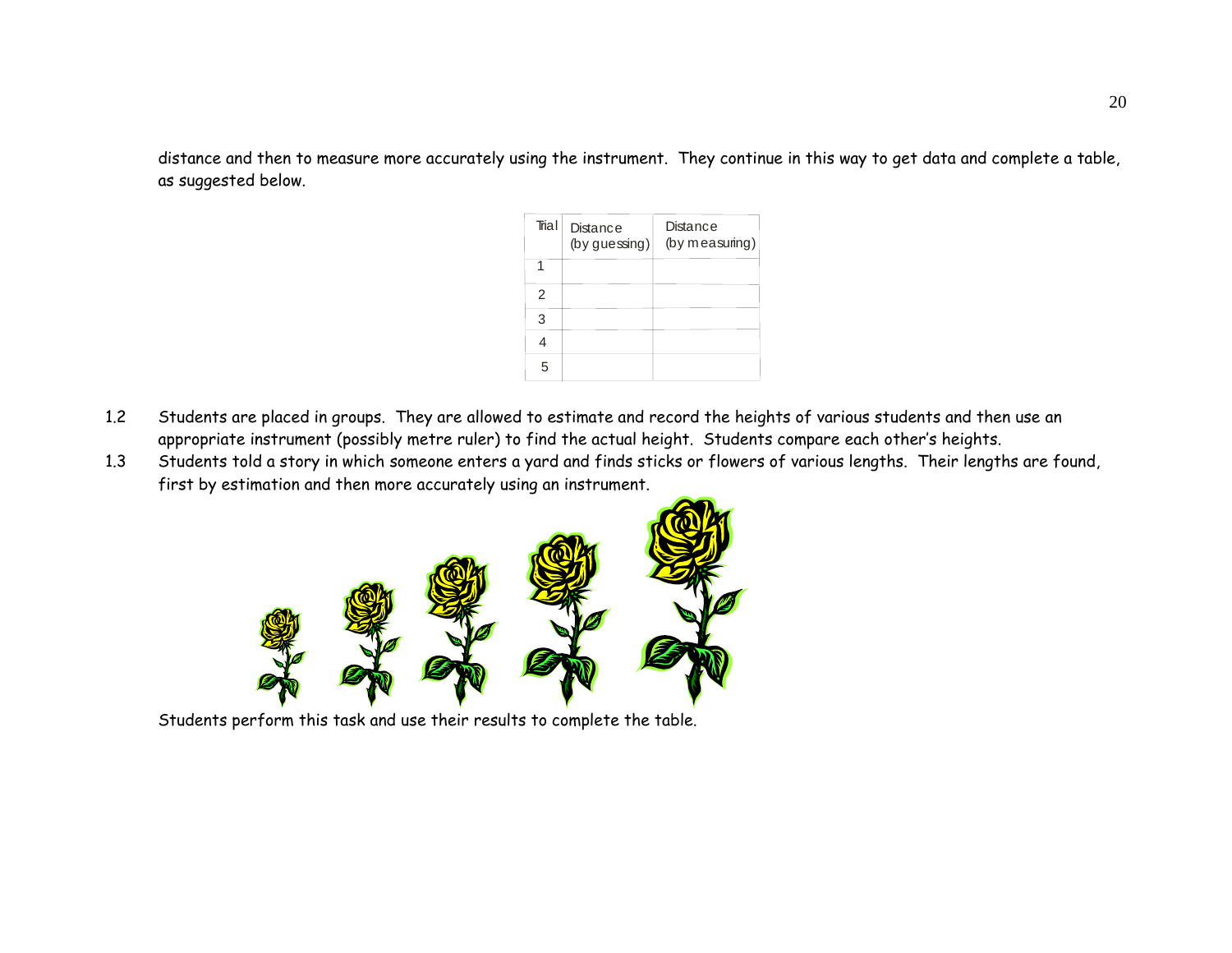distance and then to measure more accurately using the instrument. They continue in this way to get data and complete a table, as suggested below.

| Trial | Distance (by guessing) | Distance (by measuring) |
|---|---|---|
| 1 | | |
| 2 | | |
| 3 | | |
| 4 | | |
| 5 | | |

1.2 Students are placed in groups. They are allowed to estimate and record the heights of various students and then use an appropriate instrument (possibly metre ruler) to find the actual height. Students compare each other's heights.

1.3 Students told a story in which someone enters a yard and finds sticks or flowers of various lengths. Their lengths are found, first by estimation and then more accurately using an instrument.

Students perform this task and use their results to complete the table.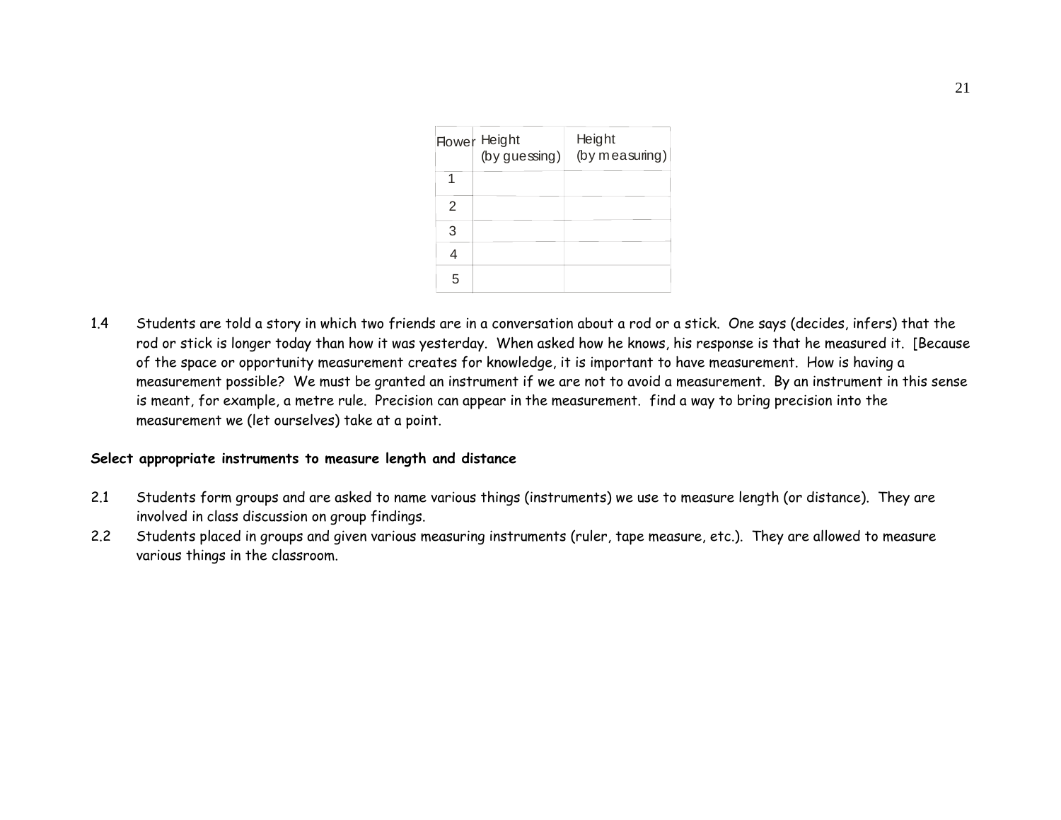| Flower | Height (by guessing) | Height (by measuring) |
|---|---|---|
| 1 | | |
| 2 | | |
| 3 | | |
| 4 | | |
| 5 | | |

1.4 Students are told a story in which two friends are in a conversation about a rod or a stick. One says (decides, infers) that the rod or stick is longer today than how it was yesterday. When asked how he knows, his response is that he measured it. [Because of the space or opportunity measurement creates for knowledge, it is important to have measurement. How is having a measurement possible? We must be granted an instrument if we are not to avoid a measurement. By an instrument in this sense is meant, for example, a metre rule. Precision can appear in the measurement. find a way to bring precision into the measurement we (let ourselves) take at a point.

**Select appropriate instruments to measure length and distance**

2.1 Students form groups and are asked to name various things (instruments) we use to measure length (or distance). They are involved in class discussion on group findings.

2.2 Students placed in groups and given various measuring instruments (ruler, tape measure, etc.). They are allowed to measure various things in the classroom.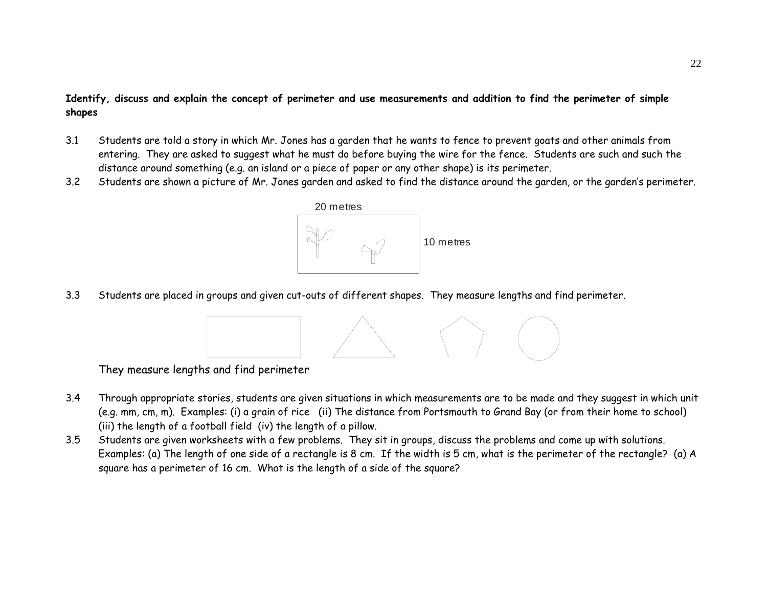**Identify, discuss and explain the concept of perimeter and use measurements and addition to find the perimeter of simple shapes**

3.1 Students are told a story in which Mr. Jones has a garden that he wants to fence to prevent goats and other animals from entering. They are asked to suggest what he must do before buying the wire for the fence. Students are such and such the distance around something (e.g. an island or a piece of paper or any other shape) is its perimeter.

3.2 Students are shown a picture of Mr. Jones garden and asked to find the distance around the garden, or the garden's perimeter.

20 metres

10 metres

3.3 Students are placed in groups and given cut-outs of different shapes. They measure lengths and find perimeter.

They measure lengths and find perimeter

3.4 Through appropriate stories, students are given situations in which measurements are to be made and they suggest in which unit (e.g. mm, cm, m). Examples: (i) a grain of rice (ii) The distance from Portsmouth to Grand Bay (or from their home to school) (iii) the length of a football field (iv) the length of a pillow.

3.5 Students are given worksheets with a few problems. They sit in groups, discuss the problems and come up with solutions. Examples: (a) The length of one side of a rectangle is 8 cm. If the width is 5 cm, what is the perimeter of the rectangle? (a) A square has a perimeter of 16 cm. What is the length of a side of the square?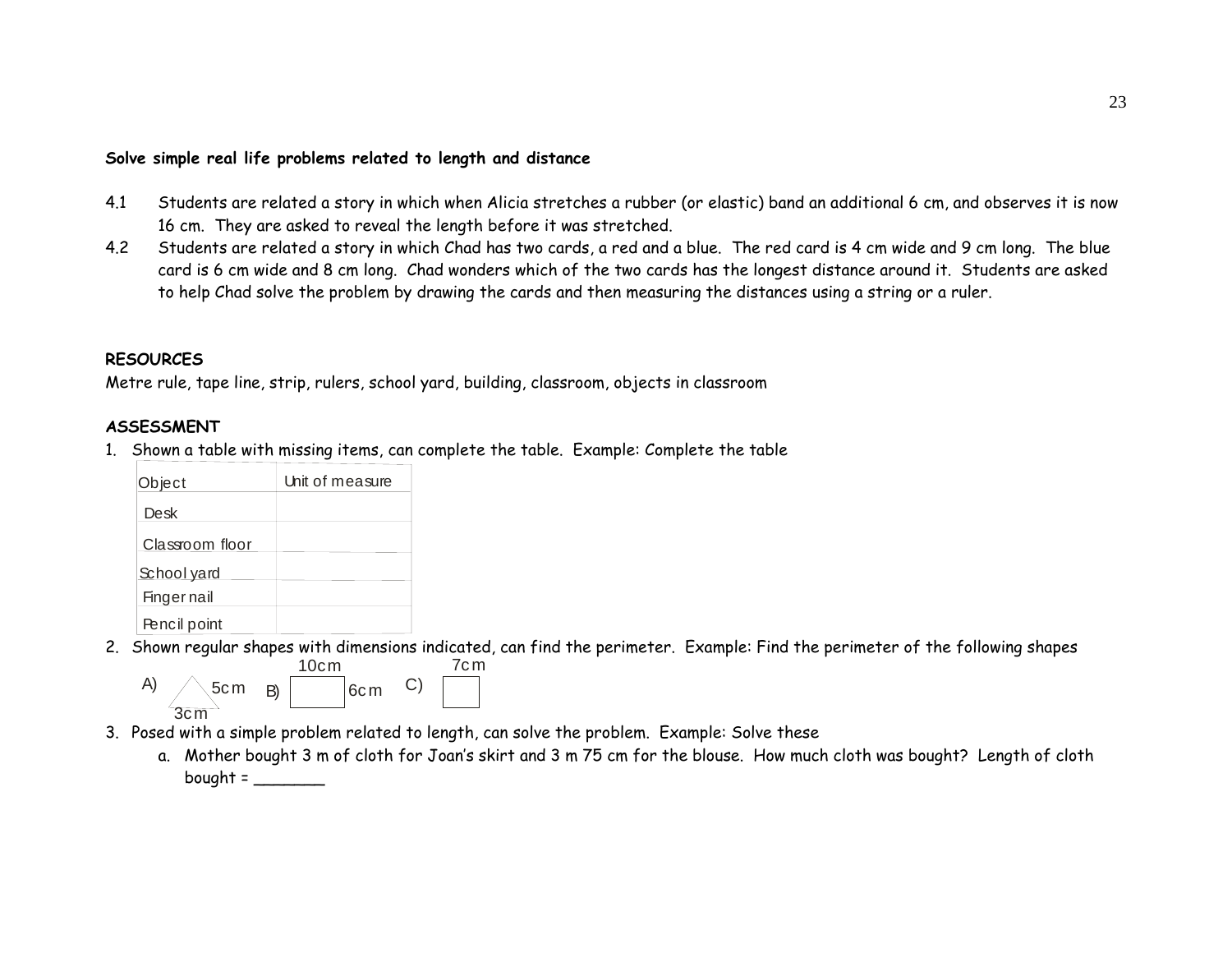**Solve simple real life problems related to length and distance**

4.1 Students are related a story in which when Alicia stretches a rubber (or elastic) band an additional 6 cm, and observes it is now 16 cm. They are asked to reveal the length before it was stretched.

4.2 Students are related a story in which Chad has two cards, a red and a blue. The red card is 4 cm wide and 9 cm long. The blue card is 6 cm wide and 8 cm long. Chad wonders which of the two cards has the longest distance around it. Students are asked to help Chad solve the problem by drawing the cards and then measuring the distances using a string or a ruler.

**RESOURCES**

Metre rule, tape line, strip, rulers, school yard, building, classroom, objects in classroom

**ASSESSMENT**

1. Shown a table with missing items, can complete the table. Example: Complete the table

| Object | Unit of measure |
|---|---|
| Desk | |
| Classroom floor | |
| School yard | |
| Finger nail | |
| Pencil point | |

2. Shown regular shapes with dimensions indicated, can find the perimeter. Example: Find the perimeter of the following shapes

   A) (triangle) 5cm, 3cm  B) (rectangle) 10cm, 6cm  C) (square) 7cm

3. Posed with a simple problem related to length, can solve the problem. Example: Solve these
   a. Mother bought 3 m of cloth for Joan's skirt and 3 m 75 cm for the blouse. How much cloth was bought? Length of cloth bought = _______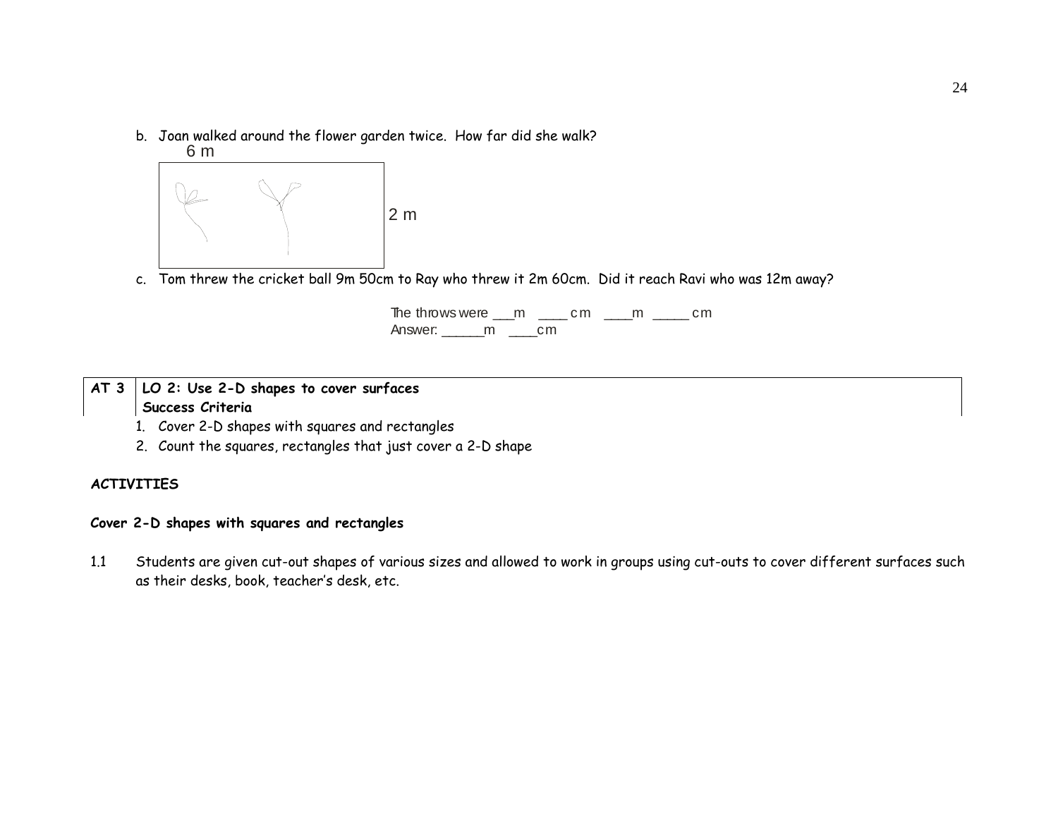b. Joan walked around the flower garden twice. How far did she walk?

6 m

2 m

c. Tom threw the cricket ball 9m 50cm to Ray who threw it 2m 60cm. Did it reach Ravi who was 12m away?

The throws were ___m ____ cm ____m _____ cm
Answer: ______m ____cm

| AT 3 | LO 2: Use 2-D shapes to cover surfaces<br>Success Criteria |
|---|---|

1. Cover 2-D shapes with squares and rectangles
2. Count the squares, rectangles that just cover a 2-D shape

**ACTIVITIES**

**Cover 2-D shapes with squares and rectangles**

1.1 Students are given cut-out shapes of various sizes and allowed to work in groups using cut-outs to cover different surfaces such as their desks, book, teacher's desk, etc.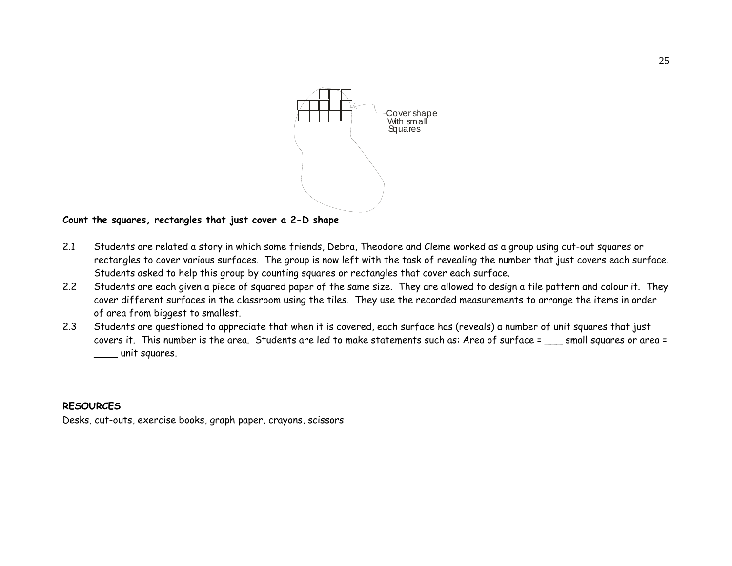Cover shape With small Squares

**Count the squares, rectangles that just cover a 2-D shape**

2.1 Students are related a story in which some friends, Debra, Theodore and Cleme worked as a group using cut-out squares or rectangles to cover various surfaces. The group is now left with the task of revealing the number that just covers each surface. Students asked to help this group by counting squares or rectangles that cover each surface.

2.2 Students are each given a piece of squared paper of the same size. They are allowed to design a tile pattern and colour it. They cover different surfaces in the classroom using the tiles. They use the recorded measurements to arrange the items in order of area from biggest to smallest.

2.3 Students are questioned to appreciate that when it is covered, each surface has (reveals) a number of unit squares that just covers it. This number is the area. Students are led to make statements such as: Area of surface = ___ small squares or area = ____ unit squares.

**RESOURCES**

Desks, cut-outs, exercise books, graph paper, crayons, scissors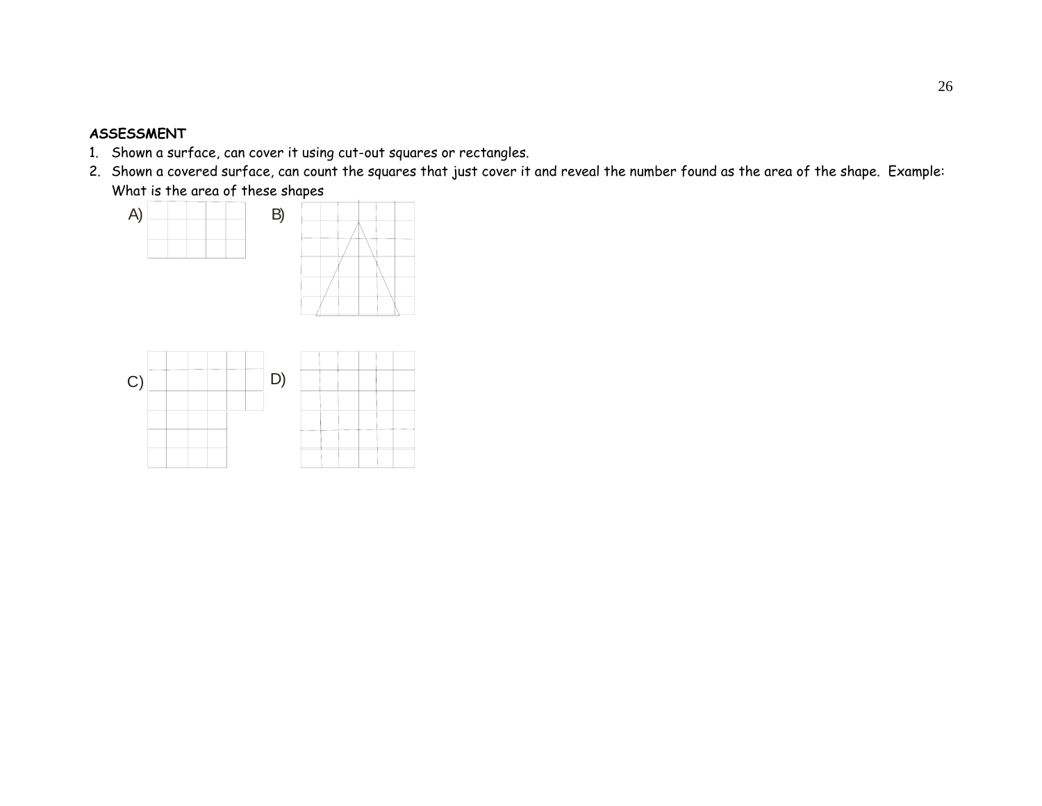**ASSESSMENT**

1. Shown a surface, can cover it using cut-out squares or rectangles.
2. Shown a covered surface, can count the squares that just cover it and reveal the number found as the area of the shape. Example: What is the area of these shapes

A)

B)

C)

D)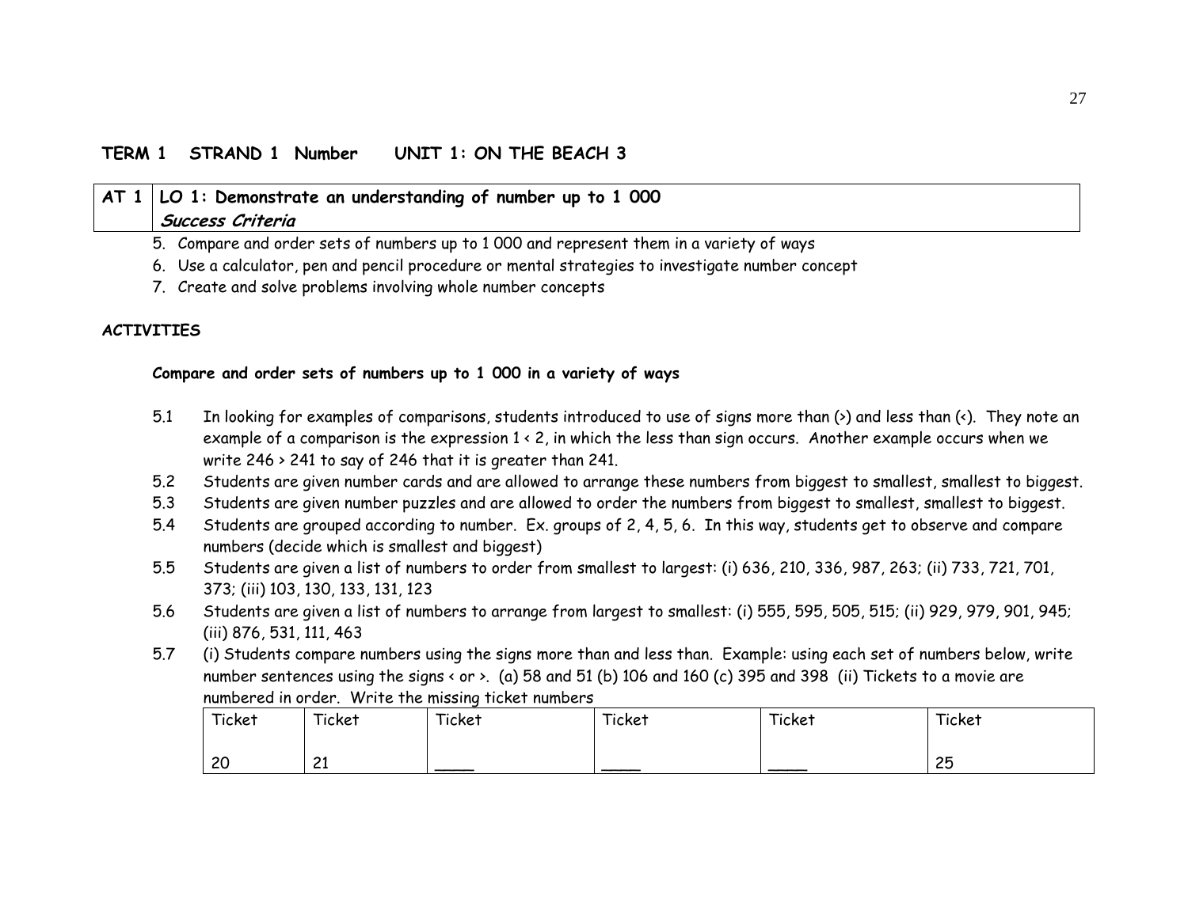**TERM 1 STRAND 1 Number UNIT 1: ON THE BEACH 3**

| AT 1 | LO 1: Demonstrate an understanding of number up to 1 000<br>***Success Criteria*** |
|---|---|

5. Compare and order sets of numbers up to 1 000 and represent them in a variety of ways
6. Use a calculator, pen and pencil procedure or mental strategies to investigate number concept
7. Create and solve problems involving whole number concepts

**ACTIVITIES**

**Compare and order sets of numbers up to 1 000 in a variety of ways**

5.1 In looking for examples of comparisons, students introduced to use of signs more than (>) and less than (<). They note an example of a comparison is the expression 1 < 2, in which the less than sign occurs. Another example occurs when we write 246 > 241 to say of 246 that it is greater than 241.

5.2 Students are given number cards and are allowed to arrange these numbers from biggest to smallest, smallest to biggest.

5.3 Students are given number puzzles and are allowed to order the numbers from biggest to smallest, smallest to biggest.

5.4 Students are grouped according to number. Ex. groups of 2, 4, 5, 6. In this way, students get to observe and compare numbers (decide which is smallest and biggest)

5.5 Students are given a list of numbers to order from smallest to largest: (i) 636, 210, 336, 987, 263; (ii) 733, 721, 701, 373; (iii) 103, 130, 133, 131, 123

5.6 Students are given a list of numbers to arrange from largest to smallest: (i) 555, 595, 505, 515; (ii) 929, 979, 901, 945; (iii) 876, 531, 111, 463

5.7 (i) Students compare numbers using the signs more than and less than. Example: using each set of numbers below, write number sentences using the signs < or >. (a) 58 and 51 (b) 106 and 160 (c) 395 and 398 (ii) Tickets to a movie are numbered in order. Write the missing ticket numbers

| Ticket<br><br>20 | Ticket<br><br>21 | Ticket<br><br>____ | Ticket<br><br>____ | Ticket<br><br>____ | Ticket<br><br>25 |
|---|---|---|---|---|---|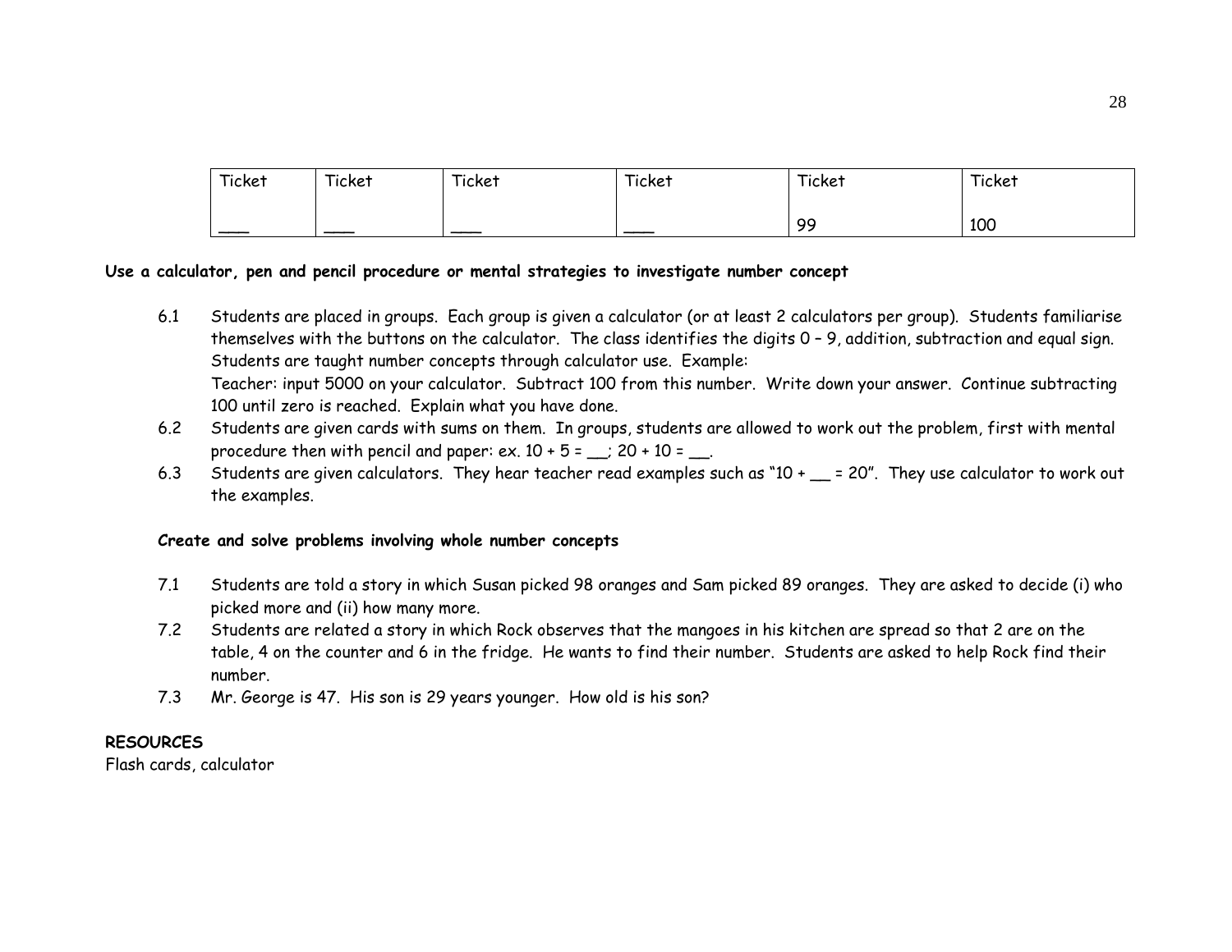| Ticket | Ticket | Ticket | Ticket | Ticket | Ticket |
|---|---|---|---|---|---|
| ___ | ___ | ___ | ___ | 99 | 100 |

**Use a calculator, pen and pencil procedure or mental strategies to investigate number concept**

6.1 Students are placed in groups. Each group is given a calculator (or at least 2 calculators per group). Students familiarise themselves with the buttons on the calculator. The class identifies the digits 0 – 9, addition, subtraction and equal sign. Students are taught number concepts through calculator use. Example:
Teacher: input 5000 on your calculator. Subtract 100 from this number. Write down your answer. Continue subtracting 100 until zero is reached. Explain what you have done.

6.2 Students are given cards with sums on them. In groups, students are allowed to work out the problem, first with mental procedure then with pencil and paper: ex. 10 + 5 = __; 20 + 10 = __.

6.3 Students are given calculators. They hear teacher read examples such as "10 + __ = 20". They use calculator to work out the examples.

**Create and solve problems involving whole number concepts**

7.1 Students are told a story in which Susan picked 98 oranges and Sam picked 89 oranges. They are asked to decide (i) who picked more and (ii) how many more.

7.2 Students are related a story in which Rock observes that the mangoes in his kitchen are spread so that 2 are on the table, 4 on the counter and 6 in the fridge. He wants to find their number. Students are asked to help Rock find their number.

7.3 Mr. George is 47. His son is 29 years younger. How old is his son?

**RESOURCES**

Flash cards, calculator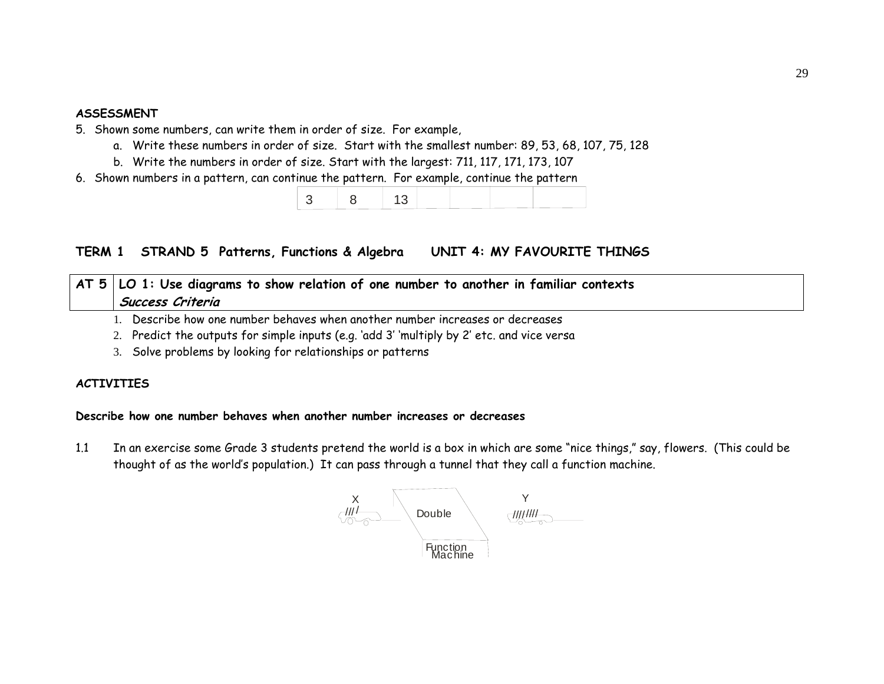**ASSESSMENT**

5. Shown some numbers, can write them in order of size. For example,
   a. Write these numbers in order of size. Start with the smallest number: 89, 53, 68, 107, 75, 128
   b. Write the numbers in order of size. Start with the largest: 711, 117, 171, 173, 107
6. Shown numbers in a pattern, can continue the pattern. For example, continue the pattern

| 3 | 8 | 13 | | | | |
|---|---|---|---|---|---|---|

## TERM 1 STRAND 5 Patterns, Functions & Algebra UNIT 4: MY FAVOURITE THINGS

| AT 5 | LO 1: Use diagrams to show relation of one number to another in familiar contexts<br>*Success Criteria* |
|---|---|

1. Describe how one number behaves when another number increases or decreases
2. Predict the outputs for simple inputs (e.g. 'add 3' 'multiply by 2' etc. and vice versa
3. Solve problems by looking for relationships or patterns

**ACTIVITIES**

**Describe how one number behaves when another number increases or decreases**

1.1 In an exercise some Grade 3 students pretend the world is a box in which are some "nice things," say, flowers. (This could be thought of as the world's population.) It can pass through a tunnel that they call a function machine.

X //// → Double (Function Machine) → Y ////////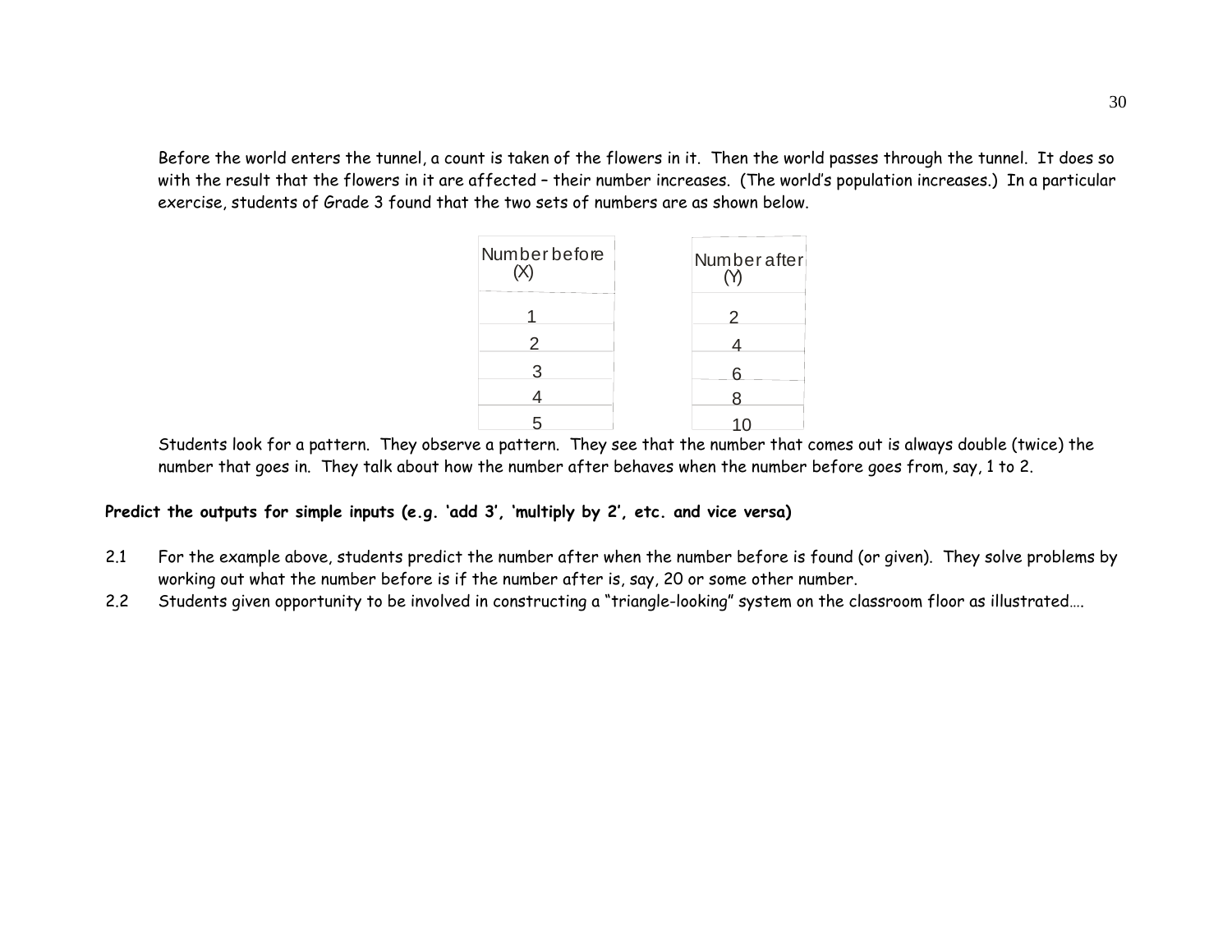Before the world enters the tunnel, a count is taken of the flowers in it. Then the world passes through the tunnel. It does so with the result that the flowers in it are affected – their number increases. (The world's population increases.) In a particular exercise, students of Grade 3 found that the two sets of numbers are as shown below.

| Number before (X) | Number after (Y) |
|---|---|
| 1 | 2 |
| 2 | 4 |
| 3 | 6 |
| 4 | 8 |
| 5 | 10 |

Students look for a pattern. They observe a pattern. They see that the number that comes out is always double (twice) the number that goes in. They talk about how the number after behaves when the number before goes from, say, 1 to 2.

**Predict the outputs for simple inputs (e.g. 'add 3', 'multiply by 2', etc. and vice versa)**

2.1 For the example above, students predict the number after when the number before is found (or given). They solve problems by working out what the number before is if the number after is, say, 20 or some other number.

2.2 Students given opportunity to be involved in constructing a "triangle-looking" system on the classroom floor as illustrated….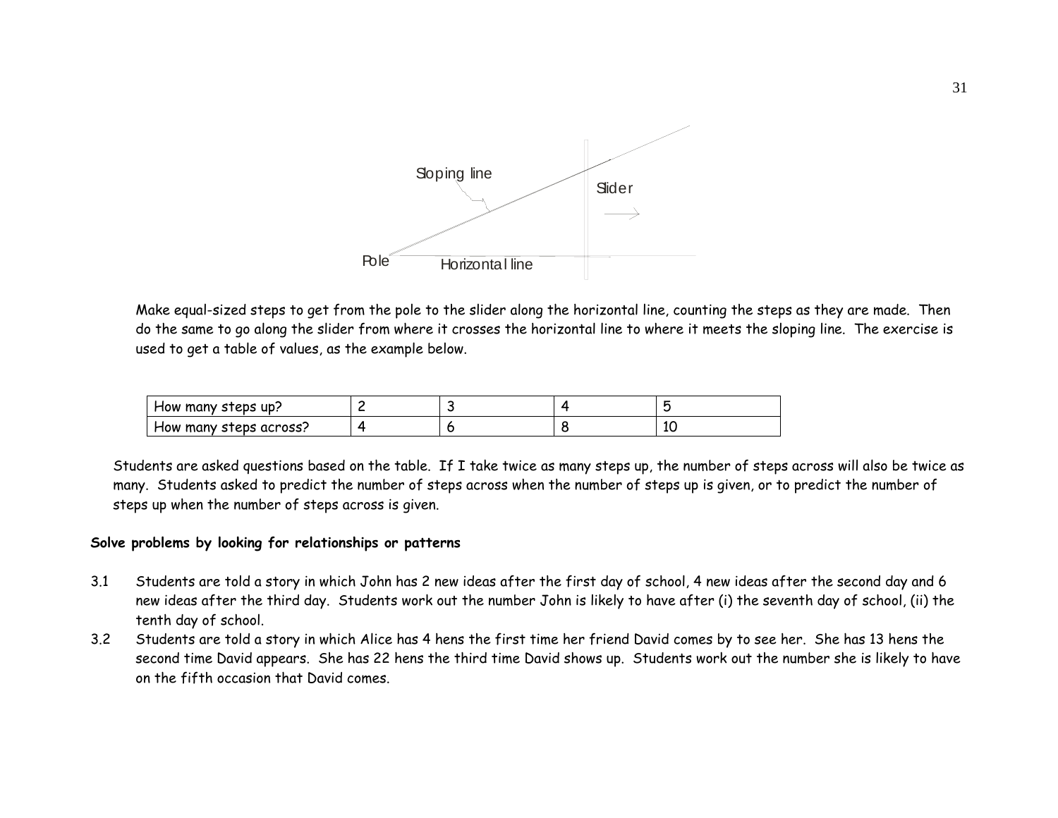Sloping line

Slider

Pole

Horizontal line

Make equal-sized steps to get from the pole to the slider along the horizontal line, counting the steps as they are made. Then do the same to go along the slider from where it crosses the horizontal line to where it meets the sloping line. The exercise is used to get a table of values, as the example below.

| How many steps up? | 2 | 3 | 4 | 5 |
|---|---|---|---|---|
| How many steps across? | 4 | 6 | 8 | 10 |

Students are asked questions based on the table. If I take twice as many steps up, the number of steps across will also be twice as many. Students asked to predict the number of steps across when the number of steps up is given, or to predict the number of steps up when the number of steps across is given.

**Solve problems by looking for relationships or patterns**

3.1 Students are told a story in which John has 2 new ideas after the first day of school, 4 new ideas after the second day and 6 new ideas after the third day. Students work out the number John is likely to have after (i) the seventh day of school, (ii) the tenth day of school.

3.2 Students are told a story in which Alice has 4 hens the first time her friend David comes by to see her. She has 13 hens the second time David appears. She has 22 hens the third time David shows up. Students work out the number she is likely to have on the fifth occasion that David comes.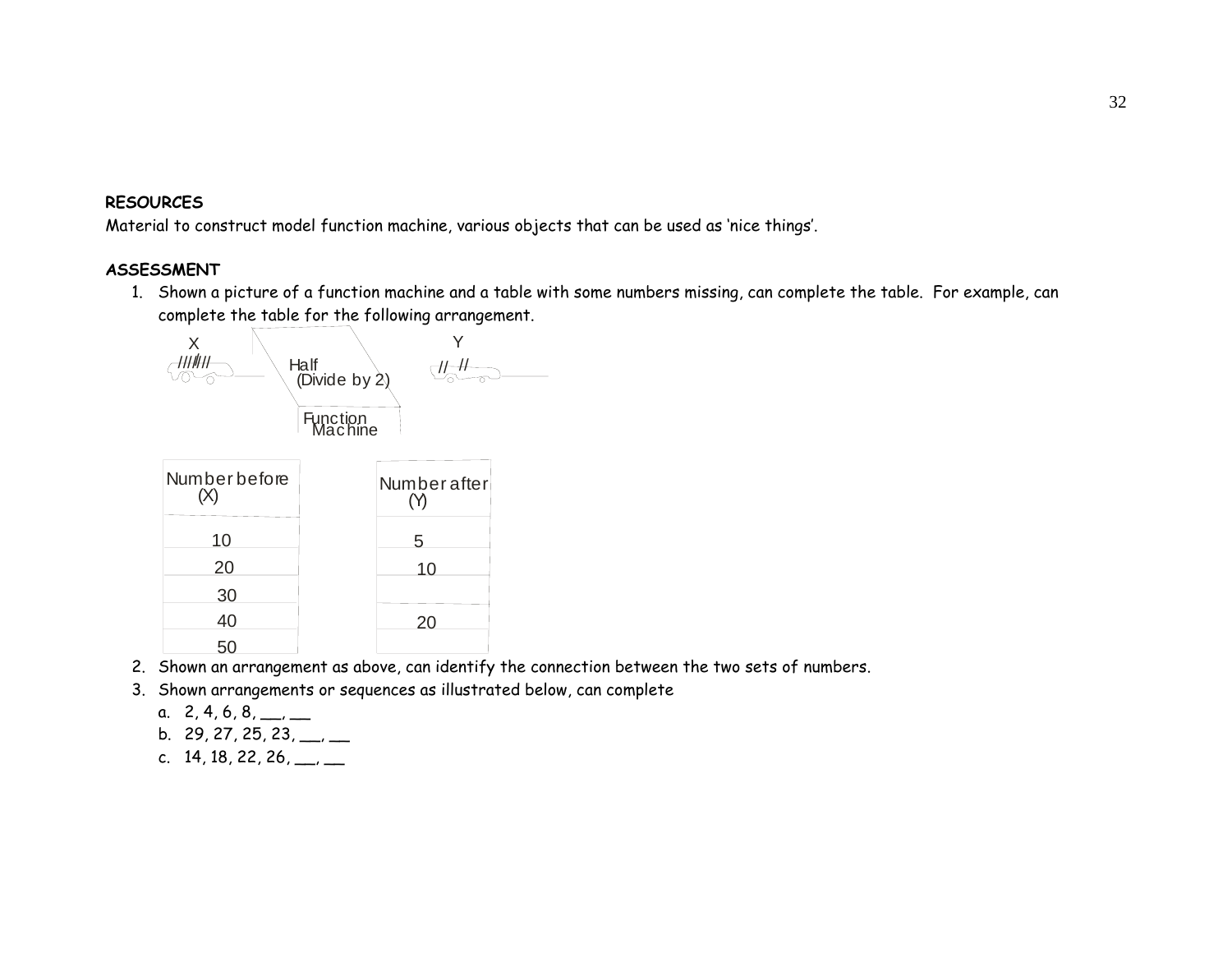**RESOURCES**

Material to construct model function machine, various objects that can be used as 'nice things'.

**ASSESSMENT**

1. Shown a picture of a function machine and a table with some numbers missing, can complete the table. For example, can complete the table for the following arrangement.

X ////// → Half (Divide by 2) Function Machine → Y // //

| Number before (X) | Number after (Y) |
|---|---|
| 10 | 5 |
| 20 | 10 |
| 30 | |
| 40 | 20 |
| 50 | |

2. Shown an arrangement as above, can identify the connection between the two sets of numbers.
3. Shown arrangements or sequences as illustrated below, can complete
   a. 2, 4, 6, 8, __, __
   b. 29, 27, 25, 23, __, __
   c. 14, 18, 22, 26, __, __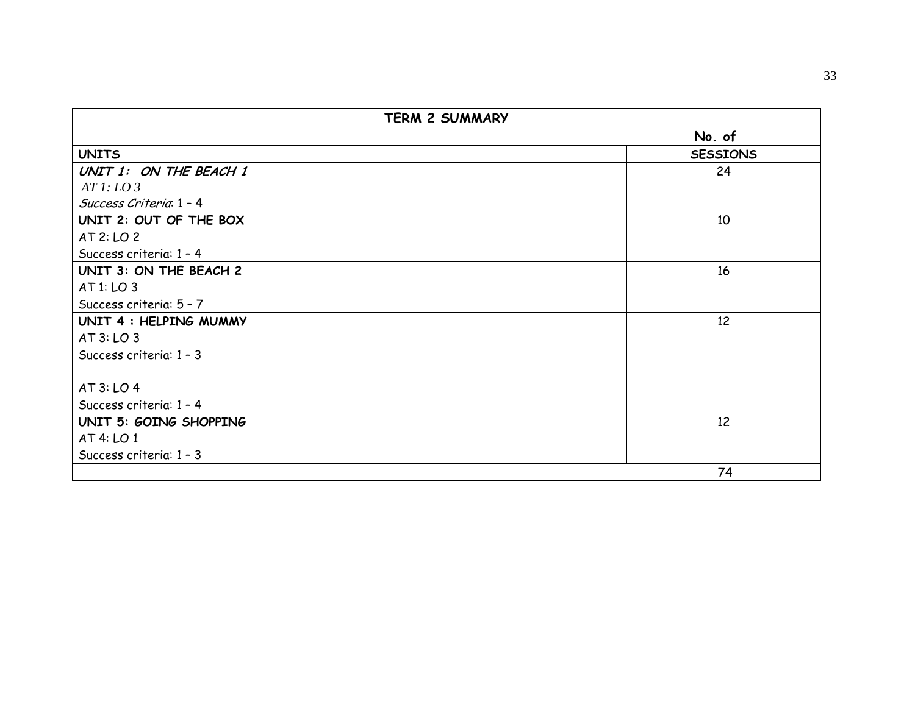| TERM 2 SUMMARY | |
| --- | --- |
| | No. of |
| **UNITS** | **SESSIONS** |
| ***UNIT 1: ON THE BEACH 1***<br>*AT 1: LO 3*<br>*Success Criteria*: 1 – 4 | 24 |
| **UNIT 2: OUT OF THE BOX**<br>AT 2: LO 2<br>Success criteria: 1 – 4 | 10 |
| **UNIT 3: ON THE BEACH 2**<br>AT 1: LO 3<br>Success criteria: 5 – 7 | 16 |
| **UNIT 4 : HELPING MUMMY**<br>AT 3: LO 3<br>Success criteria: 1 – 3<br><br>AT 3: LO 4<br>Success criteria: 1 – 4 | 12 |
| **UNIT 5: GOING SHOPPING**<br>AT 4: LO 1<br>Success criteria: 1 – 3 | 12 |
| | 74 |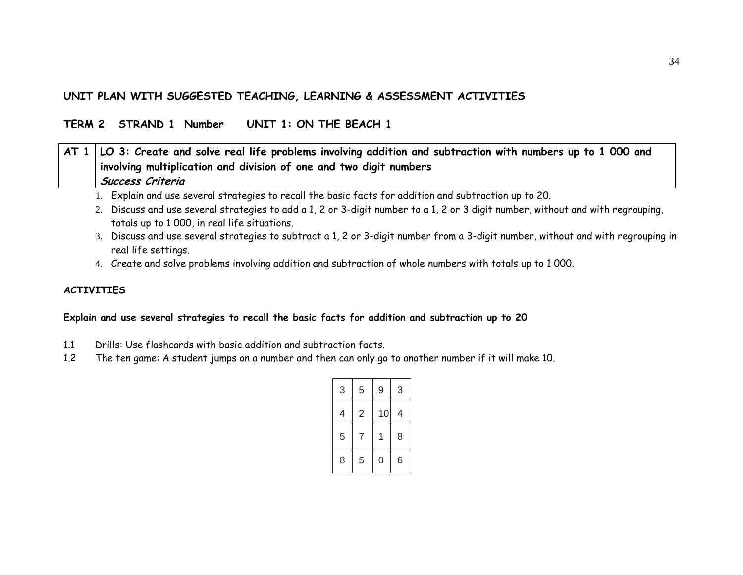**UNIT PLAN WITH SUGGESTED TEACHING, LEARNING & ASSESSMENT ACTIVITIES**

**TERM 2 STRAND 1 Number UNIT 1: ON THE BEACH 1**

| AT 1 | **LO 3: Create and solve real life problems involving addition and subtraction with numbers up to 1 000 and involving multiplication and division of one and two digit numbers**<br>***Success Criteria*** |
|---|---|

1. Explain and use several strategies to recall the basic facts for addition and subtraction up to 20.
2. Discuss and use several strategies to add a 1, 2 or 3-digit number to a 1, 2 or 3 digit number, without and with regrouping, totals up to 1 000, in real life situations.
3. Discuss and use several strategies to subtract a 1, 2 or 3-digit number from a 3-digit number, without and with regrouping in real life settings.
4. Create and solve problems involving addition and subtraction of whole numbers with totals up to 1 000.

**ACTIVITIES**

**Explain and use several strategies to recall the basic facts for addition and subtraction up to 20**

1.1 Drills: Use flashcards with basic addition and subtraction facts.

1.2 The ten game: A student jumps on a number and then can only go to another number if it will make 10.

| | | | |
|---|---|---|---|
| 3 | 5 | 9 | 3 |
| 4 | 2 | 10 | 4 |
| 5 | 7 | 1 | 8 |
| 8 | 5 | 0 | 6 |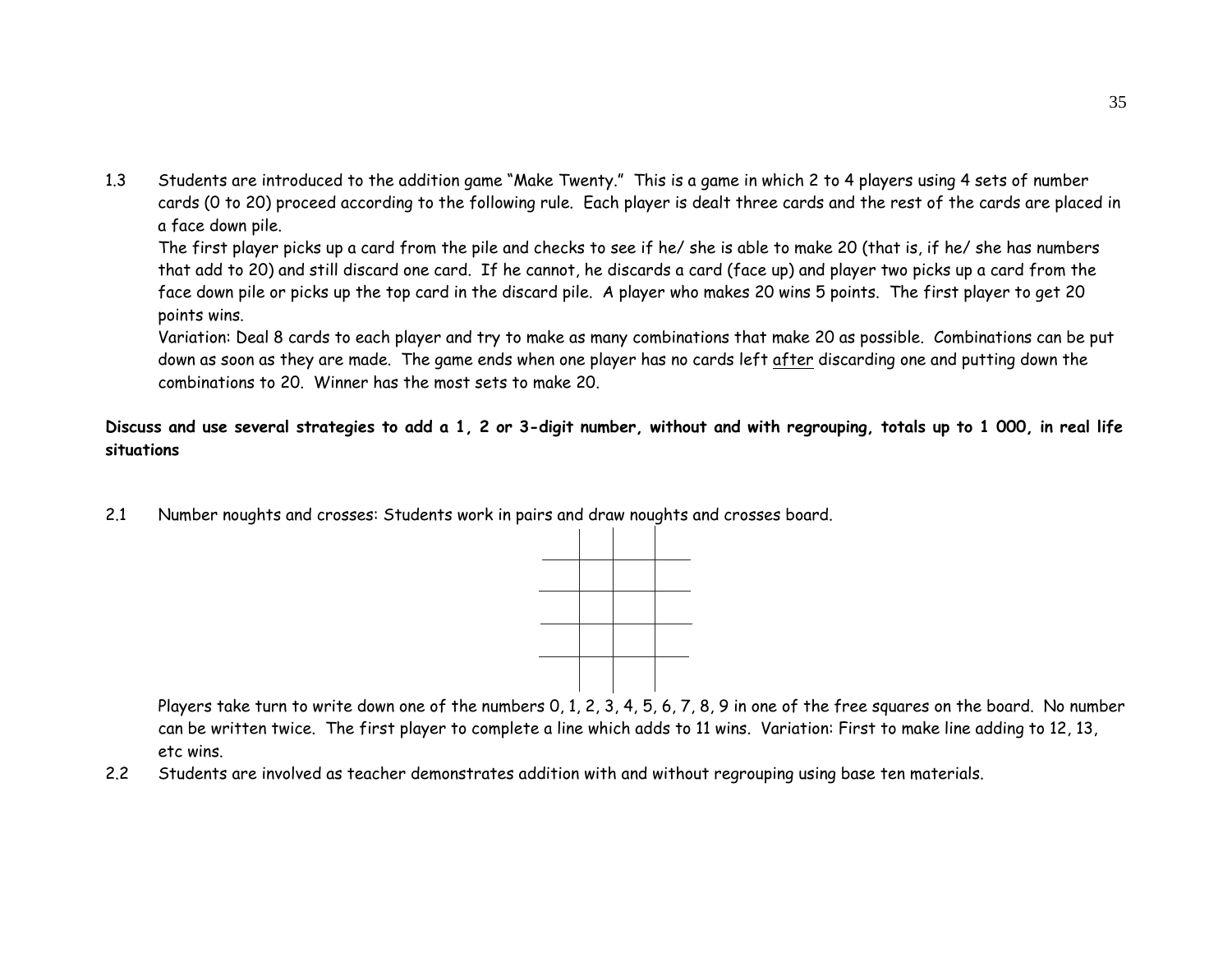1.3 Students are introduced to the addition game "Make Twenty." This is a game in which 2 to 4 players using 4 sets of number cards (0 to 20) proceed according to the following rule. Each player is dealt three cards and the rest of the cards are placed in a face down pile.

The first player picks up a card from the pile and checks to see if he/ she is able to make 20 (that is, if he/ she has numbers that add to 20) and still discard one card. If he cannot, he discards a card (face up) and player two picks up a card from the face down pile or picks up the top card in the discard pile. A player who makes 20 wins 5 points. The first player to get 20 points wins.

Variation: Deal 8 cards to each player and try to make as many combinations that make 20 as possible. Combinations can be put down as soon as they are made. The game ends when one player has no cards left <u>after</u> discarding one and putting down the combinations to 20. Winner has the most sets to make 20.

**Discuss and use several strategies to add a 1, 2 or 3-digit number, without and with regrouping, totals up to 1 000, in real life situations**

2.1 Number noughts and crosses: Students work in pairs and draw noughts and crosses board.

| | | | |
|---|---|---|---|
| | | | |
| | | | |
| | | | |
| | | | |

Players take turn to write down one of the numbers 0, 1, 2, 3, 4, 5, 6, 7, 8, 9 in one of the free squares on the board. No number can be written twice. The first player to complete a line which adds to 11 wins. Variation: First to make line adding to 12, 13, etc wins.

2.2 Students are involved as teacher demonstrates addition with and without regrouping using base ten materials.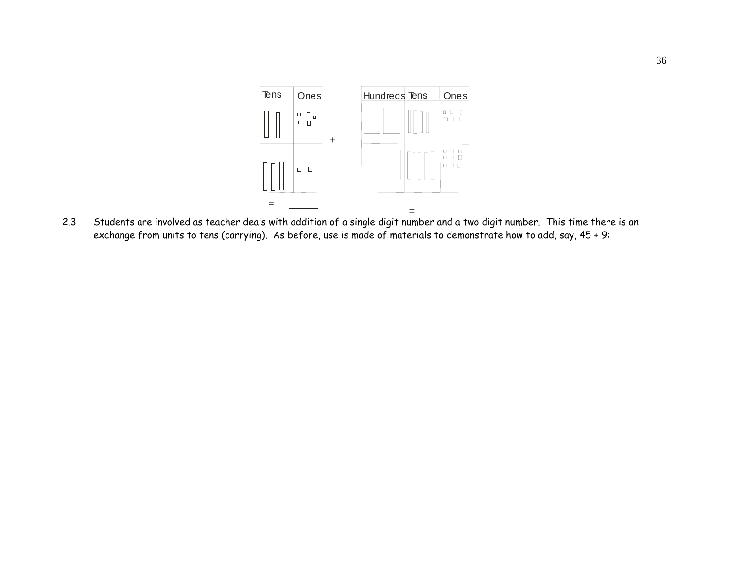| Tens | Ones |
| --- | --- |
| | |
| | |

= ______

+

| Hundreds | Tens | Ones |
| --- | --- | --- |
| | | |
| | | |

= ______

2.3 Students are involved as teacher deals with addition of a single digit number and a two digit number. This time there is an exchange from units to tens (carrying). As before, use is made of materials to demonstrate how to add, say, 45 + 9: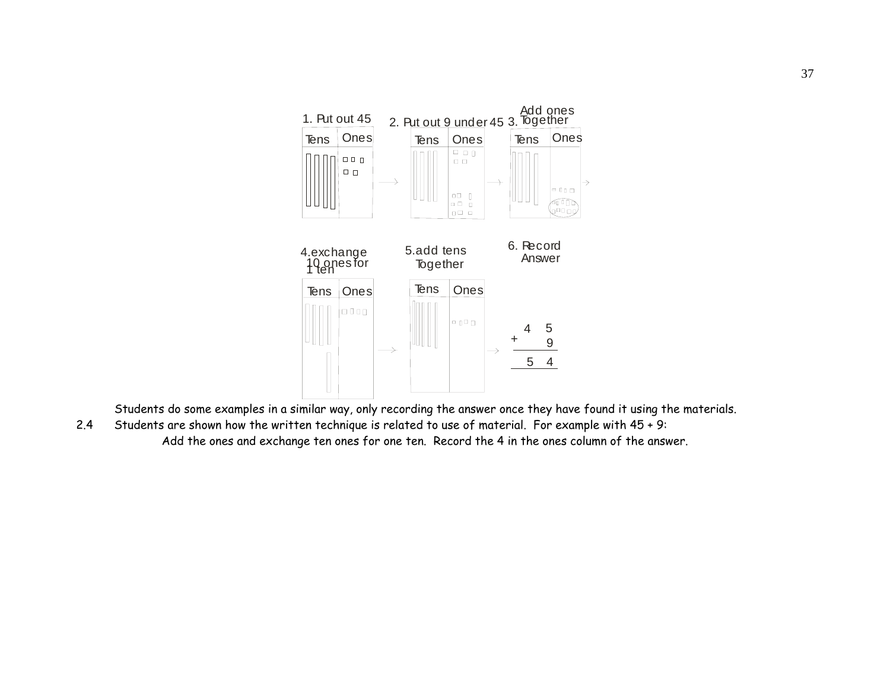1. Put out 45

| Tens | Ones |
|---|---|

2. Put out 9 under 45

| Tens | Ones |
|---|---|

3. Add ones Together

| Tens | Ones |
|---|---|

4. exchange 10 ones for 1 ten

| Tens | Ones |
|---|---|

5. add tens Together

| Tens | Ones |
|---|---|

6. Record Answer

$$\begin{array}{r} 45 \\ +\ \ 9 \\ \hline 54 \end{array}$$

Students do some examples in a similar way, only recording the answer once they have found it using the materials.

2.4 Students are shown how the written technique is related to use of material. For example with 45 + 9:

Add the ones and exchange ten ones for one ten. Record the 4 in the ones column of the answer.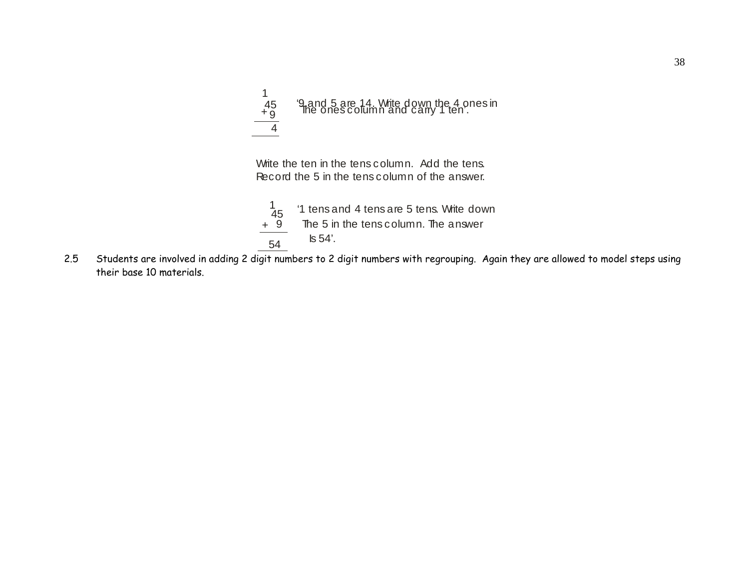```
  1
  45
+  9
----
   4
```

'9 and 5 are 14. Write down the 4 ones in The ones column and carry 1 ten'.

Write the ten in the tens column. Add the tens. Record the 5 in the tens column of the answer.

```
  1
  45
+  9
----
  54
```

'1 tens and 4 tens are 5 tens. Write down The 5 in the tens column. The answer Is 54'.

2.5 Students are involved in adding 2 digit numbers to 2 digit numbers with regrouping. Again they are allowed to model steps using their base 10 materials.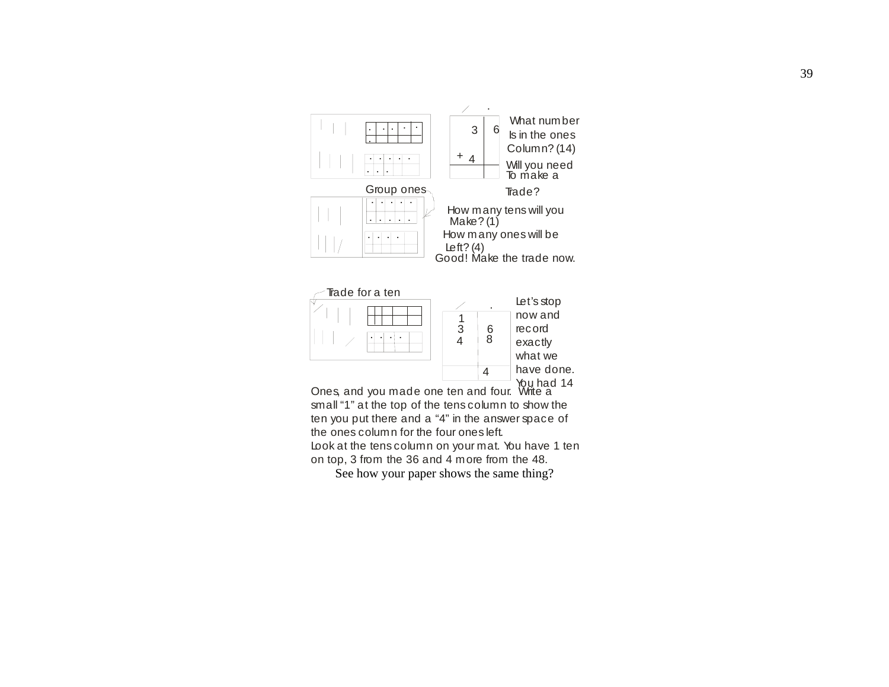Group ones

| | |
|---|---|
| 3 | 6 |
| + 4 | 8 |
| | |

What number Is in the ones Column? (14)

Will you need To make a Trade?

How many tens will you Make? (1)

How many ones will be Left? (4)

Good! Make the trade now.

Trade for a ten

| | |
|---|---|
| 1 | |
| 3 | 6 |
| 4 | 8 |
| | 4 |

Let's stop now and record exactly what we have done. You had 14 Ones, and you made one ten and four. Write a small "1" at the top of the tens column to show the ten you put there and a "4" in the answer space of the ones column for the four ones left.

Look at the tens column on your mat. You have 1 ten on top, 3 from the 36 and 4 more from the 48.

See how your paper shows the same thing?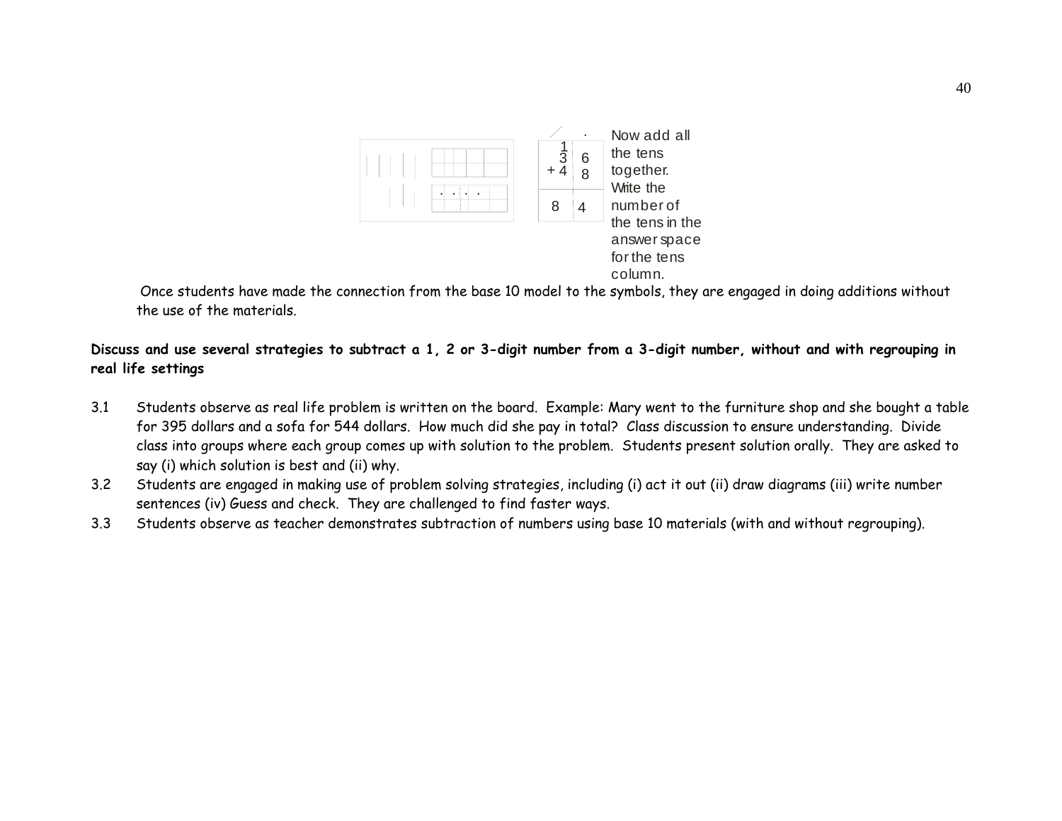| | |
|---|---|
| $\overset{1}{3}$ | 6 |
| + 4 | 8 |
| 8 | 4 |

Now add all the tens together. Write the number of the tens in the answer space for the tens column.

Once students have made the connection from the base 10 model to the symbols, they are engaged in doing additions without the use of the materials.

**Discuss and use several strategies to subtract a 1, 2 or 3-digit number from a 3-digit number, without and with regrouping in real life settings**

3.1 Students observe as real life problem is written on the board. Example: Mary went to the furniture shop and she bought a table for 395 dollars and a sofa for 544 dollars. How much did she pay in total? Class discussion to ensure understanding. Divide class into groups where each group comes up with solution to the problem. Students present solution orally. They are asked to say (i) which solution is best and (ii) why.

3.2 Students are engaged in making use of problem solving strategies, including (i) act it out (ii) draw diagrams (iii) write number sentences (iv) Guess and check. They are challenged to find faster ways.

3.3 Students observe as teacher demonstrates subtraction of numbers using base 10 materials (with and without regrouping).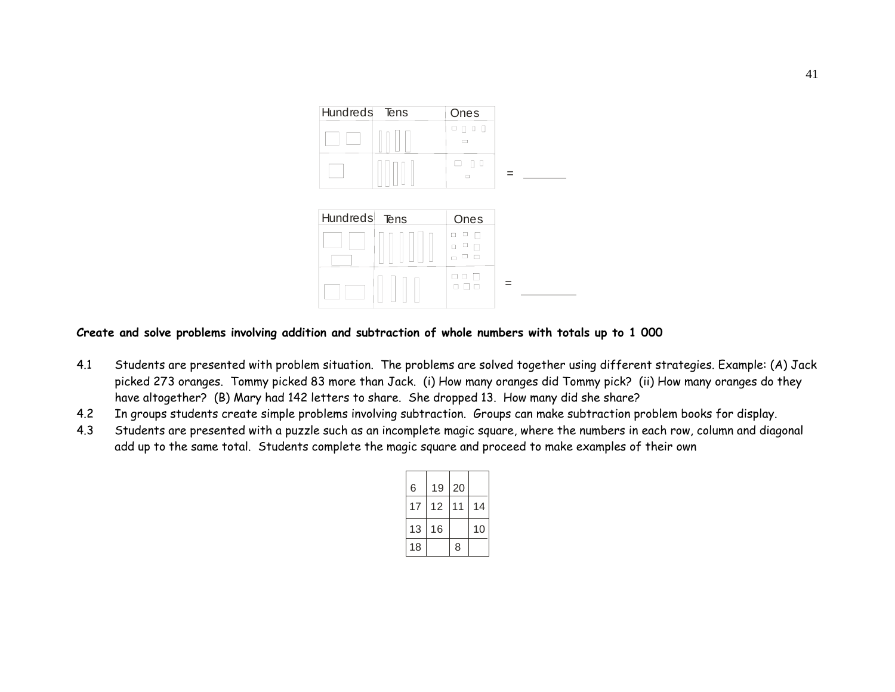| Hundreds | Tens | Ones | | |
|---|---|---|---|---|
| | | | | |
| | | | = | ______ |

| Hundreds | Tens | Ones | | |
|---|---|---|---|---|
| | | | | |
| | | | = | ________ |

**Create and solve problems involving addition and subtraction of whole numbers with totals up to 1 000**

4.1 Students are presented with problem situation. The problems are solved together using different strategies. Example: (A) Jack picked 273 oranges. Tommy picked 83 more than Jack. (i) How many oranges did Tommy pick? (ii) How many oranges do they have altogether? (B) Mary had 142 letters to share. She dropped 13. How many did she share?

4.2 In groups students create simple problems involving subtraction. Groups can make subtraction problem books for display.

4.3 Students are presented with a puzzle such as an incomplete magic square, where the numbers in each row, column and diagonal add up to the same total. Students complete the magic square and proceed to make examples of their own

| | | | |
|---|---|---|---|
| 6 | 19 | 20 | |
| 17 | 12 | 11 | 14 |
| 13 | 16 | | 10 |
| 18 | | 8 | |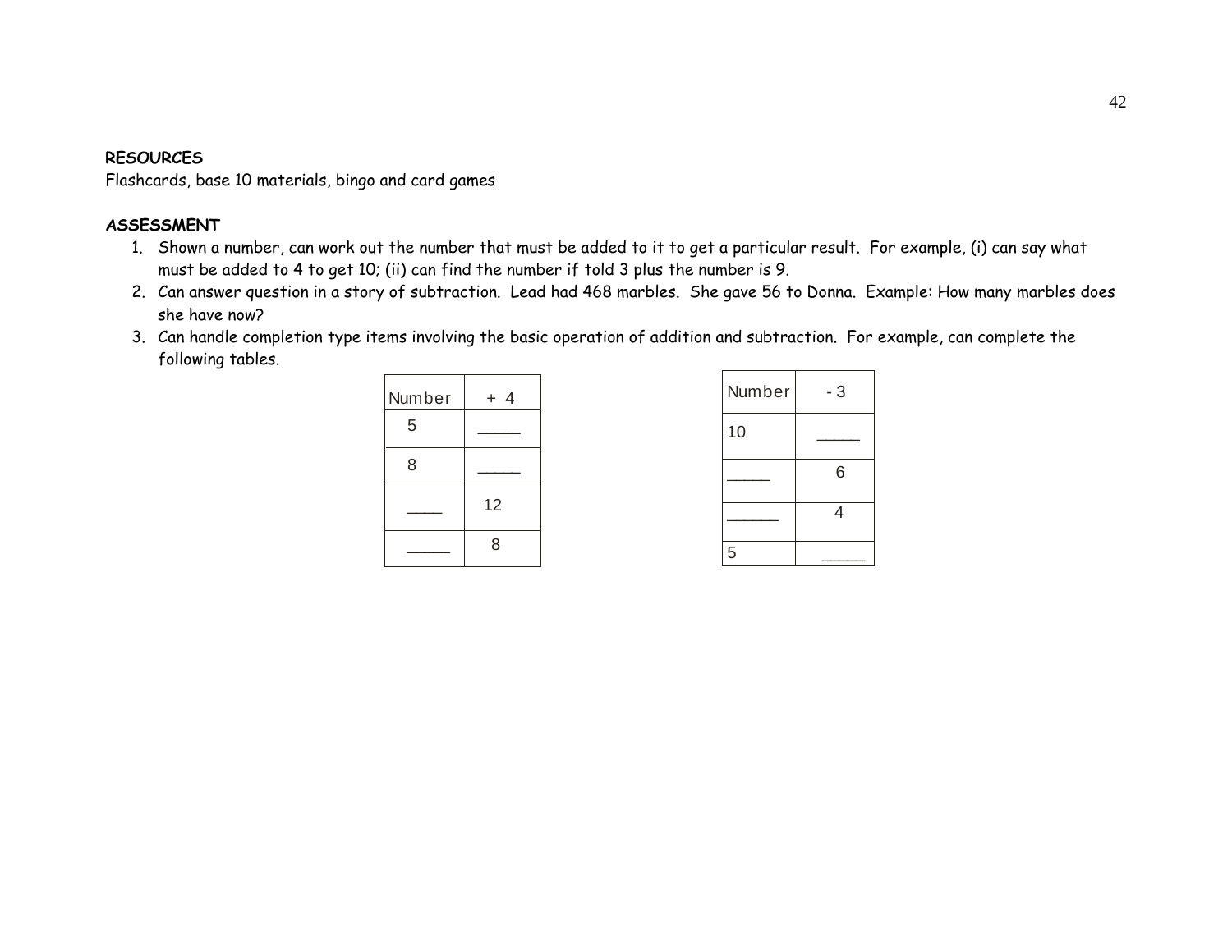**RESOURCES**

Flashcards, base 10 materials, bingo and card games

**ASSESSMENT**

1. Shown a number, can work out the number that must be added to it to get a particular result. For example, (i) can say what must be added to 4 to get 10; (ii) can find the number if told 3 plus the number is 9.
2. Can answer question in a story of subtraction. Lead had 468 marbles. She gave 56 to Donna. Example: How many marbles does she have now?
3. Can handle completion type items involving the basic operation of addition and subtraction. For example, can complete the following tables.

| Number | + 4 |
|---|---|
| 5 | _____ |
| 8 | _____ |
| ____ | 12 |
| _____ | 8 |

| Number | - 3 |
|---|---|
| 10 | _____ |
| _____ | 6 |
| ______ | 4 |
| 5 | _____ |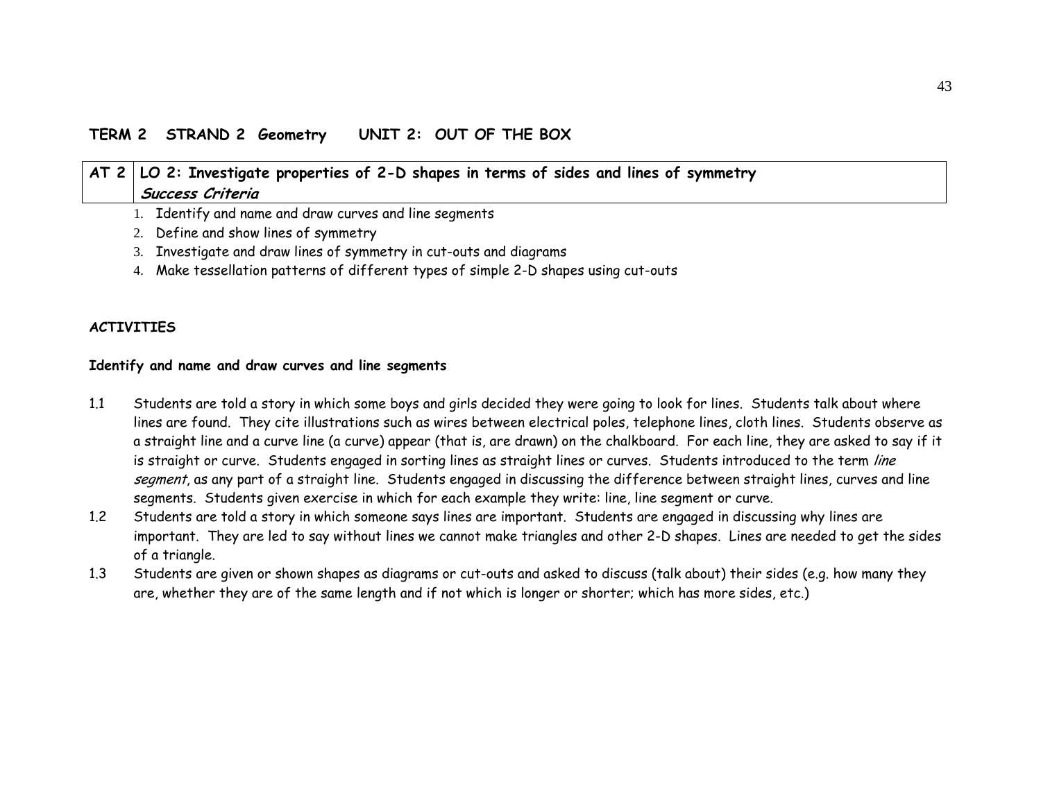## TERM 2 STRAND 2 Geometry UNIT 2: OUT OF THE BOX

| AT 2 | LO 2: Investigate properties of 2-D shapes in terms of sides and lines of symmetry<br>***Success Criteria*** |
|---|---|

1. Identify and name and draw curves and line segments
2. Define and show lines of symmetry
3. Investigate and draw lines of symmetry in cut-outs and diagrams
4. Make tessellation patterns of different types of simple 2-D shapes using cut-outs

**ACTIVITIES**

**Identify and name and draw curves and line segments**

1.1 Students are told a story in which some boys and girls decided they were going to look for lines. Students talk about where lines are found. They cite illustrations such as wires between electrical poles, telephone lines, cloth lines. Students observe as a straight line and a curve line (a curve) appear (that is, are drawn) on the chalkboard. For each line, they are asked to say if it is straight or curve. Students engaged in sorting lines as straight lines or curves. Students introduced to the term *line segment*, as any part of a straight line. Students engaged in discussing the difference between straight lines, curves and line segments. Students given exercise in which for each example they write: line, line segment or curve.

1.2 Students are told a story in which someone says lines are important. Students are engaged in discussing why lines are important. They are led to say without lines we cannot make triangles and other 2-D shapes. Lines are needed to get the sides of a triangle.

1.3 Students are given or shown shapes as diagrams or cut-outs and asked to discuss (talk about) their sides (e.g. how many they are, whether they are of the same length and if not which is longer or shorter; which has more sides, etc.)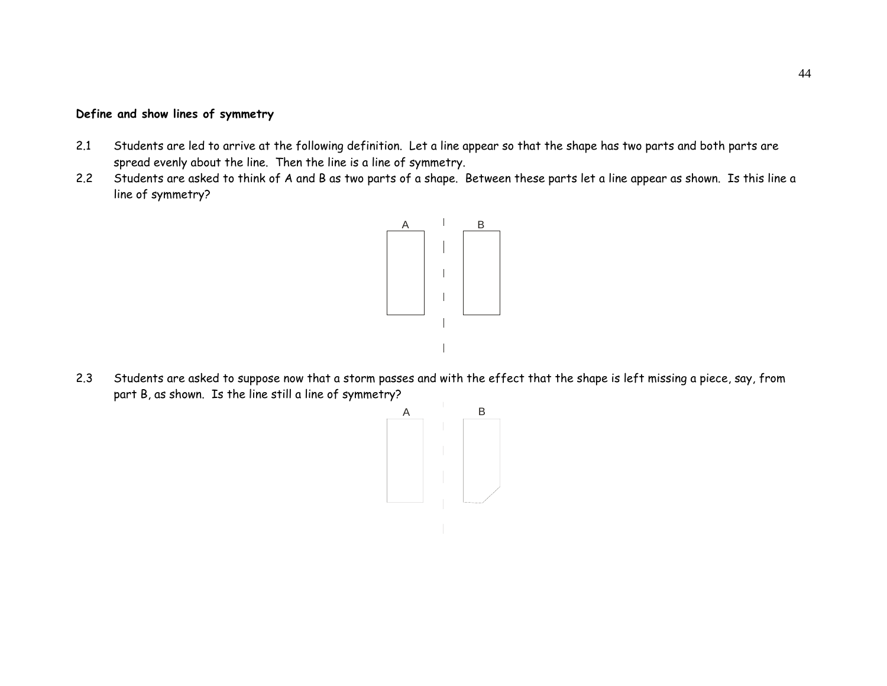**Define and show lines of symmetry**

2.1 Students are led to arrive at the following definition. Let a line appear so that the shape has two parts and both parts are spread evenly about the line. Then the line is a line of symmetry.

2.2 Students are asked to think of A and B as two parts of a shape. Between these parts let a line appear as shown. Is this line a line of symmetry?

A B

2.3 Students are asked to suppose now that a storm passes and with the effect that the shape is left missing a piece, say, from part B, as shown. Is the line still a line of symmetry?

A B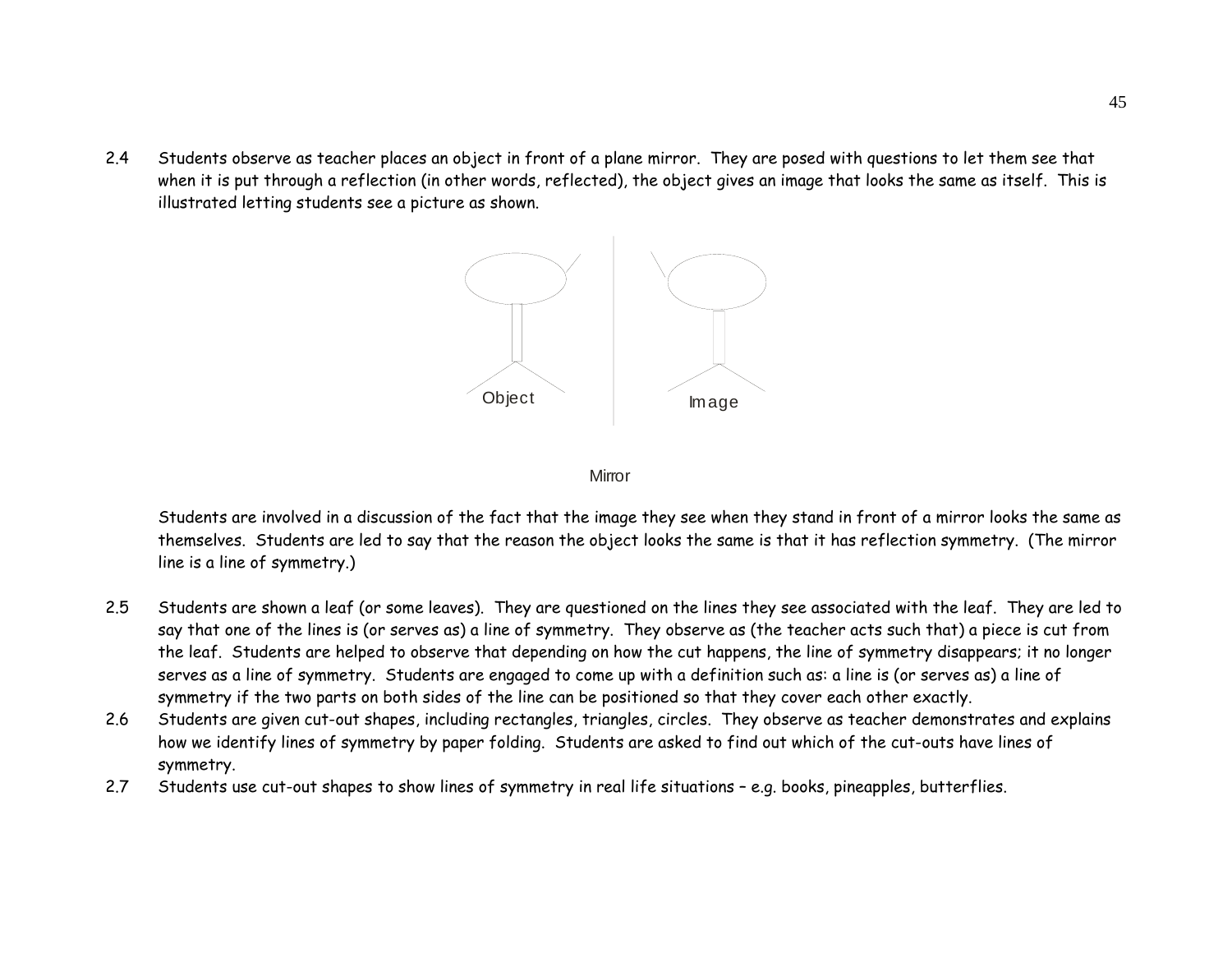2.4 Students observe as teacher places an object in front of a plane mirror. They are posed with questions to let them see that when it is put through a reflection (in other words, reflected), the object gives an image that looks the same as itself. This is illustrated letting students see a picture as shown.

Object Image

Mirror

Students are involved in a discussion of the fact that the image they see when they stand in front of a mirror looks the same as themselves. Students are led to say that the reason the object looks the same is that it has reflection symmetry. (The mirror line is a line of symmetry.)

2.5 Students are shown a leaf (or some leaves). They are questioned on the lines they see associated with the leaf. They are led to say that one of the lines is (or serves as) a line of symmetry. They observe as (the teacher acts such that) a piece is cut from the leaf. Students are helped to observe that depending on how the cut happens, the line of symmetry disappears; it no longer serves as a line of symmetry. Students are engaged to come up with a definition such as: a line is (or serves as) a line of symmetry if the two parts on both sides of the line can be positioned so that they cover each other exactly.

2.6 Students are given cut-out shapes, including rectangles, triangles, circles. They observe as teacher demonstrates and explains how we identify lines of symmetry by paper folding. Students are asked to find out which of the cut-outs have lines of symmetry.

2.7 Students use cut-out shapes to show lines of symmetry in real life situations – e.g. books, pineapples, butterflies.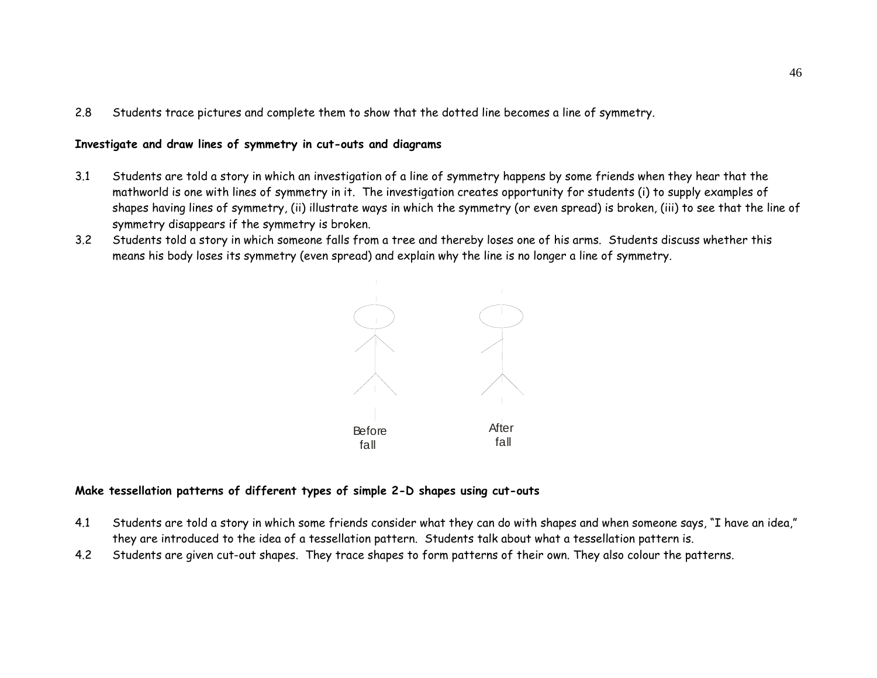2.8 Students trace pictures and complete them to show that the dotted line becomes a line of symmetry.

**Investigate and draw lines of symmetry in cut-outs and diagrams**

3.1 Students are told a story in which an investigation of a line of symmetry happens by some friends when they hear that the mathworld is one with lines of symmetry in it. The investigation creates opportunity for students (i) to supply examples of shapes having lines of symmetry, (ii) illustrate ways in which the symmetry (or even spread) is broken, (iii) to see that the line of symmetry disappears if the symmetry is broken.

3.2 Students told a story in which someone falls from a tree and thereby loses one of his arms. Students discuss whether this means his body loses its symmetry (even spread) and explain why the line is no longer a line of symmetry.

Before fall    After fall

**Make tessellation patterns of different types of simple 2-D shapes using cut-outs**

4.1 Students are told a story in which some friends consider what they can do with shapes and when someone says, "I have an idea," they are introduced to the idea of a tessellation pattern. Students talk about what a tessellation pattern is.

4.2 Students are given cut-out shapes. They trace shapes to form patterns of their own. They also colour the patterns.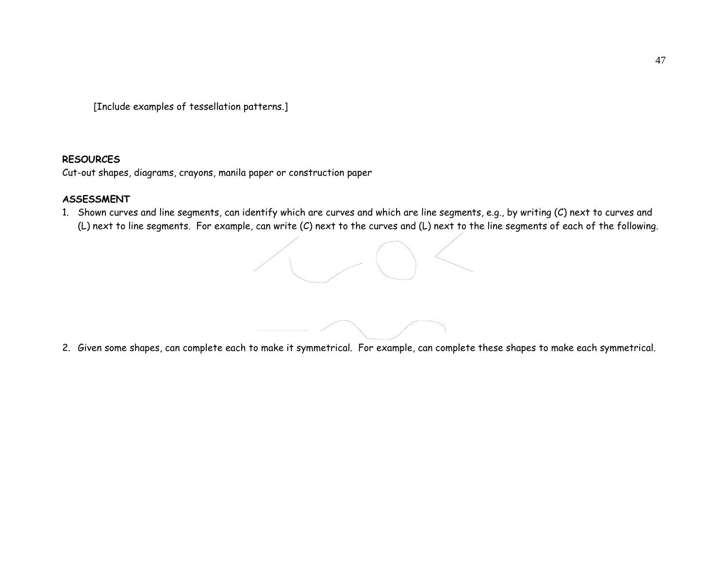[Include examples of tessellation patterns.]

**RESOURCES**

Cut-out shapes, diagrams, crayons, manila paper or construction paper

**ASSESSMENT**

1. Shown curves and line segments, can identify which are curves and which are line segments, e.g., by writing (C) next to curves and (L) next to line segments. For example, can write (C) next to the curves and (L) next to the line segments of each of the following.

2. Given some shapes, can complete each to make it symmetrical. For example, can complete these shapes to make each symmetrical.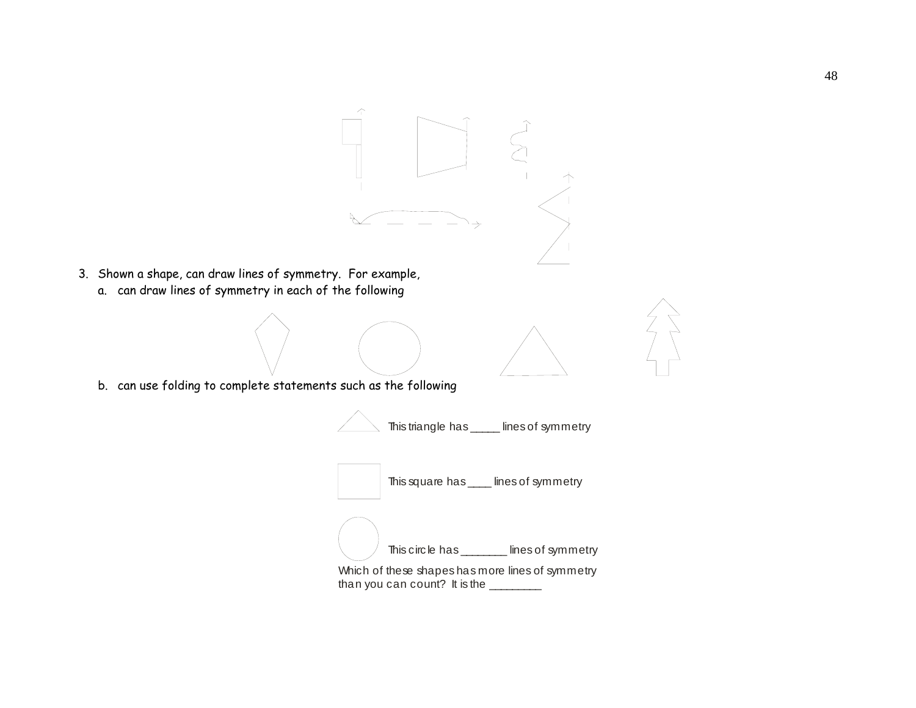3. Shown a shape, can draw lines of symmetry. For example,
   a. can draw lines of symmetry in each of the following
   b. can use folding to complete statements such as the following

This triangle has _____ lines of symmetry

This square has ____ lines of symmetry

This circle has _______ lines of symmetry

Which of these shapes has more lines of symmetry than you can count? It is the ________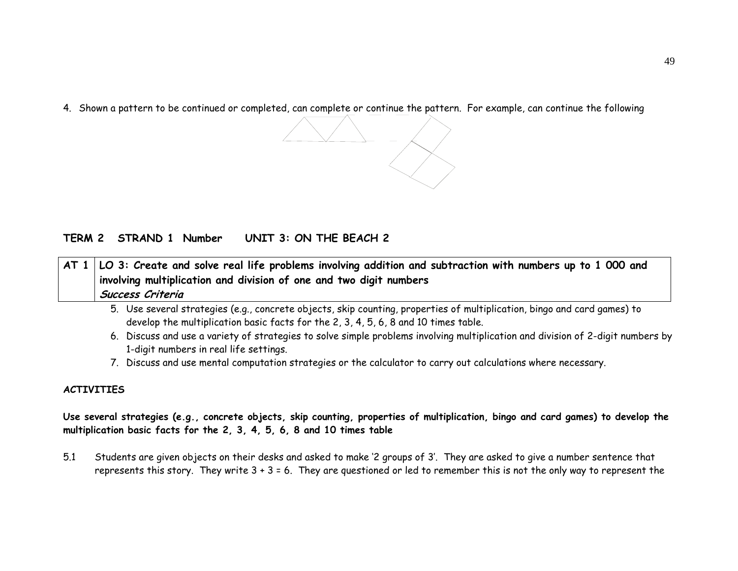4. Shown a pattern to be continued or completed, can complete or continue the pattern. For example, can continue the following

**TERM 2 STRAND 1 Number UNIT 3: ON THE BEACH 2**

| AT 1 | **LO 3: Create and solve real life problems involving addition and subtraction with numbers up to 1 000 and involving multiplication and division of one and two digit numbers** <br> ***Success Criteria*** |
|---|---|

5. Use several strategies (e.g., concrete objects, skip counting, properties of multiplication, bingo and card games) to develop the multiplication basic facts for the 2, 3, 4, 5, 6, 8 and 10 times table.
6. Discuss and use a variety of strategies to solve simple problems involving multiplication and division of 2-digit numbers by 1-digit numbers in real life settings.
7. Discuss and use mental computation strategies or the calculator to carry out calculations where necessary.

**ACTIVITIES**

**Use several strategies (e.g., concrete objects, skip counting, properties of multiplication, bingo and card games) to develop the multiplication basic facts for the 2, 3, 4, 5, 6, 8 and 10 times table**

5.1 Students are given objects on their desks and asked to make '2 groups of 3'. They are asked to give a number sentence that represents this story. They write 3 + 3 = 6. They are questioned or led to remember this is not the only way to represent the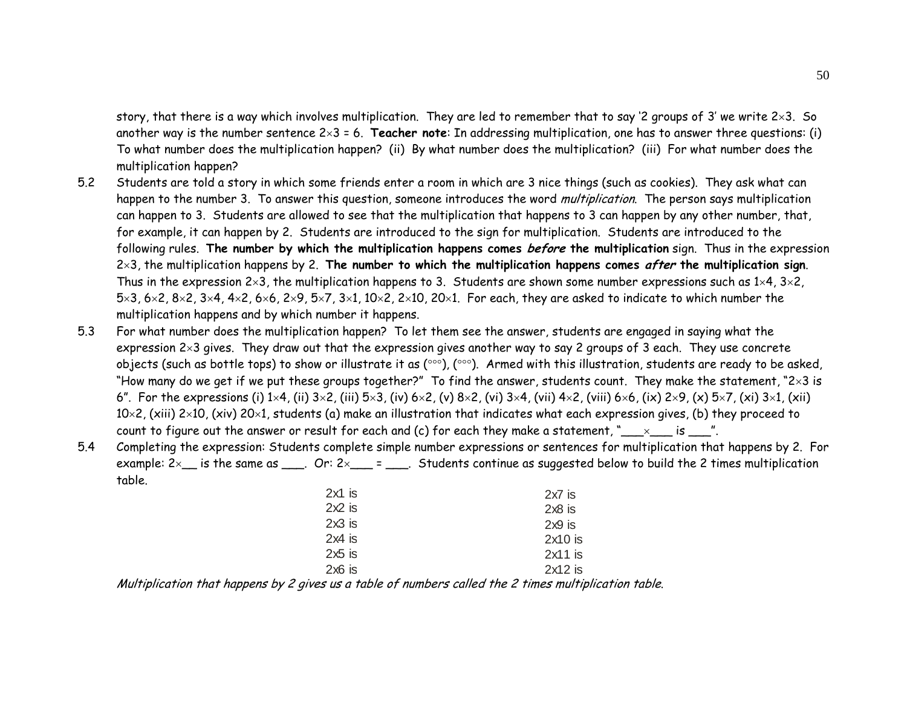story, that there is a way which involves multiplication. They are led to remember that to say '2 groups of 3' we write 2×3. So another way is the number sentence 2×3 = 6. **Teacher note**: In addressing multiplication, one has to answer three questions: (i) To what number does the multiplication happen? (ii) By what number does the multiplication? (iii) For what number does the multiplication happen?

5.2 Students are told a story in which some friends enter a room in which are 3 nice things (such as cookies). They ask what can happen to the number 3. To answer this question, someone introduces the word *multiplication*. The person says multiplication can happen to 3. Students are allowed to see that the multiplication that happens to 3 can happen by any other number, that, for example, it can happen by 2. Students are introduced to the sign for multiplication. Students are introduced to the following rules. **The number by which the multiplication happens comes *before* the multiplication** sign. Thus in the expression 2×3, the multiplication happens by 2. **The number to which the multiplication happens comes *after* the multiplication sign**. Thus in the expression 2×3, the multiplication happens to 3. Students are shown some number expressions such as 1×4, 3×2, 5×3, 6×2, 8×2, 3×4, 4×2, 6×6, 2×9, 5×7, 3×1, 10×2, 2×10, 20×1. For each, they are asked to indicate to which number the multiplication happens and by which number it happens.

5.3 For what number does the multiplication happen? To let them see the answer, students are engaged in saying what the expression 2×3 gives. They draw out that the expression gives another way to say 2 groups of 3 each. They use concrete objects (such as bottle tops) to show or illustrate it as (°°°), (°°°). Armed with this illustration, students are ready to be asked, "How many do we get if we put these groups together?" To find the answer, students count. They make the statement, "2×3 is 6". For the expressions (i) 1×4, (ii) 3×2, (iii) 5×3, (iv) 6×2, (v) 8×2, (vi) 3×4, (vii) 4×2, (viii) 6×6, (ix) 2×9, (x) 5×7, (xi) 3×1, (xii) 10×2, (xiii) 2×10, (xiv) 20×1, students (a) make an illustration that indicates what each expression gives, (b) they proceed to count to figure out the answer or result for each and (c) for each they make a statement, "\_\_\_×\_\_\_ is \_\_\_".

5.4 Completing the expression: Students complete simple number expressions or sentences for multiplication that happens by 2. For example: 2×\_\_ is the same as \_\_\_. Or: 2×\_\_\_ = \_\_\_. Students continue as suggested below to build the 2 times multiplication table.

| | |
|---|---|
| 2x1 is | 2x7 is |
| 2x2 is | 2x8 is |
| 2x3 is | 2x9 is |
| 2x4 is | 2x10 is |
| 2x5 is | 2x11 is |
| 2x6 is | 2x12 is |

*Multiplication that happens by 2 gives us a table of numbers called the 2 times multiplication table.*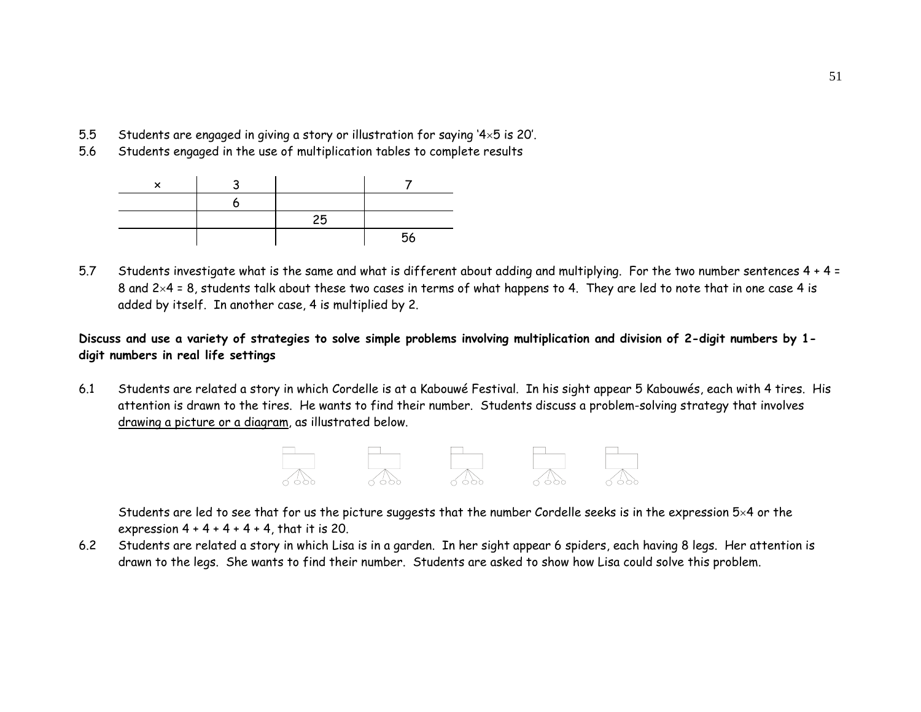5.5 Students are engaged in giving a story or illustration for saying '4×5 is 20'.

5.6 Students engaged in the use of multiplication tables to complete results

| × | 3 | | 7 |
|---|---|---|---|
| | 6 | | |
| | | 25 | |
| | | | 56 |

5.7 Students investigate what is the same and what is different about adding and multiplying. For the two number sentences 4 + 4 = 8 and 2×4 = 8, students talk about these two cases in terms of what happens to 4. They are led to note that in one case 4 is added by itself. In another case, 4 is multiplied by 2.

**Discuss and use a variety of strategies to solve simple problems involving multiplication and division of 2-digit numbers by 1-digit numbers in real life settings**

6.1 Students are related a story in which Cordelle is at a Kabouwé Festival. In his sight appear 5 Kabouwés, each with 4 tires. His attention is drawn to the tires. He wants to find their number. Students discuss a problem-solving strategy that involves <u>drawing a picture or a diagram</u>, as illustrated below.

Students are led to see that for us the picture suggests that the number Cordelle seeks is in the expression 5×4 or the expression 4 + 4 + 4 + 4 + 4, that it is 20.

6.2 Students are related a story in which Lisa is in a garden. In her sight appear 6 spiders, each having 8 legs. Her attention is drawn to the legs. She wants to find their number. Students are asked to show how Lisa could solve this problem.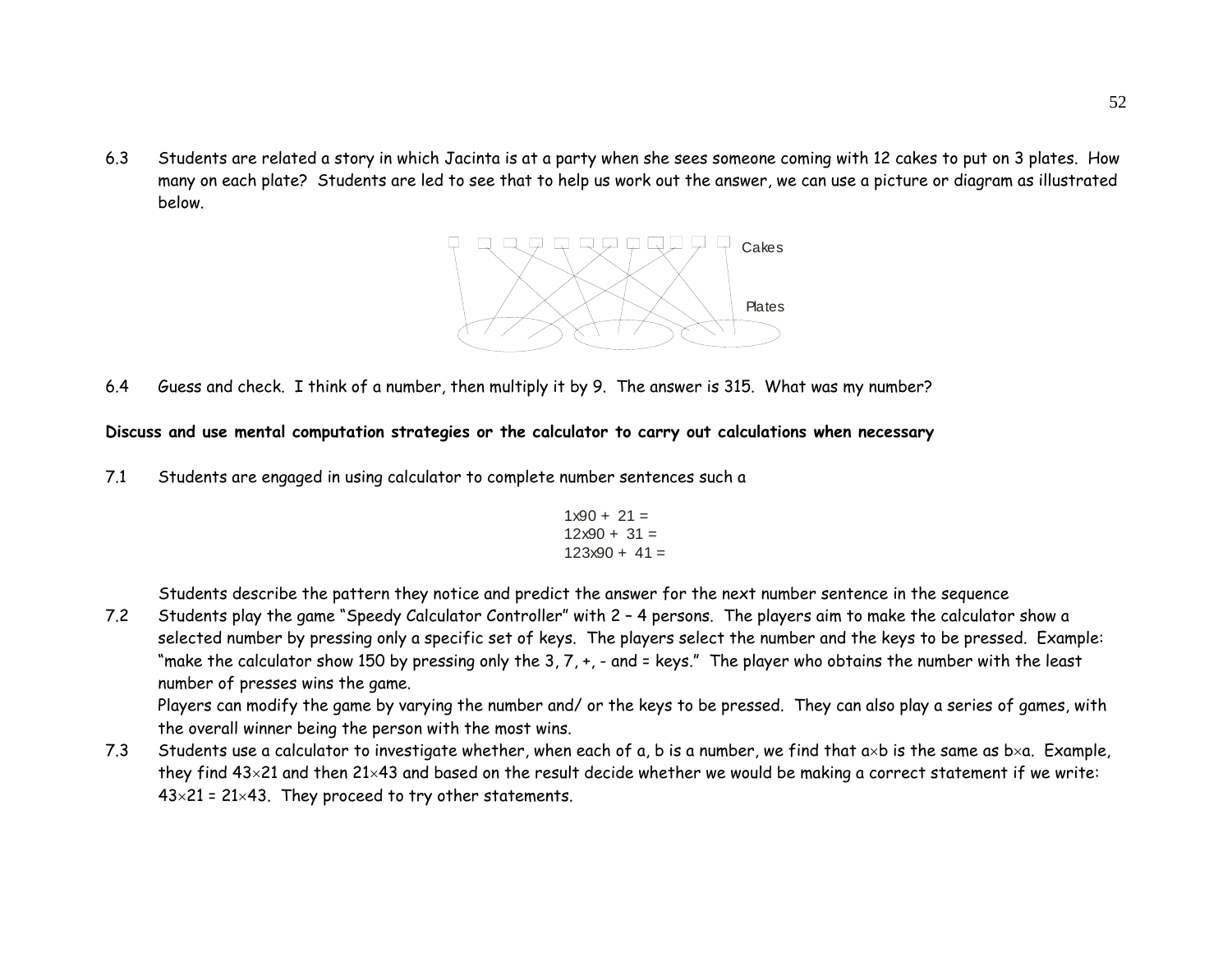6.3 Students are related a story in which Jacinta is at a party when she sees someone coming with 12 cakes to put on 3 plates. How many on each plate? Students are led to see that to help us work out the answer, we can use a picture or diagram as illustrated below.

Cakes

Plates

6.4 Guess and check. I think of a number, then multiply it by 9. The answer is 315. What was my number?

**Discuss and use mental computation strategies or the calculator to carry out calculations when necessary**

7.1 Students are engaged in using calculator to complete number sentences such a

$1 \times 90 + 21 =$
$12 \times 90 + 31 =$
$123 \times 90 + 41 =$

Students describe the pattern they notice and predict the answer for the next number sentence in the sequence

7.2 Students play the game "Speedy Calculator Controller" with 2 – 4 persons. The players aim to make the calculator show a selected number by pressing only a specific set of keys. The players select the number and the keys to be pressed. Example: "make the calculator show 150 by pressing only the 3, 7, +, - and = keys." The player who obtains the number with the least number of presses wins the game.
Players can modify the game by varying the number and/ or the keys to be pressed. They can also play a series of games, with the overall winner being the person with the most wins.

7.3 Students use a calculator to investigate whether, when each of a, b is a number, we find that $a \times b$ is the same as $b \times a$. Example, they find $43 \times 21$ and then $21 \times 43$ and based on the result decide whether we would be making a correct statement if we write: $43 \times 21 = 21 \times 43$. They proceed to try other statements.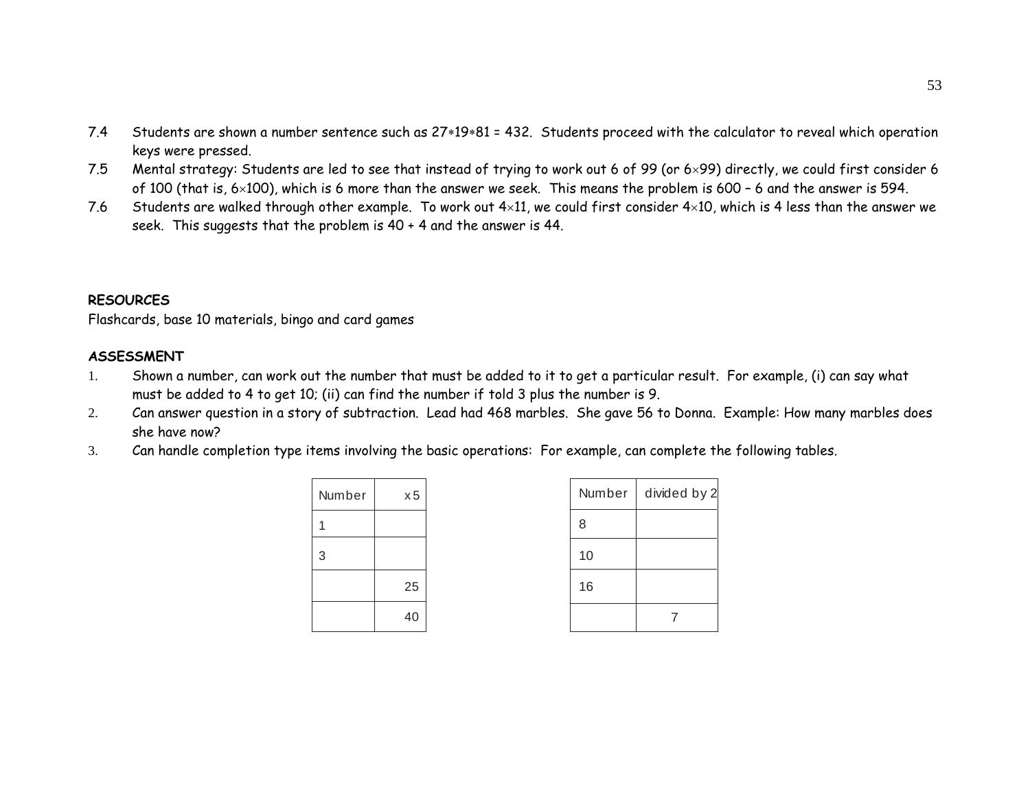7.4 Students are shown a number sentence such as 27∗19∗81 = 432. Students proceed with the calculator to reveal which operation keys were pressed.

7.5 Mental strategy: Students are led to see that instead of trying to work out 6 of 99 (or 6×99) directly, we could first consider 6 of 100 (that is, 6×100), which is 6 more than the answer we seek. This means the problem is 600 – 6 and the answer is 594.

7.6 Students are walked through other example. To work out 4×11, we could first consider 4×10, which is 4 less than the answer we seek. This suggests that the problem is 40 + 4 and the answer is 44.

**RESOURCES**

Flashcards, base 10 materials, bingo and card games

**ASSESSMENT**

1. Shown a number, can work out the number that must be added to it to get a particular result. For example, (i) can say what must be added to 4 to get 10; (ii) can find the number if told 3 plus the number is 9.
2. Can answer question in a story of subtraction. Lead had 468 marbles. She gave 56 to Donna. Example: How many marbles does she have now?
3. Can handle completion type items involving the basic operations: For example, can complete the following tables.

| Number | x 5 |
|---|---|
| 1 | |
| 3 | |
| | 25 |
| | 40 |

| Number | divided by 2 |
|---|---|
| 8 | |
| 10 | |
| 16 | |
| | 7 |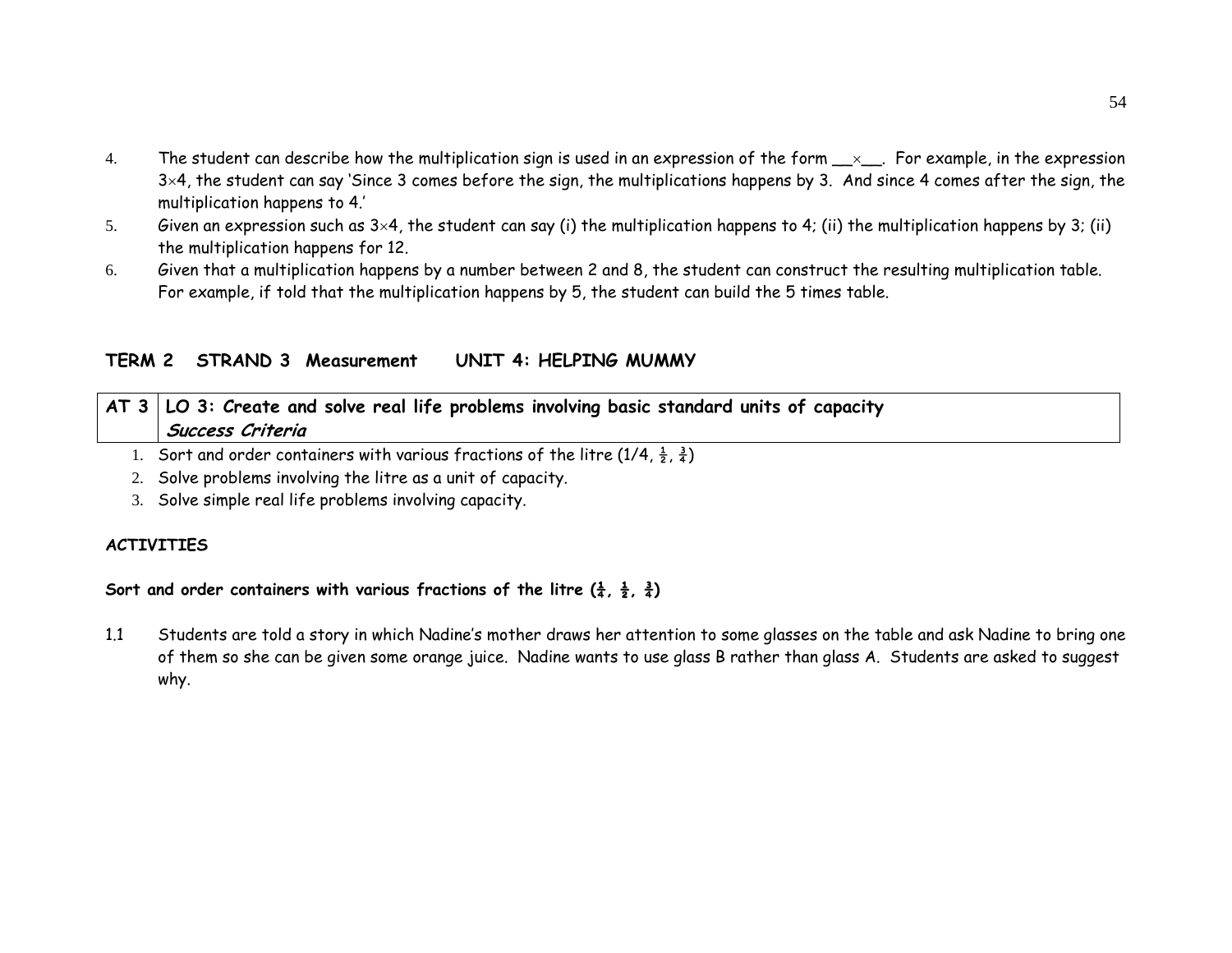4. The student can describe how the multiplication sign is used in an expression of the form __×__. For example, in the expression 3×4, the student can say 'Since 3 comes before the sign, the multiplications happens by 3. And since 4 comes after the sign, the multiplication happens to 4.'
5. Given an expression such as 3×4, the student can say (i) the multiplication happens to 4; (ii) the multiplication happens by 3; (ii) the multiplication happens for 12.
6. Given that a multiplication happens by a number between 2 and 8, the student can construct the resulting multiplication table. For example, if told that the multiplication happens by 5, the student can build the 5 times table.

**TERM 2 STRAND 3 Measurement UNIT 4: HELPING MUMMY**

| AT 3 | **LO 3: Create and solve real life problems involving basic standard units of capacity**<br>***Success Criteria*** |
|---|---|

1. Sort and order containers with various fractions of the litre (1/4, ½, ¾)
2. Solve problems involving the litre as a unit of capacity.
3. Solve simple real life problems involving capacity.

**ACTIVITIES**

**Sort and order containers with various fractions of the litre (¼, ½, ¾)**

1.1 Students are told a story in which Nadine's mother draws her attention to some glasses on the table and ask Nadine to bring one of them so she can be given some orange juice. Nadine wants to use glass B rather than glass A. Students are asked to suggest why.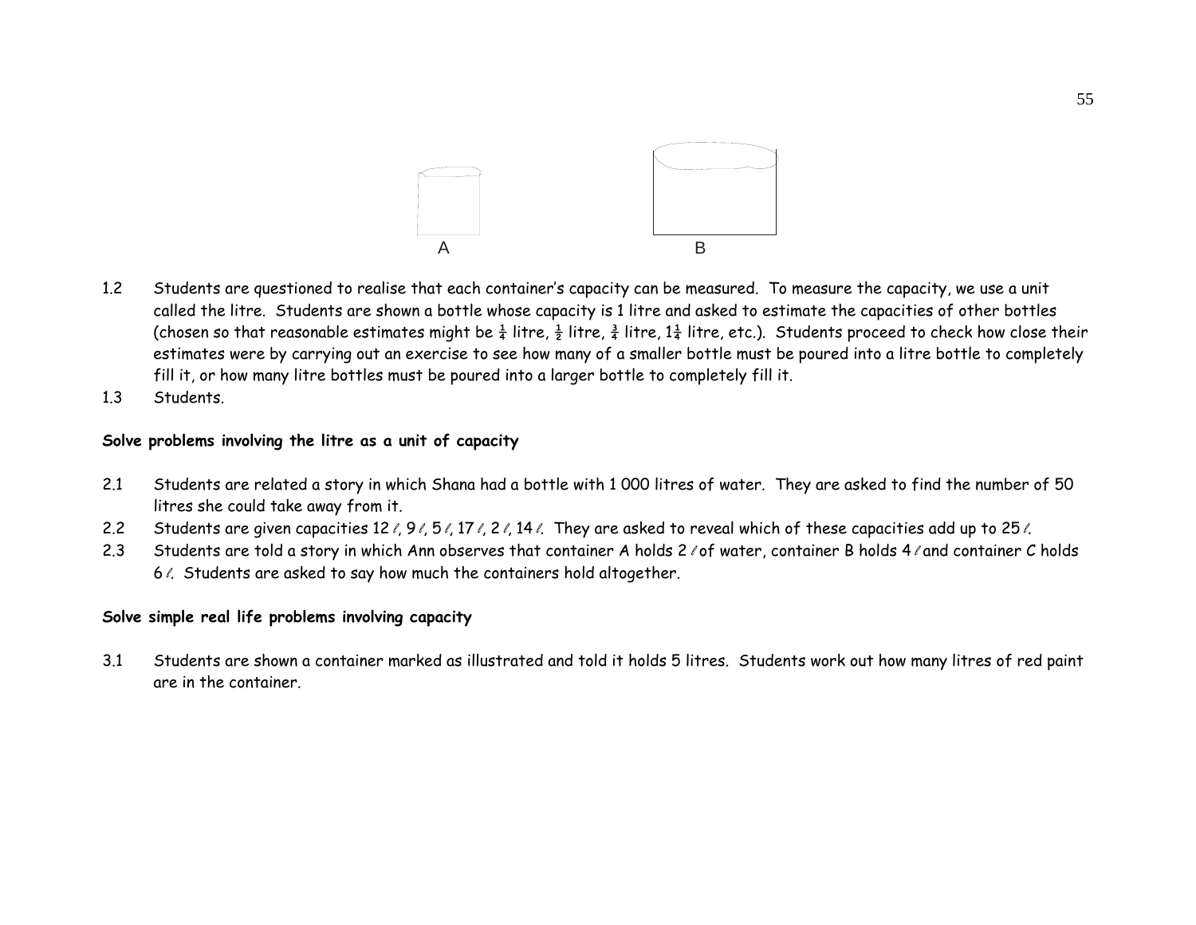A B

1.2 Students are questioned to realise that each container's capacity can be measured. To measure the capacity, we use a unit called the litre. Students are shown a bottle whose capacity is 1 litre and asked to estimate the capacities of other bottles (chosen so that reasonable estimates might be $\frac{1}{4}$ litre, $\frac{1}{2}$ litre, $\frac{3}{4}$ litre, $1\frac{1}{4}$ litre, etc.). Students proceed to check how close their estimates were by carrying out an exercise to see how many of a smaller bottle must be poured into a litre bottle to completely fill it, or how many litre bottles must be poured into a larger bottle to completely fill it.

1.3 Students.

**Solve problems involving the litre as a unit of capacity**

2.1 Students are related a story in which Shana had a bottle with 1 000 litres of water. They are asked to find the number of 50 litres she could take away from it.

2.2 Students are given capacities 12 ℓ, 9 ℓ, 5 ℓ, 17 ℓ, 2 ℓ, 14 ℓ. They are asked to reveal which of these capacities add up to 25 ℓ.

2.3 Students are told a story in which Ann observes that container A holds 2 ℓ of water, container B holds 4 ℓ and container C holds 6 ℓ. Students are asked to say how much the containers hold altogether.

**Solve simple real life problems involving capacity**

3.1 Students are shown a container marked as illustrated and told it holds 5 litres. Students work out how many litres of red paint are in the container.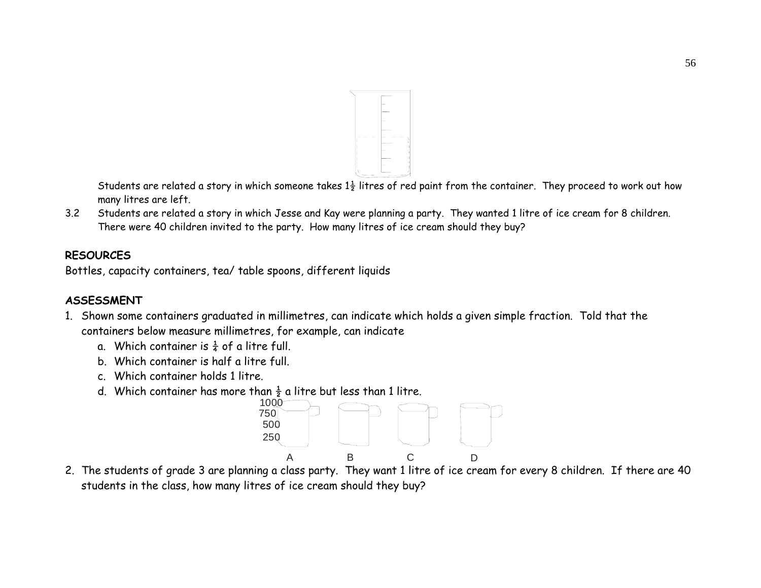Students are related a story in which someone takes $1\frac{1}{2}$ litres of red paint from the container. They proceed to work out how many litres are left.

3.2 Students are related a story in which Jesse and Kay were planning a party. They wanted 1 litre of ice cream for 8 children. There were 40 children invited to the party. How many litres of ice cream should they buy?

**RESOURCES**

Bottles, capacity containers, tea/ table spoons, different liquids

**ASSESSMENT**

1. Shown some containers graduated in millimetres, can indicate which holds a given simple fraction. Told that the containers below measure millimetres, for example, can indicate
   a. Which container is $\frac{1}{4}$ of a litre full.
   b. Which container is half a litre full.
   c. Which container holds 1 litre.
   d. Which container has more than $\frac{1}{2}$ a litre but less than 1 litre.

1000
750
500
250

A B C D

2. The students of grade 3 are planning a class party. They want 1 litre of ice cream for every 8 children. If there are 40 students in the class, how many litres of ice cream should they buy?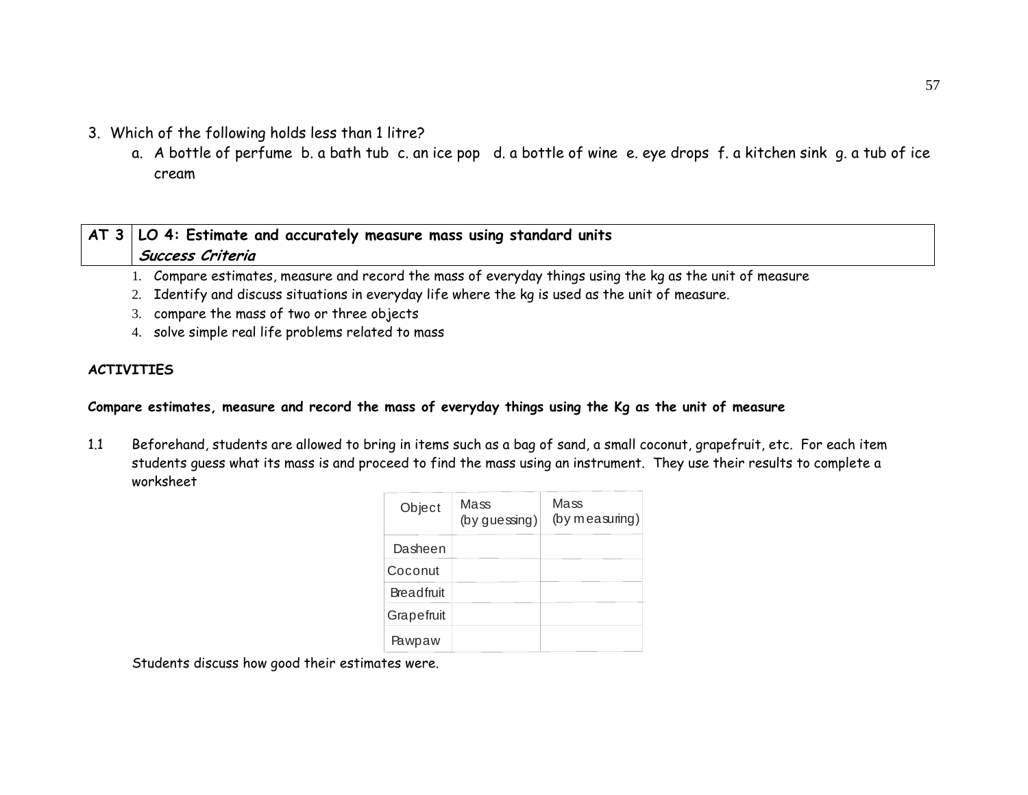3. Which of the following holds less than 1 litre?
   a. A bottle of perfume b. a bath tub c. an ice pop d. a bottle of wine e. eye drops f. a kitchen sink g. a tub of ice cream

| AT 3 | LO 4: Estimate and accurately measure mass using standard units<br>*Success Criteria* |
|---|---|

1. Compare estimates, measure and record the mass of everyday things using the kg as the unit of measure
2. Identify and discuss situations in everyday life where the kg is used as the unit of measure.
3. compare the mass of two or three objects
4. solve simple real life problems related to mass

**ACTIVITIES**

**Compare estimates, measure and record the mass of everyday things using the Kg as the unit of measure**

1.1 Beforehand, students are allowed to bring in items such as a bag of sand, a small coconut, grapefruit, etc. For each item students guess what its mass is and proceed to find the mass using an instrument. They use their results to complete a worksheet

| Object | Mass (by guessing) | Mass (by measuring) |
|---|---|---|
| Dasheen | | |
| Coconut | | |
| Breadfruit | | |
| Grapefruit | | |
| Pawpaw | | |

Students discuss how good their estimates were.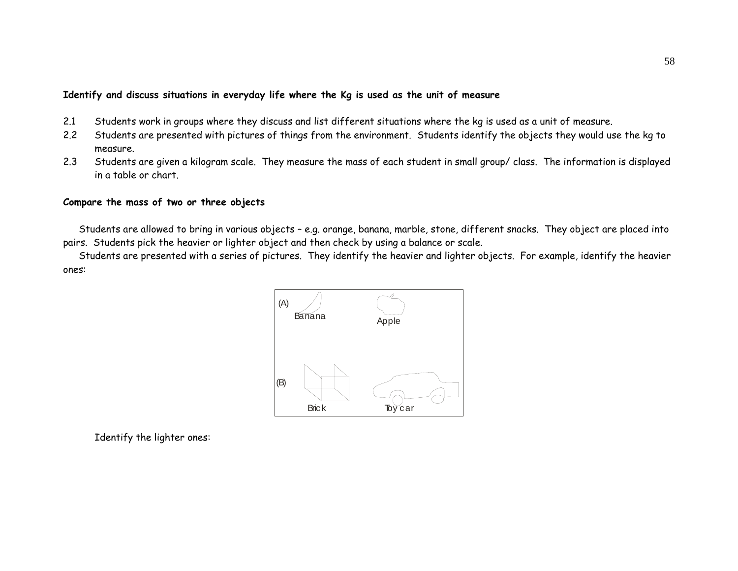**Identify and discuss situations in everyday life where the Kg is used as the unit of measure**

2.1 Students work in groups where they discuss and list different situations where the kg is used as a unit of measure.

2.2 Students are presented with pictures of things from the environment. Students identify the objects they would use the kg to measure.

2.3 Students are given a kilogram scale. They measure the mass of each student in small group/ class. The information is displayed in a table or chart.

**Compare the mass of two or three objects**

Students are allowed to bring in various objects – e.g. orange, banana, marble, stone, different snacks. They object are placed into pairs. Students pick the heavier or lighter object and then check by using a balance or scale.

Students are presented with a series of pictures. They identify the heavier and lighter objects. For example, identify the heavier ones:

(A) Banana Apple

(B) Brick Toy car

Identify the lighter ones: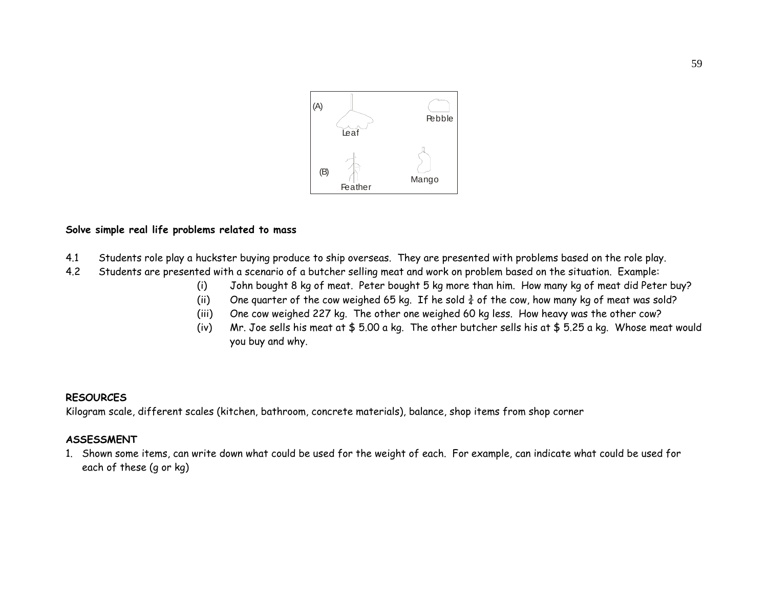(A) Leaf Pebble

(B) Feather Mango

**Solve simple real life problems related to mass**

4.1 Students role play a huckster buying produce to ship overseas. They are presented with problems based on the role play.

4.2 Students are presented with a scenario of a butcher selling meat and work on problem based on the situation. Example:

(i) John bought 8 kg of meat. Peter bought 5 kg more than him. How many kg of meat did Peter buy?

(ii) One quarter of the cow weighed 65 kg. If he sold $\frac{3}{4}$ of the cow, how many kg of meat was sold?

(iii) One cow weighed 227 kg. The other one weighed 60 kg less. How heavy was the other cow?

(iv) Mr. Joe sells his meat at $ 5.00 a kg. The other butcher sells his at $ 5.25 a kg. Whose meat would you buy and why.

**RESOURCES**

Kilogram scale, different scales (kitchen, bathroom, concrete materials), balance, shop items from shop corner

**ASSESSMENT**

1. Shown some items, can write down what could be used for the weight of each. For example, can indicate what could be used for each of these (g or kg)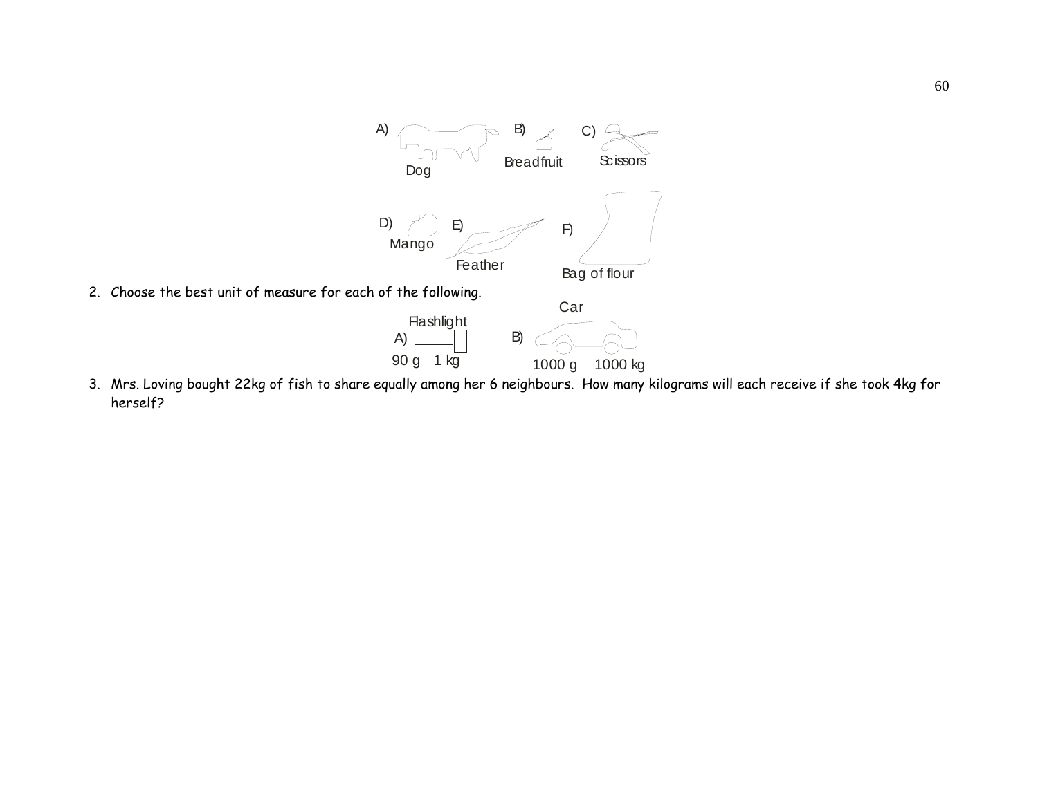A) Dog B) Breadfruit C) Scissors

D) Mango E) Feather F) Bag of flour

2. Choose the best unit of measure for each of the following.

A) Flashlight
90 g 1 kg

B) Car
1000 g 1000 kg

3. Mrs. Loving bought 22kg of fish to share equally among her 6 neighbours. How many kilograms will each receive if she took 4kg for herself?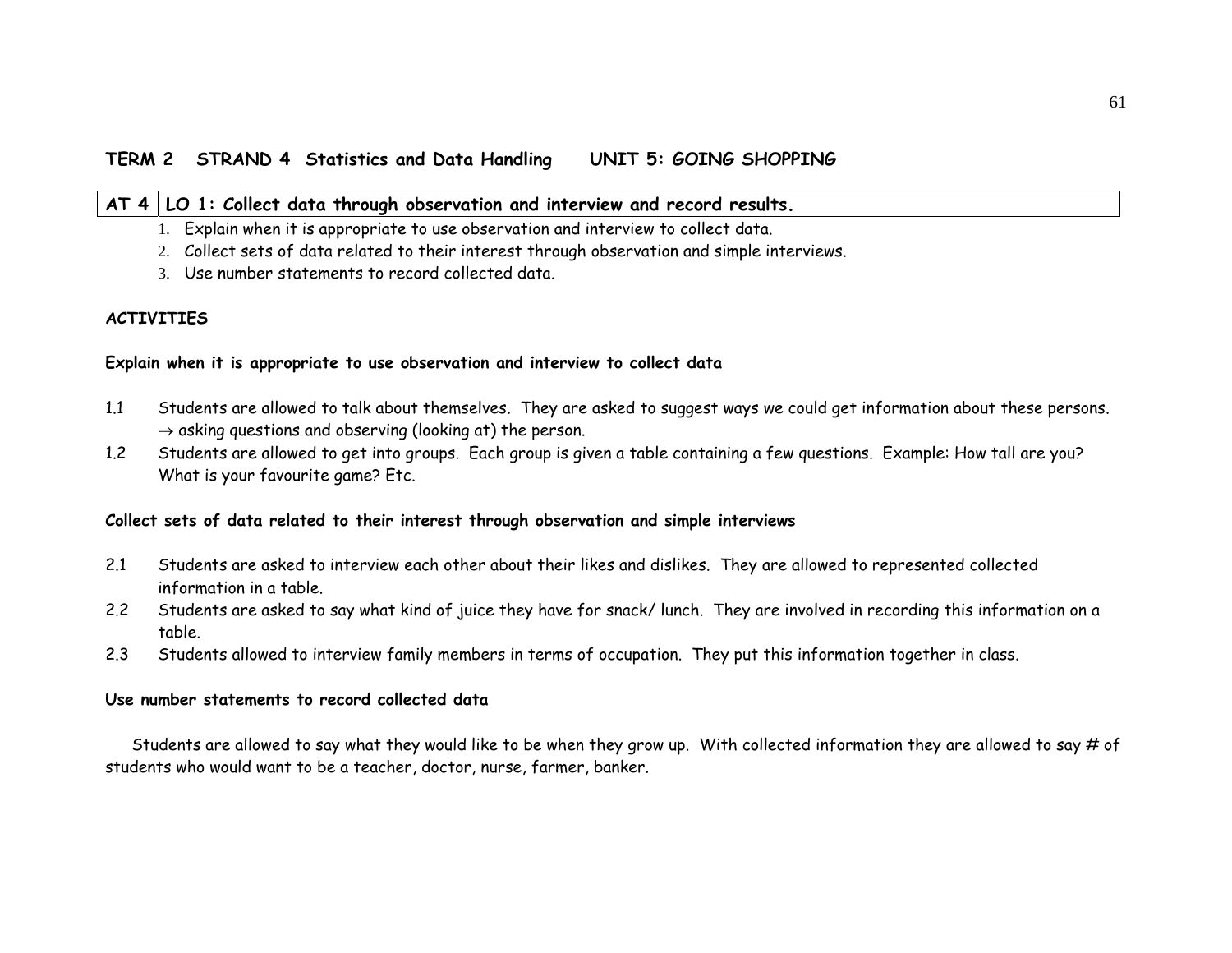## TERM 2 STRAND 4 Statistics and Data Handling UNIT 5: GOING SHOPPING

| AT 4 | LO 1: Collect data through observation and interview and record results. |
|---|---|

1. Explain when it is appropriate to use observation and interview to collect data.
2. Collect sets of data related to their interest through observation and simple interviews.
3. Use number statements to record collected data.

**ACTIVITIES**

**Explain when it is appropriate to use observation and interview to collect data**

1.1 Students are allowed to talk about themselves. They are asked to suggest ways we could get information about these persons. → asking questions and observing (looking at) the person.

1.2 Students are allowed to get into groups. Each group is given a table containing a few questions. Example: How tall are you? What is your favourite game? Etc.

**Collect sets of data related to their interest through observation and simple interviews**

2.1 Students are asked to interview each other about their likes and dislikes. They are allowed to represented collected information in a table.

2.2 Students are asked to say what kind of juice they have for snack/ lunch. They are involved in recording this information on a table.

2.3 Students allowed to interview family members in terms of occupation. They put this information together in class.

**Use number statements to record collected data**

Students are allowed to say what they would like to be when they grow up. With collected information they are allowed to say # of students who would want to be a teacher, doctor, nurse, farmer, banker.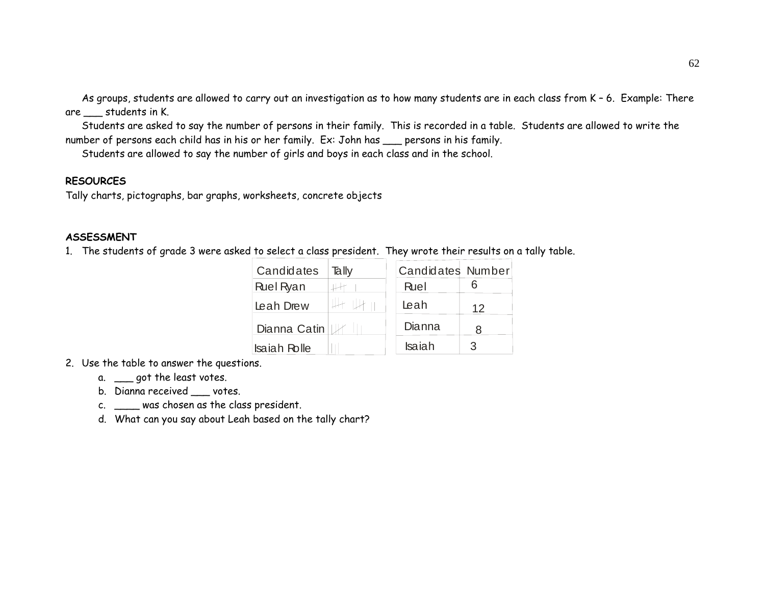As groups, students are allowed to carry out an investigation as to how many students are in each class from K – 6. Example: There are ___ students in K.

Students are asked to say the number of persons in their family. This is recorded in a table. Students are allowed to write the number of persons each child has in his or her family. Ex: John has ___ persons in his family.

Students are allowed to say the number of girls and boys in each class and in the school.

**RESOURCES**

Tally charts, pictographs, bar graphs, worksheets, concrete objects

**ASSESSMENT**

1. The students of grade 3 were asked to select a class president. They wrote their results on a tally table.

| Candidates | Tally |
|---|---|
| Ruel Ryan | 𝍸 I |
| Leah Drew | 𝍸 𝍸 II |
| Dianna Catin | 𝍸 III |
| Isaiah Rolle | III |

| Candidates | Number |
|---|---|
| Ruel | 6 |
| Leah | 12 |
| Dianna | 8 |
| Isaiah | 3 |

2. Use the table to answer the questions.
   a. ___ got the least votes.
   b. Dianna received ___ votes.
   c. ____ was chosen as the class president.
   d. What can you say about Leah based on the tally chart?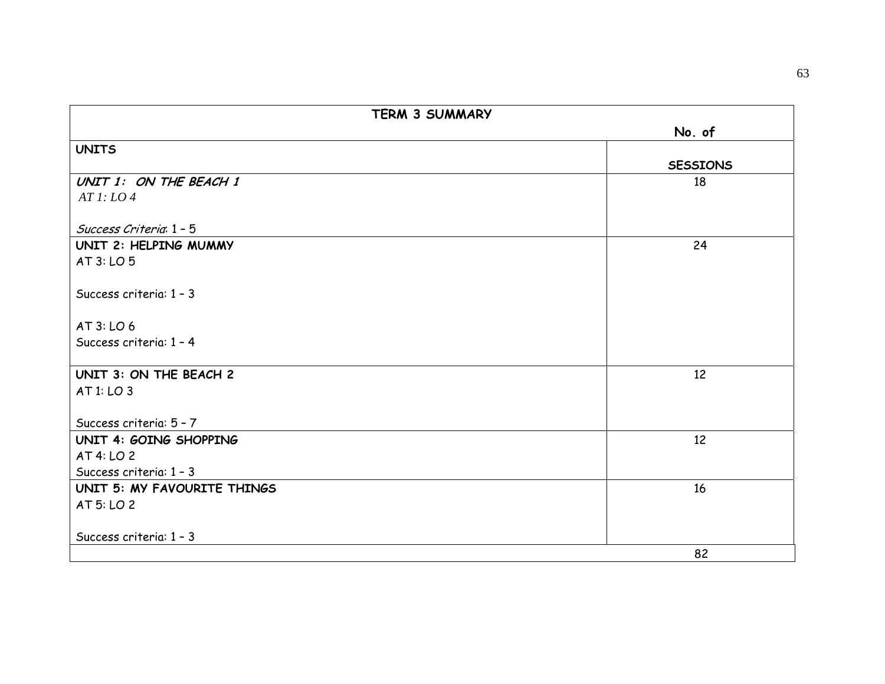| TERM 3 SUMMARY | |
|---|---|
| **UNITS** | **No. of SESSIONS** |
| ***UNIT 1: ON THE BEACH 1***<br>*AT 1: LO 4*<br><br>*Success Criteria*: 1 – 5 | 18 |
| **UNIT 2: HELPING MUMMY**<br>AT 3: LO 5<br><br>Success criteria: 1 – 3<br><br>AT 3: LO 6<br>Success criteria: 1 – 4 | 24 |
| **UNIT 3: ON THE BEACH 2**<br>AT 1: LO 3<br><br>Success criteria: 5 – 7 | 12 |
| **UNIT 4: GOING SHOPPING**<br>AT 4: LO 2<br>Success criteria: 1 – 3 | 12 |
| **UNIT 5: MY FAVOURITE THINGS**<br>AT 5: LO 2<br><br>Success criteria: 1 – 3 | 16 |
| | 82 |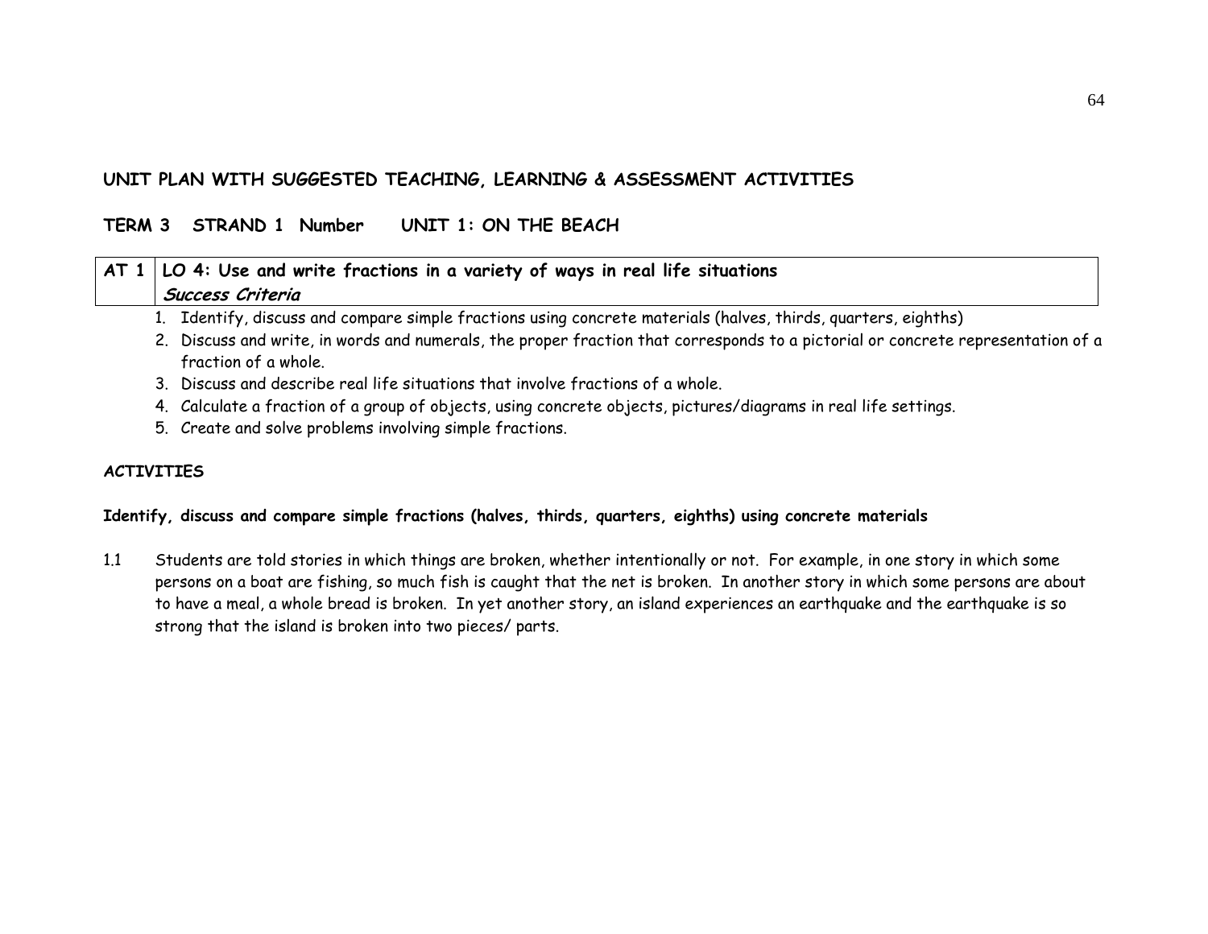## UNIT PLAN WITH SUGGESTED TEACHING, LEARNING & ASSESSMENT ACTIVITIES

## TERM 3 STRAND 1 Number UNIT 1: ON THE BEACH

| AT 1 | LO 4: Use and write fractions in a variety of ways in real life situations<br>***Success Criteria*** |
|---|---|

1. Identify, discuss and compare simple fractions using concrete materials (halves, thirds, quarters, eighths)
2. Discuss and write, in words and numerals, the proper fraction that corresponds to a pictorial or concrete representation of a fraction of a whole.
3. Discuss and describe real life situations that involve fractions of a whole.
4. Calculate a fraction of a group of objects, using concrete objects, pictures/diagrams in real life settings.
5. Create and solve problems involving simple fractions.

**ACTIVITIES**

**Identify, discuss and compare simple fractions (halves, thirds, quarters, eighths) using concrete materials**

1.1 Students are told stories in which things are broken, whether intentionally or not. For example, in one story in which some persons on a boat are fishing, so much fish is caught that the net is broken. In another story in which some persons are about to have a meal, a whole bread is broken. In yet another story, an island experiences an earthquake and the earthquake is so strong that the island is broken into two pieces/ parts.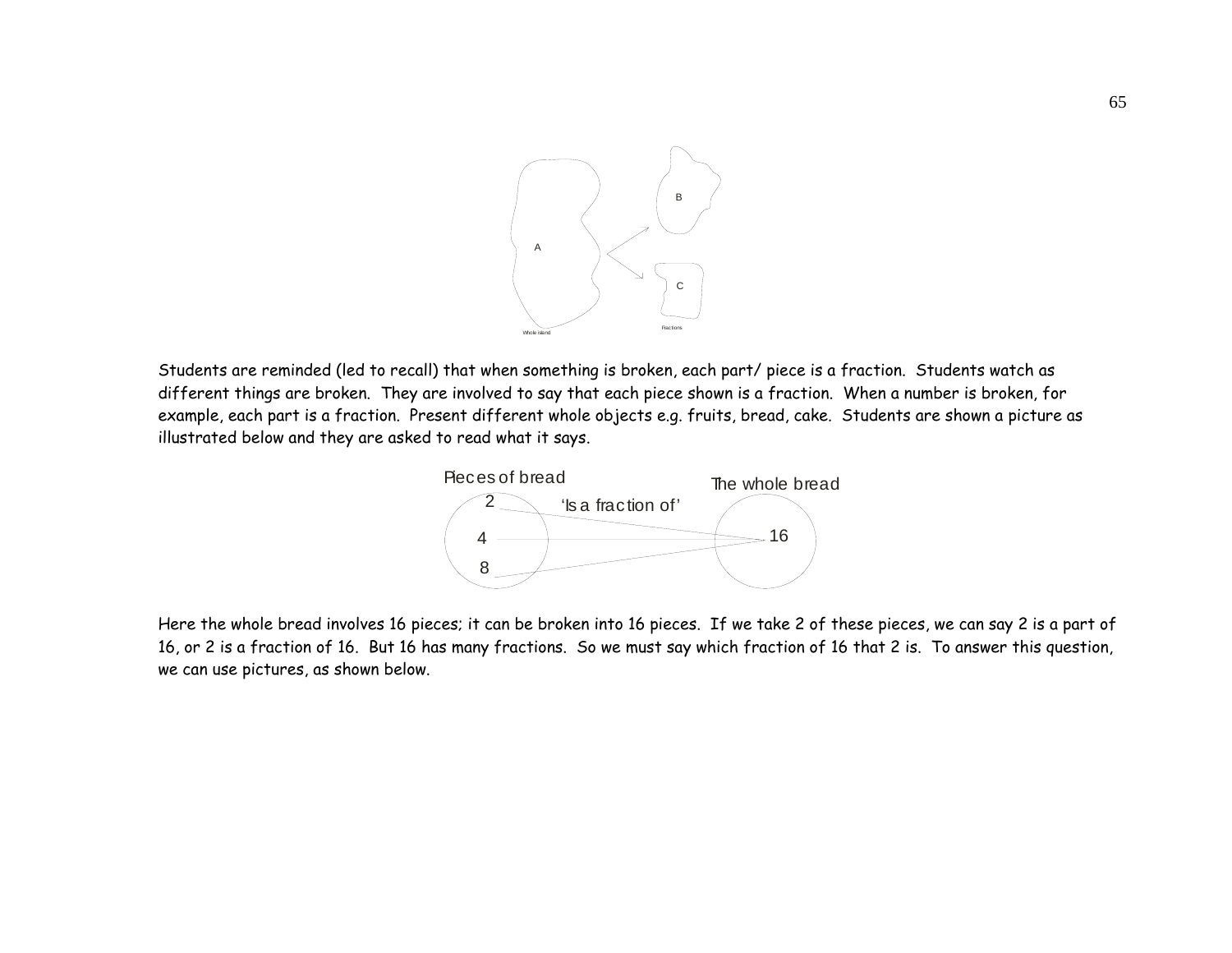A

B

C

Whole island

Fractions

Students are reminded (led to recall) that when something is broken, each part/ piece is a fraction. Students watch as different things are broken. They are involved to say that each piece shown is a fraction. When a number is broken, for example, each part is a fraction. Present different whole objects e.g. fruits, bread, cake. Students are shown a picture as illustrated below and they are asked to read what it says.

Pieces of bread

2

4

8

'Is a fraction of'

The whole bread

16

Here the whole bread involves 16 pieces; it can be broken into 16 pieces. If we take 2 of these pieces, we can say 2 is a part of 16, or 2 is a fraction of 16. But 16 has many fractions. So we must say which fraction of 16 that 2 is. To answer this question, we can use pictures, as shown below.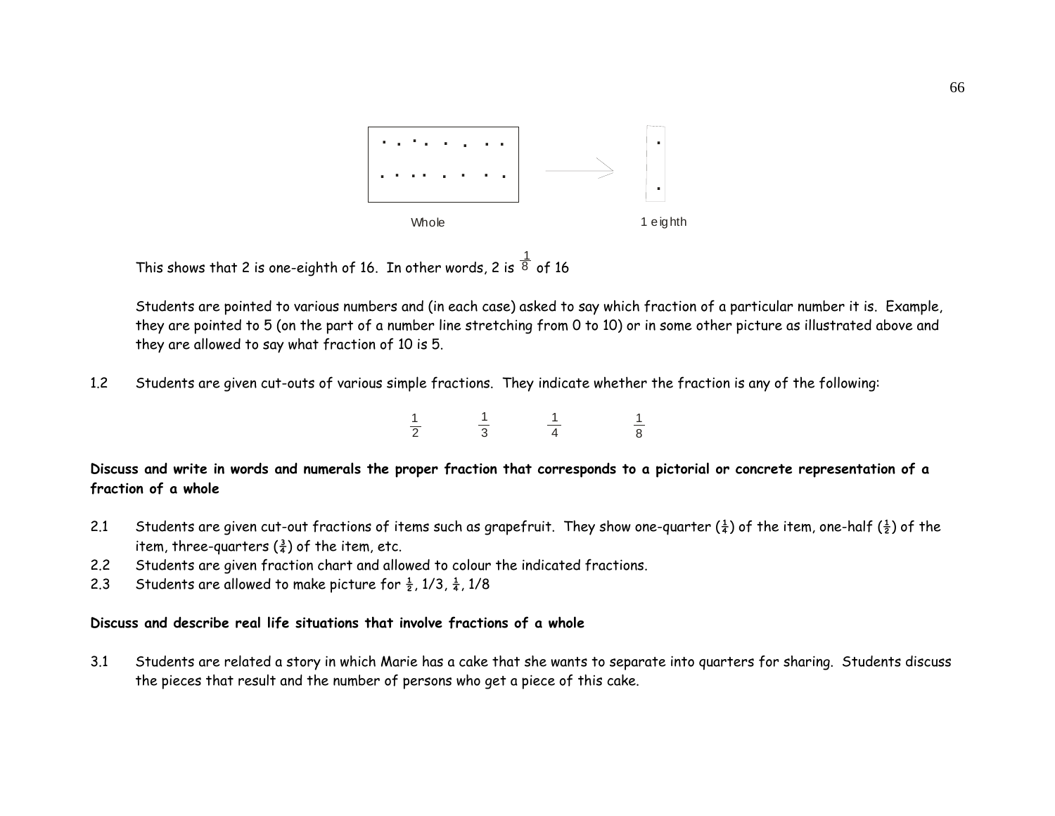Whole 1 eighth

This shows that 2 is one-eighth of 16. In other words, 2 is $\frac{1}{8}$ of 16

Students are pointed to various numbers and (in each case) asked to say which fraction of a particular number it is. Example, they are pointed to 5 (on the part of a number line stretching from 0 to 10) or in some other picture as illustrated above and they are allowed to say what fraction of 10 is 5.

1.2 Students are given cut-outs of various simple fractions. They indicate whether the fraction is any of the following:

$$\frac{1}{2} \qquad \frac{1}{3} \qquad \frac{1}{4} \qquad \frac{1}{8}$$

**Discuss and write in words and numerals the proper fraction that corresponds to a pictorial or concrete representation of a fraction of a whole**

2.1 Students are given cut-out fractions of items such as grapefruit. They show one-quarter ($\frac{1}{4}$) of the item, one-half ($\frac{1}{2}$) of the item, three-quarters ($\frac{3}{4}$) of the item, etc.

2.2 Students are given fraction chart and allowed to colour the indicated fractions.

2.3 Students are allowed to make picture for $\frac{1}{2}$, 1/3, $\frac{1}{4}$, 1/8

**Discuss and describe real life situations that involve fractions of a whole**

3.1 Students are related a story in which Marie has a cake that she wants to separate into quarters for sharing. Students discuss the pieces that result and the number of persons who get a piece of this cake.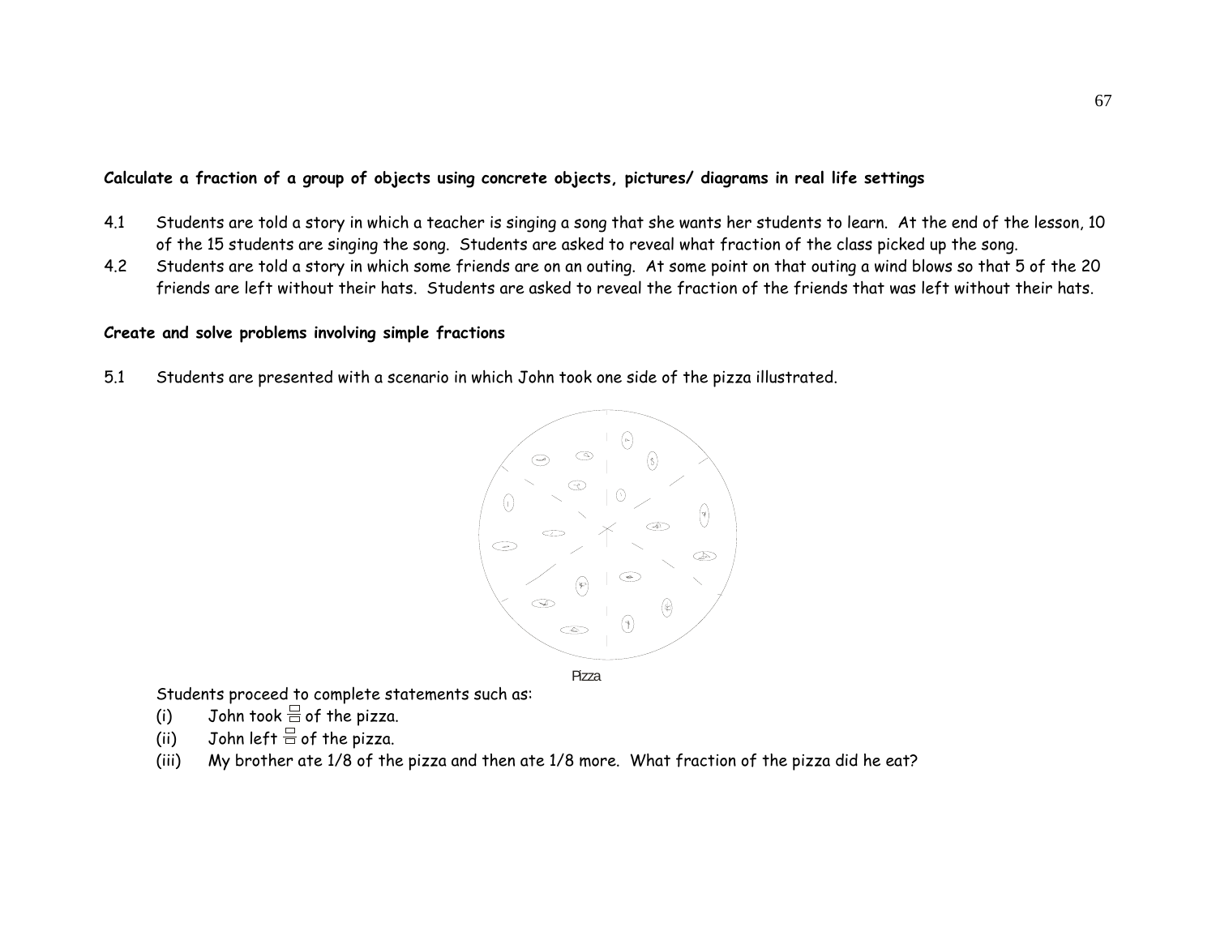**Calculate a fraction of a group of objects using concrete objects, pictures/ diagrams in real life settings**

4.1 Students are told a story in which a teacher is singing a song that she wants her students to learn. At the end of the lesson, 10 of the 15 students are singing the song. Students are asked to reveal what fraction of the class picked up the song.

4.2 Students are told a story in which some friends are on an outing. At some point on that outing a wind blows so that 5 of the 20 friends are left without their hats. Students are asked to reveal the fraction of the friends that was left without their hats.

**Create and solve problems involving simple fractions**

5.1 Students are presented with a scenario in which John took one side of the pizza illustrated.

Pizza

Students proceed to complete statements such as:

(i) John took $\frac{\square}{\square}$ of the pizza.

(ii) John left $\frac{\square}{\square}$ of the pizza.

(iii) My brother ate 1/8 of the pizza and then ate 1/8 more. What fraction of the pizza did he eat?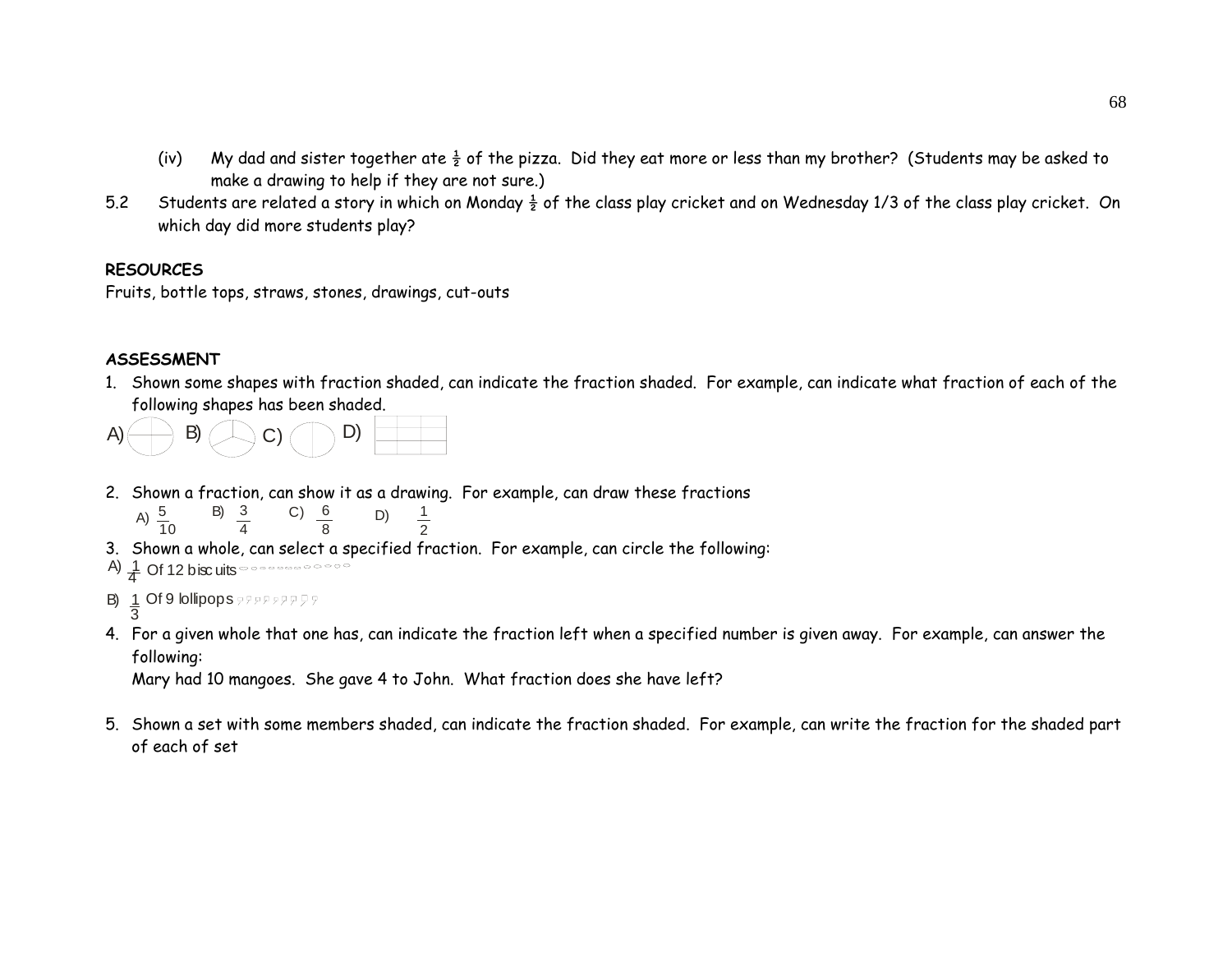(iv) My dad and sister together ate $\frac{1}{2}$ of the pizza. Did they eat more or less than my brother? (Students may be asked to make a drawing to help if they are not sure.)

5.2 Students are related a story in which on Monday $\frac{1}{2}$ of the class play cricket and on Wednesday 1/3 of the class play cricket. On which day did more students play?

**RESOURCES**

Fruits, bottle tops, straws, stones, drawings, cut-outs

**ASSESSMENT**

1. Shown some shapes with fraction shaded, can indicate the fraction shaded. For example, can indicate what fraction of each of the following shapes has been shaded.

A) B) C) D)

2. Shown a fraction, can show it as a drawing. For example, can draw these fractions

A) $\frac{5}{10}$ B) $\frac{3}{4}$ C) $\frac{6}{8}$ D) $\frac{1}{2}$

3. Shown a whole, can select a specified fraction. For example, can circle the following:

A) $\frac{1}{4}$ Of 12 biscuits

B) $\frac{1}{3}$ Of 9 lollipops

4. For a given whole that one has, can indicate the fraction left when a specified number is given away. For example, can answer the following:

Mary had 10 mangoes. She gave 4 to John. What fraction does she have left?

5. Shown a set with some members shaded, can indicate the fraction shaded. For example, can write the fraction for the shaded part of each of set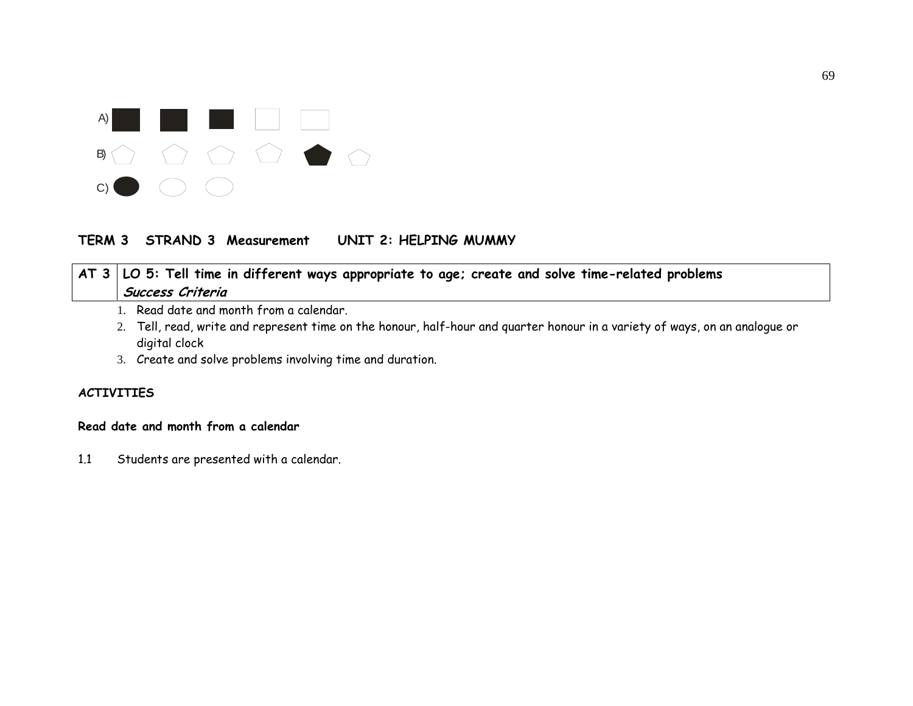A)

B)

C)

**TERM 3 STRAND 3 Measurement UNIT 2: HELPING MUMMY**

| AT 3 | LO 5: Tell time in different ways appropriate to age; create and solve time-related problems<br>***Success Criteria*** |
|---|---|

1. Read date and month from a calendar.
2. Tell, read, write and represent time on the honour, half-hour and quarter honour in a variety of ways, on an analogue or digital clock
3. Create and solve problems involving time and duration.

**ACTIVITIES**

**Read date and month from a calendar**

1.1 Students are presented with a calendar.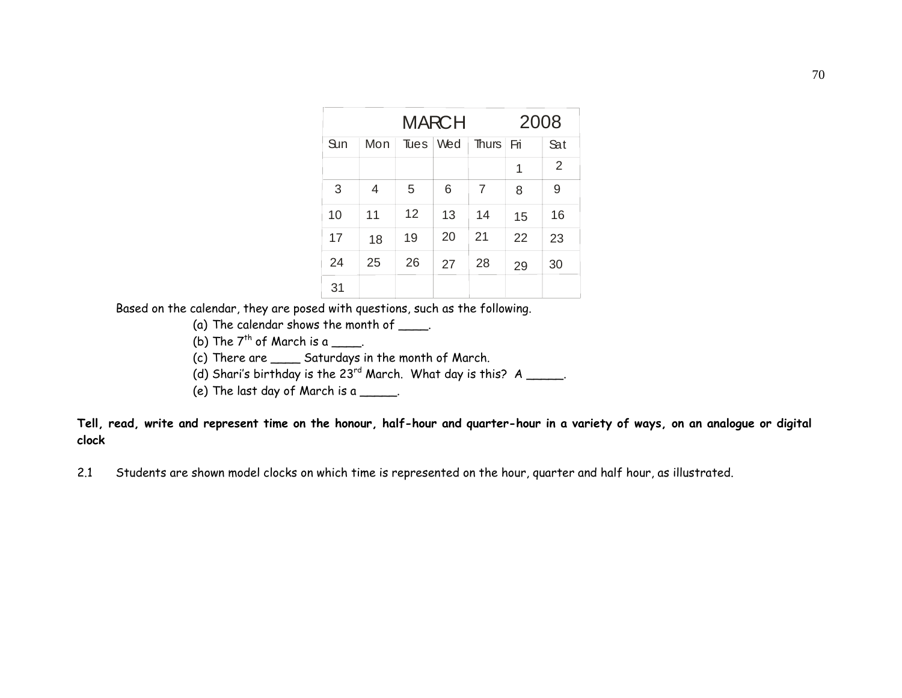| MARCH | | | | | 2008 | |
|---|---|---|---|---|---|---|
| Sun | Mon | Tues | Wed | Thurs | Fri | Sat |
| | | | | | 1 | 2 |
| 3 | 4 | 5 | 6 | 7 | 8 | 9 |
| 10 | 11 | 12 | 13 | 14 | 15 | 16 |
| 17 | 18 | 19 | 20 | 21 | 22 | 23 |
| 24 | 25 | 26 | 27 | 28 | 29 | 30 |
| 31 | | | | | | |

Based on the calendar, they are posed with questions, such as the following.

(a) The calendar shows the month of ____.

(b) The 7th of March is a ____.

(c) There are ____ Saturdays in the month of March.

(d) Shari's birthday is the 23rd March. What day is this? A _____.

(e) The last day of March is a _____.

**Tell, read, write and represent time on the honour, half-hour and quarter-hour in a variety of ways, on an analogue or digital clock**

2.1 Students are shown model clocks on which time is represented on the hour, quarter and half hour, as illustrated.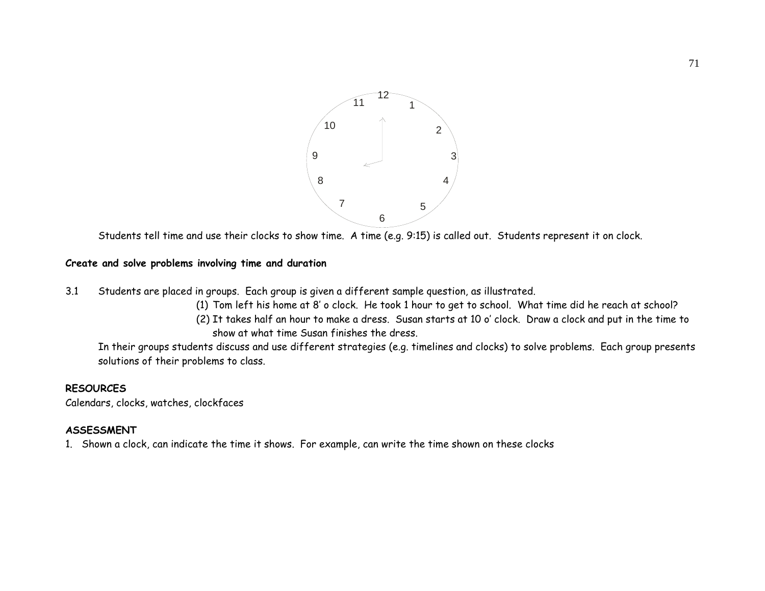Students tell time and use their clocks to show time. A time (e.g. 9:15) is called out. Students represent it on clock.

**Create and solve problems involving time and duration**

3.1 Students are placed in groups. Each group is given a different sample question, as illustrated.

(1) Tom left his home at 8' o clock. He took 1 hour to get to school. What time did he reach at school?

(2) It takes half an hour to make a dress. Susan starts at 10 o' clock. Draw a clock and put in the time to show at what time Susan finishes the dress.

In their groups students discuss and use different strategies (e.g. timelines and clocks) to solve problems. Each group presents solutions of their problems to class.

**RESOURCES**

Calendars, clocks, watches, clockfaces

**ASSESSMENT**

1. Shown a clock, can indicate the time it shows. For example, can write the time shown on these clocks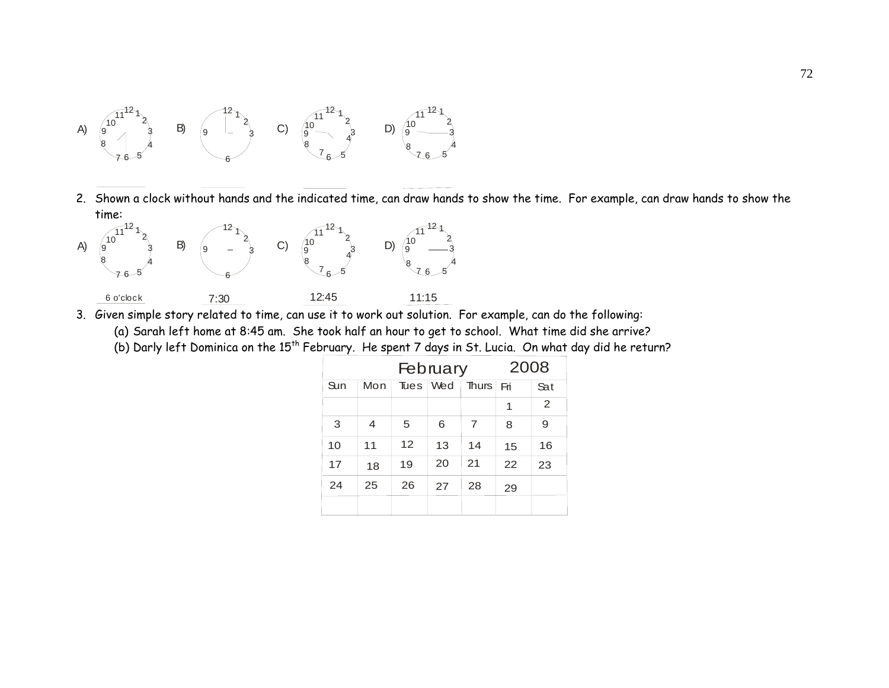A) B) C) D)

2. Shown a clock without hands and the indicated time, can draw hands to show the time. For example, can draw hands to show the time:

A) 6 o'clock B) 7:30 C) 12:45 D) 11:15

3. Given simple story related to time, can use it to work out solution. For example, can do the following:
   (a) Sarah left home at 8:45 am. She took half an hour to get to school. What time did she arrive?
   (b) Darly left Dominica on the 15th February. He spent 7 days in St. Lucia. On what day did he return?

| February | | | | | 2008 | |
|---|---|---|---|---|---|---|
| Sun | Mon | Tues | Wed | Thurs | Fri | Sat |
| | | | | | 1 | 2 |
| 3 | 4 | 5 | 6 | 7 | 8 | 9 |
| 10 | 11 | 12 | 13 | 14 | 15 | 16 |
| 17 | 18 | 19 | 20 | 21 | 22 | 23 |
| 24 | 25 | 26 | 27 | 28 | 29 | |
| | | | | | | |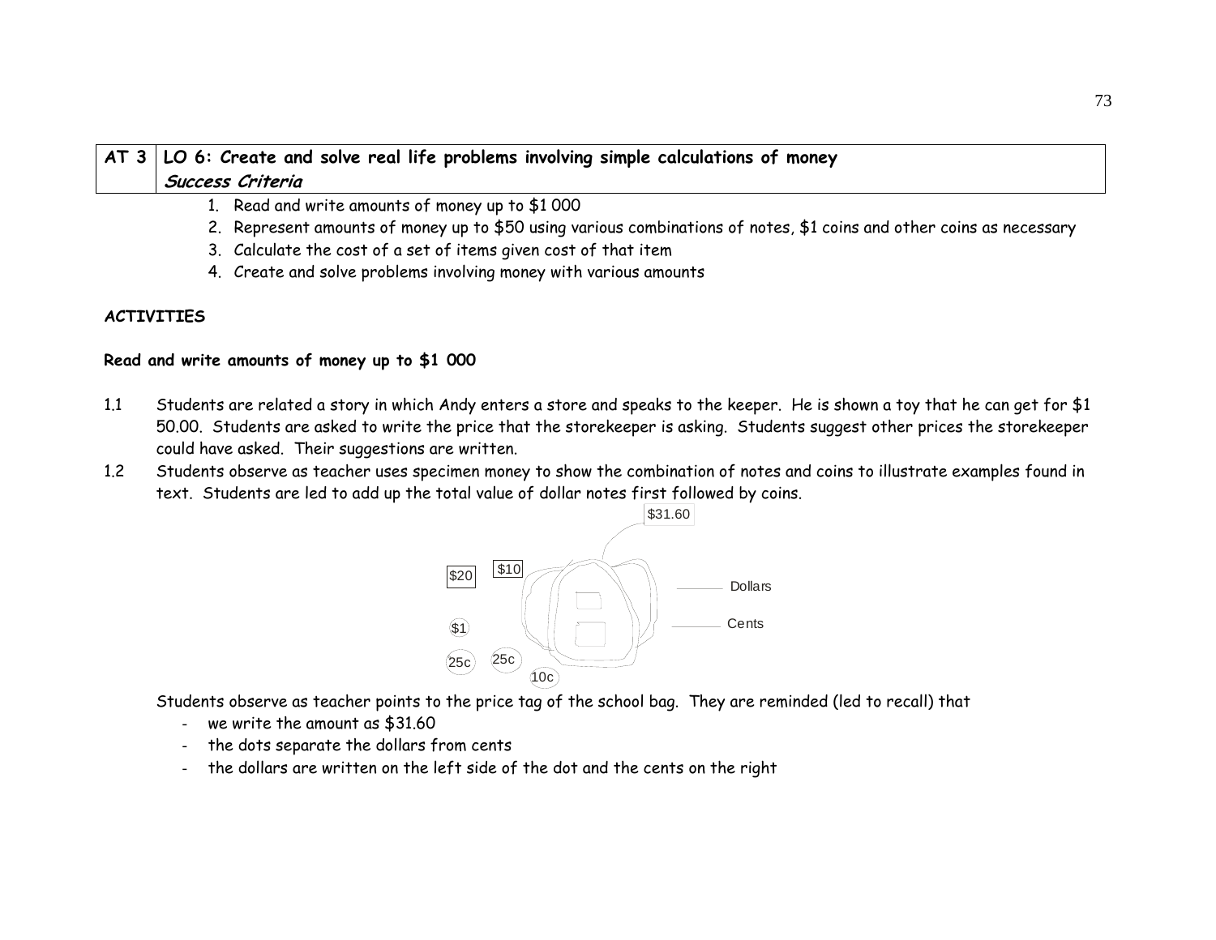| AT 3 | **LO 6: Create and solve real life problems involving simple calculations of money** |
|---|---|
| | ***Success Criteria*** |

1. Read and write amounts of money up to $1 000
2. Represent amounts of money up to $50 using various combinations of notes, $1 coins and other coins as necessary
3. Calculate the cost of a set of items given cost of that item
4. Create and solve problems involving money with various amounts

**ACTIVITIES**

**Read and write amounts of money up to $1 000**

1.1 Students are related a story in which Andy enters a store and speaks to the keeper. He is shown a toy that he can get for $1 50.00. Students are asked to write the price that the storekeeper is asking. Students suggest other prices the storekeeper could have asked. Their suggestions are written.

1.2 Students observe as teacher uses specimen money to show the combination of notes and coins to illustrate examples found in text. Students are led to add up the total value of dollar notes first followed by coins.

$31.60

$20 $10

$1

25c 25c 10c

Dollars

Cents

Students observe as teacher points to the price tag of the school bag. They are reminded (led to recall) that

- we write the amount as $31.60
- the dots separate the dollars from cents
- the dollars are written on the left side of the dot and the cents on the right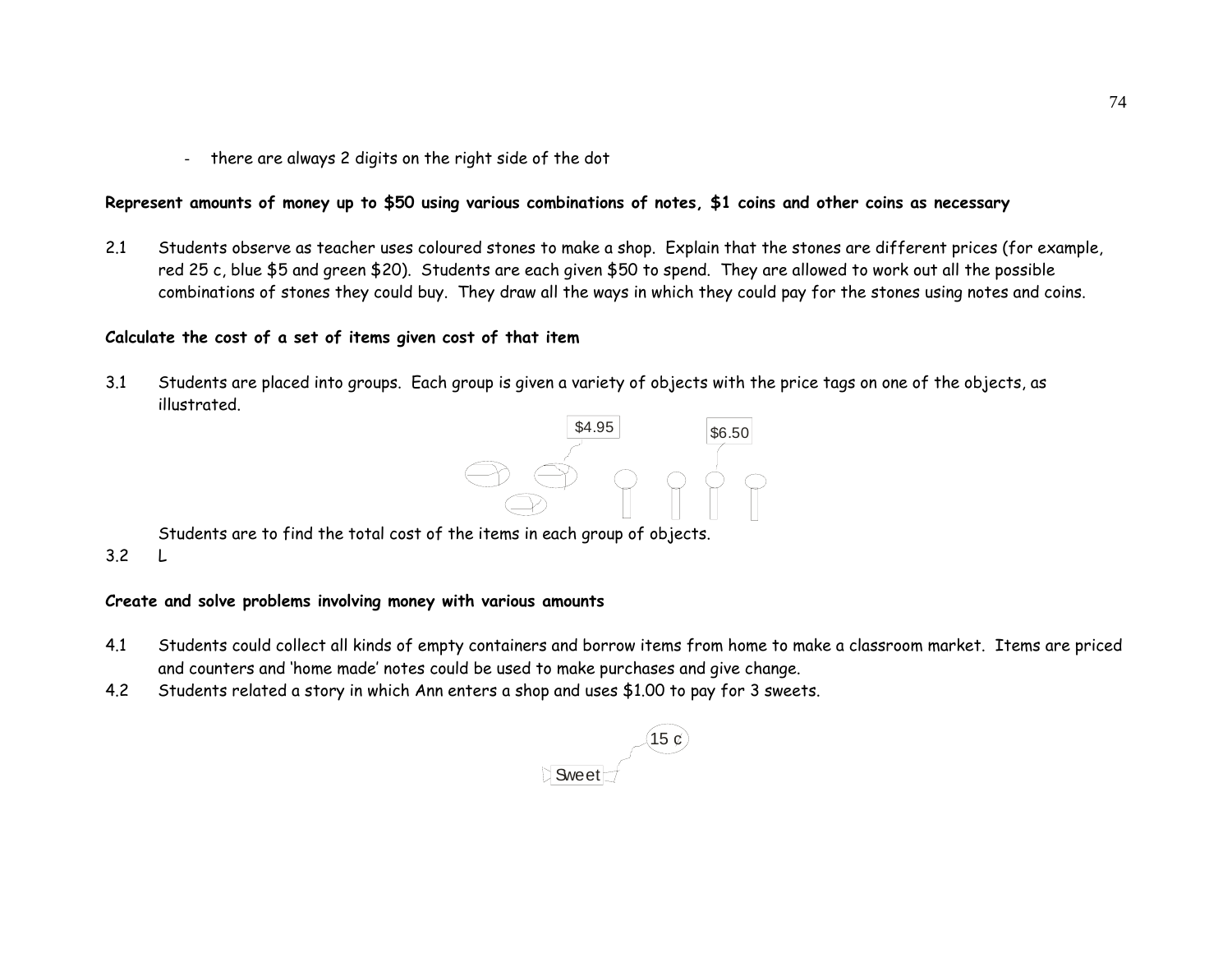- there are always 2 digits on the right side of the dot

**Represent amounts of money up to $50 using various combinations of notes, $1 coins and other coins as necessary**

2.1 Students observe as teacher uses coloured stones to make a shop. Explain that the stones are different prices (for example, red 25 c, blue $5 and green $20). Students are each given $50 to spend. They are allowed to work out all the possible combinations of stones they could buy. They draw all the ways in which they could pay for the stones using notes and coins.

**Calculate the cost of a set of items given cost of that item**

3.1 Students are placed into groups. Each group is given a variety of objects with the price tags on one of the objects, as illustrated.

$4.95 $6.50

Students are to find the total cost of the items in each group of objects.

3.2 L

**Create and solve problems involving money with various amounts**

4.1 Students could collect all kinds of empty containers and borrow items from home to make a classroom market. Items are priced and counters and 'home made' notes could be used to make purchases and give change.

4.2 Students related a story in which Ann enters a shop and uses $1.00 to pay for 3 sweets.

15 c

Sweet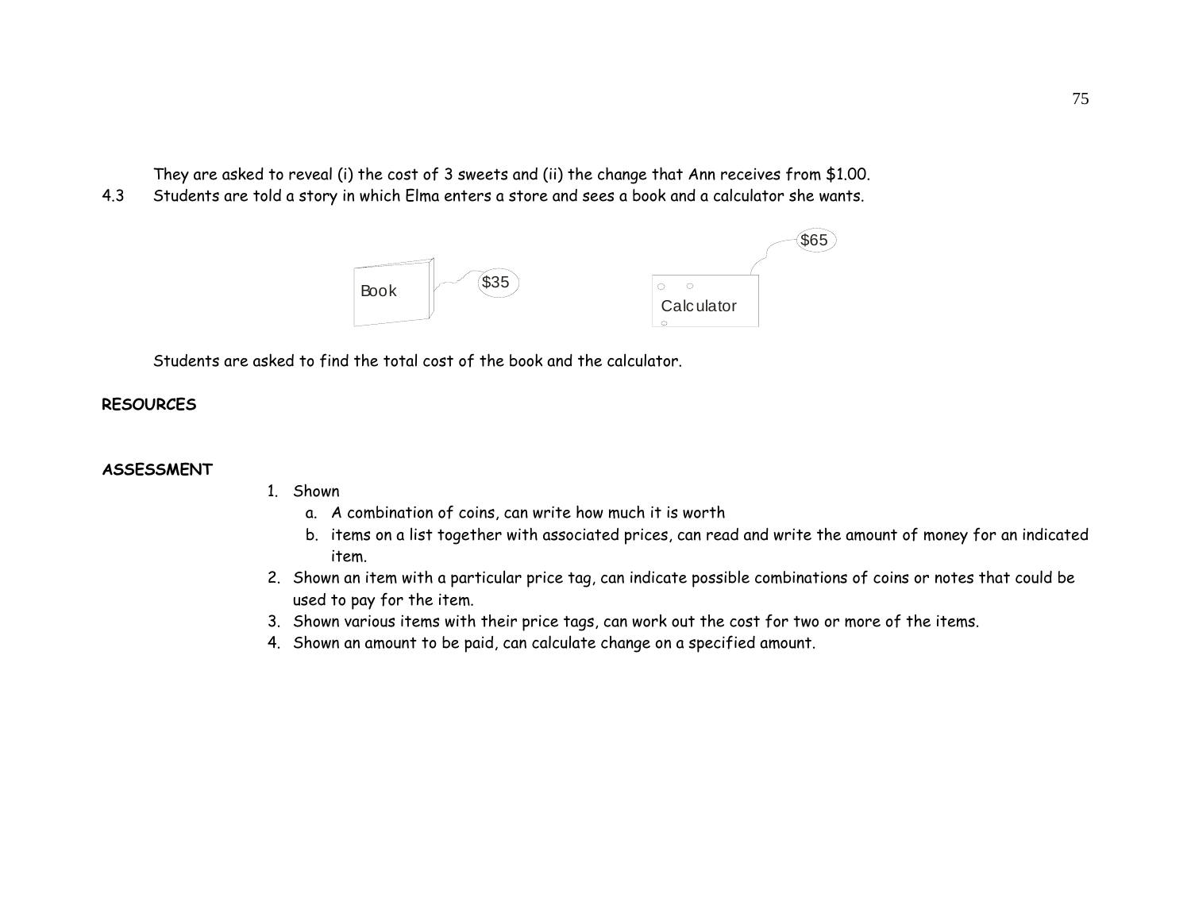They are asked to reveal (i) the cost of 3 sweets and (ii) the change that Ann receives from $1.00.

4.3 Students are told a story in which Elma enters a store and sees a book and a calculator she wants.

Book $35

Calculator $65

Students are asked to find the total cost of the book and the calculator.

**RESOURCES**

**ASSESSMENT**

1. Shown
   a. A combination of coins, can write how much it is worth
   b. items on a list together with associated prices, can read and write the amount of money for an indicated item.
2. Shown an item with a particular price tag, can indicate possible combinations of coins or notes that could be used to pay for the item.
3. Shown various items with their price tags, can work out the cost for two or more of the items.
4. Shown an amount to be paid, can calculate change on a specified amount.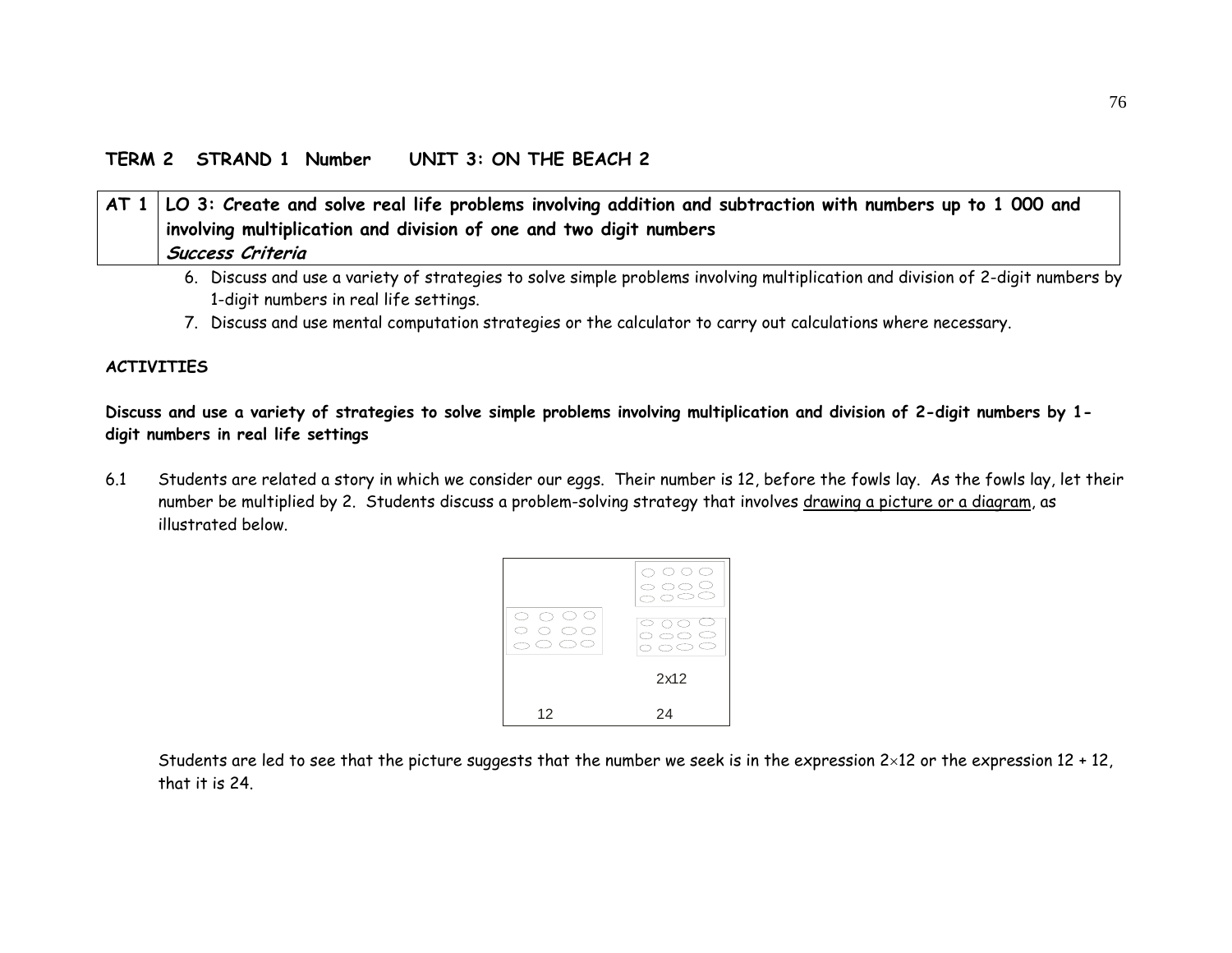**TERM 2 STRAND 1 Number UNIT 3: ON THE BEACH 2**

| AT 1 | LO 3: Create and solve real life problems involving addition and subtraction with numbers up to 1 000 and involving multiplication and division of one and two digit numbers<br>***Success Criteria*** |
|---|---|

6. Discuss and use a variety of strategies to solve simple problems involving multiplication and division of 2-digit numbers by 1-digit numbers in real life settings.
7. Discuss and use mental computation strategies or the calculator to carry out calculations where necessary.

**ACTIVITIES**

**Discuss and use a variety of strategies to solve simple problems involving multiplication and division of 2-digit numbers by 1-digit numbers in real life settings**

6.1 Students are related a story in which we consider our eggs. Their number is 12, before the fowls lay. As the fowls lay, let their number be multiplied by 2. Students discuss a problem-solving strategy that involves drawing a picture or a diagram, as illustrated below.

2x12

12 24

Students are led to see that the picture suggests that the number we seek is in the expression $2 \times 12$ or the expression $12 + 12$, that it is 24.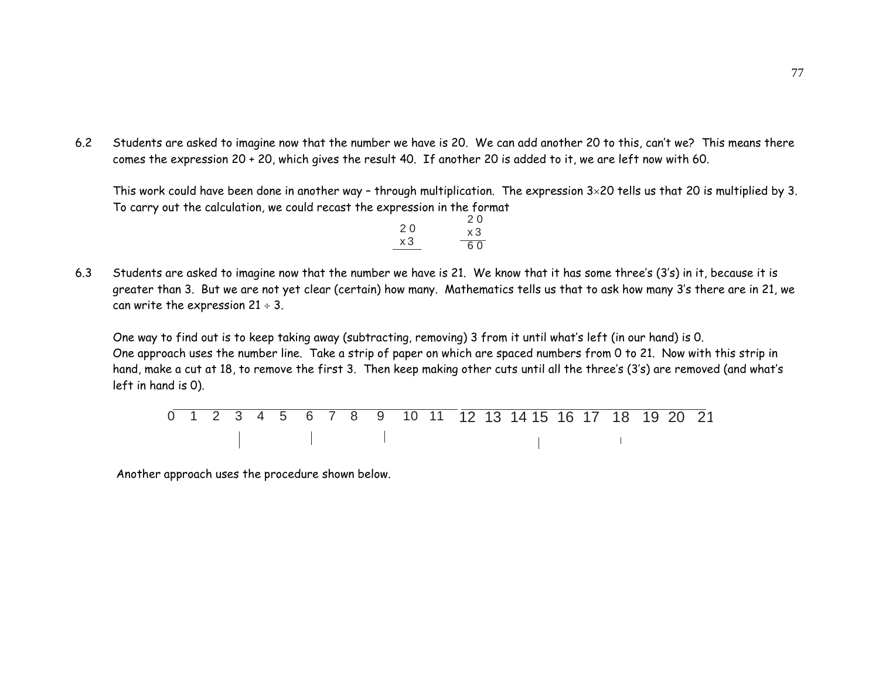6.2 Students are asked to imagine now that the number we have is 20. We can add another 20 to this, can't we? This means there comes the expression 20 + 20, which gives the result 40. If another 20 is added to it, we are left now with 60.

This work could have been done in another way – through multiplication. The expression 3×20 tells us that 20 is multiplied by 3. To carry out the calculation, we could recast the expression in the format

$$\begin{array}{r} 20 \\ \times 3 \\ \hline \end{array} \qquad \begin{array}{r} 20 \\ \times 3 \\ \hline 60 \end{array}$$

6.3 Students are asked to imagine now that the number we have is 21. We know that it has some three's (3's) in it, because it is greater than 3. But we are not yet clear (certain) how many. Mathematics tells us that to ask how many 3's there are in 21, we can write the expression 21 ÷ 3.

One way to find out is to keep taking away (subtracting, removing) 3 from it until what's left (in our hand) is 0.
One approach uses the number line. Take a strip of paper on which are spaced numbers from 0 to 21. Now with this strip in hand, make a cut at 18, to remove the first 3. Then keep making other cuts until all the three's (3's) are removed (and what's left in hand is 0).

0 1 2 3 4 5 6 7 8 9 10 11 12 13 14 15 16 17 18 19 20 21

Another approach uses the procedure shown below.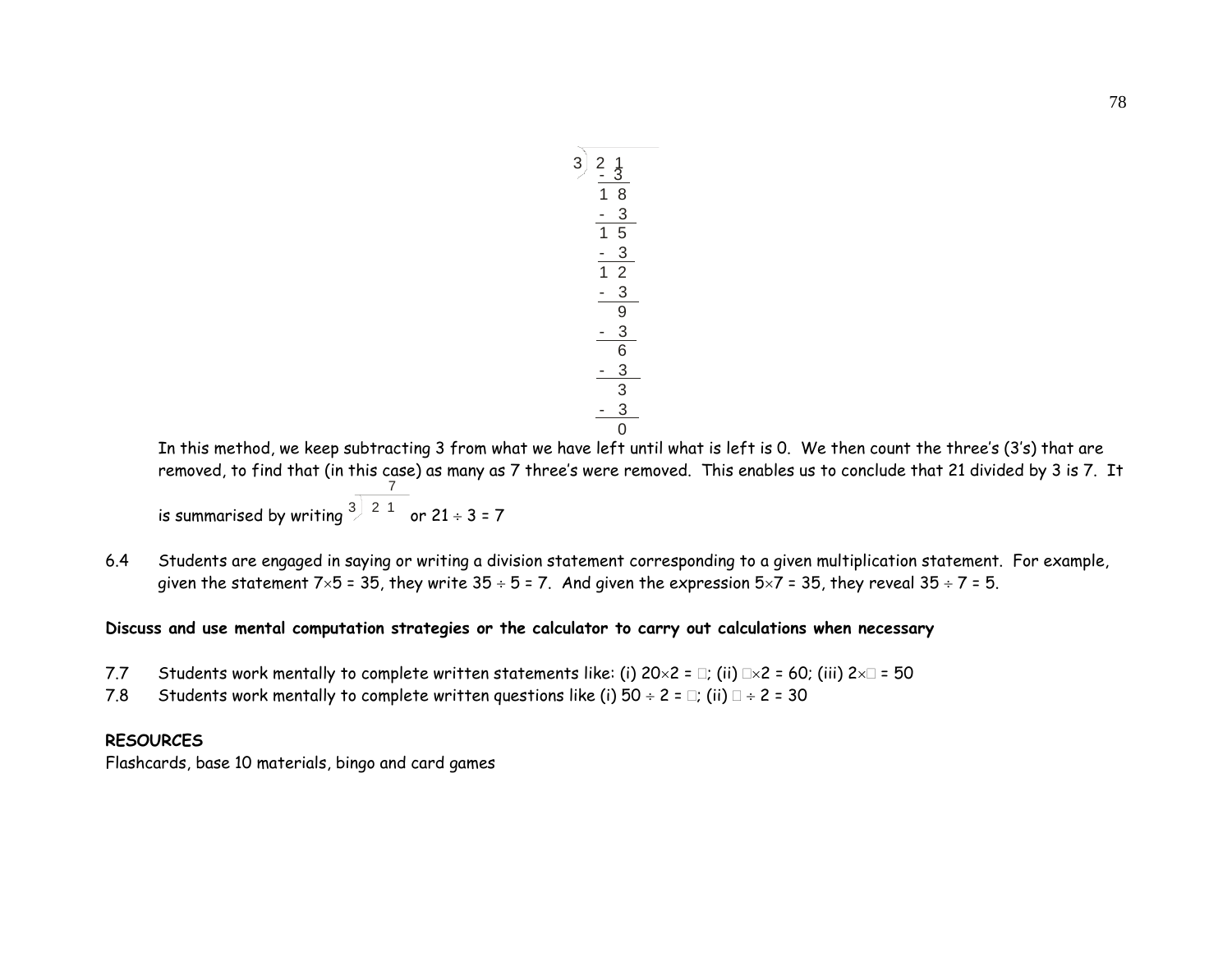```
3 ) 2 1
   - 3
   1 8
   - 3
   1 5
   - 3
   1 2
   - 3
     9
   - 3
     6
   - 3
     3
   - 3
     0
```

In this method, we keep subtracting 3 from what we have left until what is left is 0. We then count the three's (3's) that are removed, to find that (in this case) as many as 7 three's were removed. This enables us to conclude that 21 divided by 3 is 7. It is summarised by writing $3\overline{)\,21}$ with 7 written above (quotient) or $21 \div 3 = 7$

6.4 Students are engaged in saying or writing a division statement corresponding to a given multiplication statement. For example, given the statement $7\times5 = 35$, they write $35 \div 5 = 7$. And given the expression $5\times7 = 35$, they reveal $35 \div 7 = 5$.

**Discuss and use mental computation strategies or the calculator to carry out calculations when necessary**

7.7 Students work mentally to complete written statements like: (i) $20\times2 = \square$; (ii) $\square\times2 = 60$; (iii) $2\times\square = 50$

7.8 Students work mentally to complete written questions like (i) $50 \div 2 = \square$; (ii) $\square \div 2 = 30$

**RESOURCES**

Flashcards, base 10 materials, bingo and card games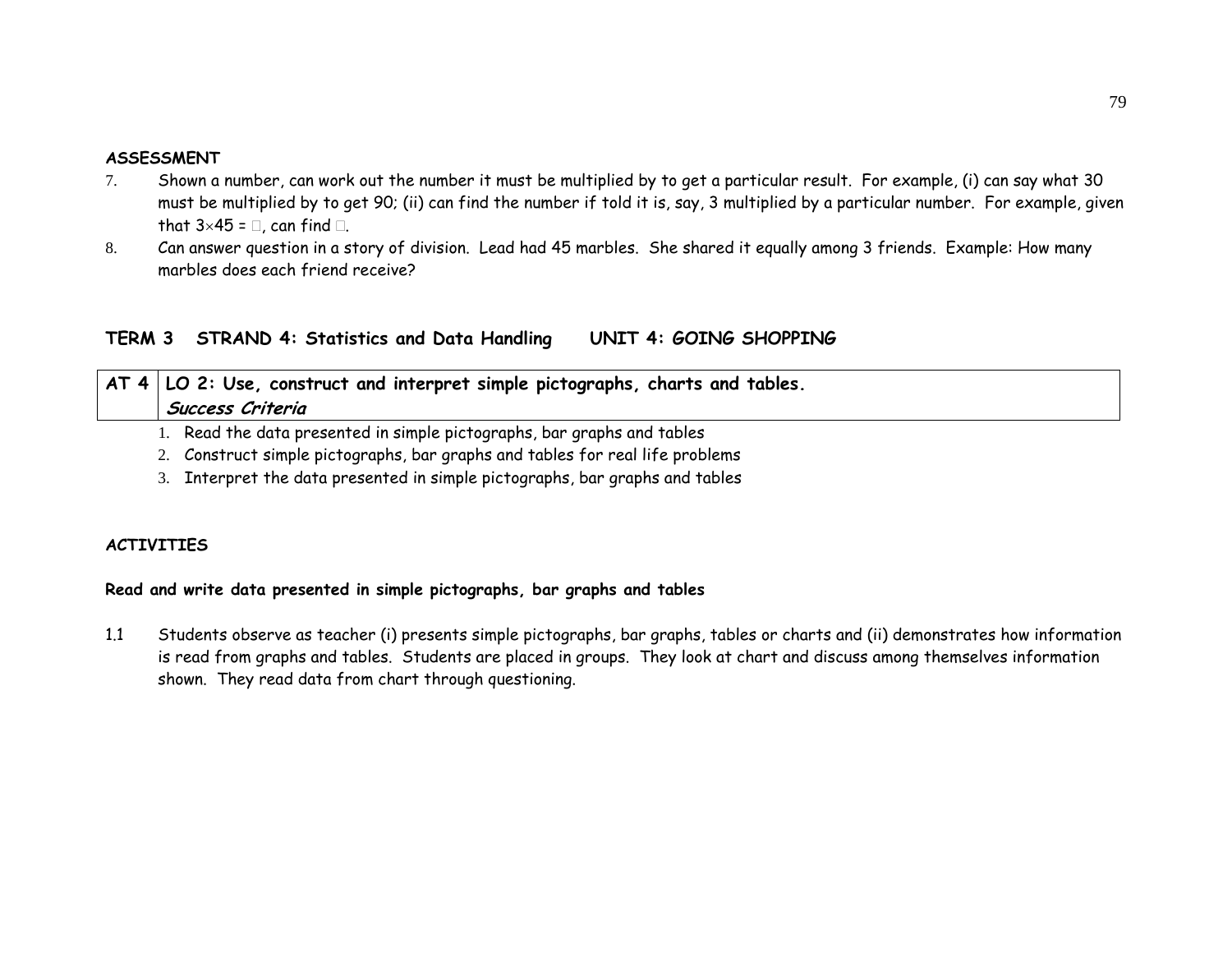**ASSESSMENT**

7. Shown a number, can work out the number it must be multiplied by to get a particular result. For example, (i) can say what 30 must be multiplied by to get 90; (ii) can find the number if told it is, say, 3 multiplied by a particular number. For example, given that $3 \times 45 = \square$, can find $\square$.
8. Can answer question in a story of division. Lead had 45 marbles. She shared it equally among 3 friends. Example: How many marbles does each friend receive?

**TERM 3 STRAND 4: Statistics and Data Handling UNIT 4: GOING SHOPPING**

| AT 4 | **LO 2: Use, construct and interpret simple pictographs, charts and tables.** ***Success Criteria*** |
|---|---|

1. Read the data presented in simple pictographs, bar graphs and tables
2. Construct simple pictographs, bar graphs and tables for real life problems
3. Interpret the data presented in simple pictographs, bar graphs and tables

**ACTIVITIES**

**Read and write data presented in simple pictographs, bar graphs and tables**

1.1 Students observe as teacher (i) presents simple pictographs, bar graphs, tables or charts and (ii) demonstrates how information is read from graphs and tables. Students are placed in groups. They look at chart and discuss among themselves information shown. They read data from chart through questioning.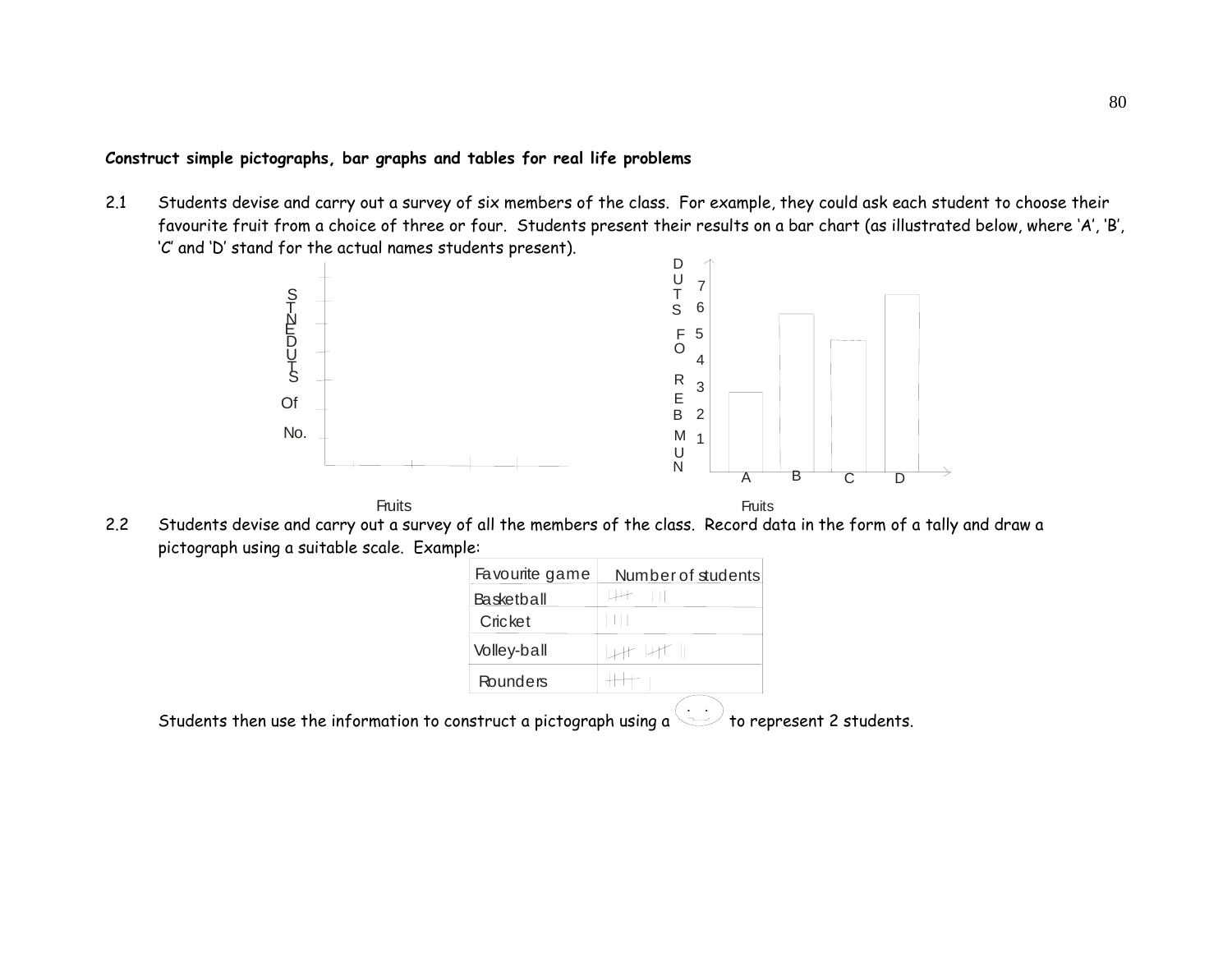**Construct simple pictographs, bar graphs and tables for real life problems**

2.1 Students devise and carry out a survey of six members of the class. For example, they could ask each student to choose their favourite fruit from a choice of three or four. Students present their results on a bar chart (as illustrated below, where 'A', 'B', 'C' and 'D' stand for the actual names students present).

2.2 Students devise and carry out a survey of all the members of the class. Record data in the form of a tally and draw a pictograph using a suitable scale. Example:

| Favourite game | Number of students |
|---|---|
| Basketball | 𝍸 III |
| Cricket | IIII |
| Volley-ball | 𝍸 𝍸 II |
| Rounders | 𝍸 I |

Students then use the information to construct a pictograph using a ☺ to represent 2 students.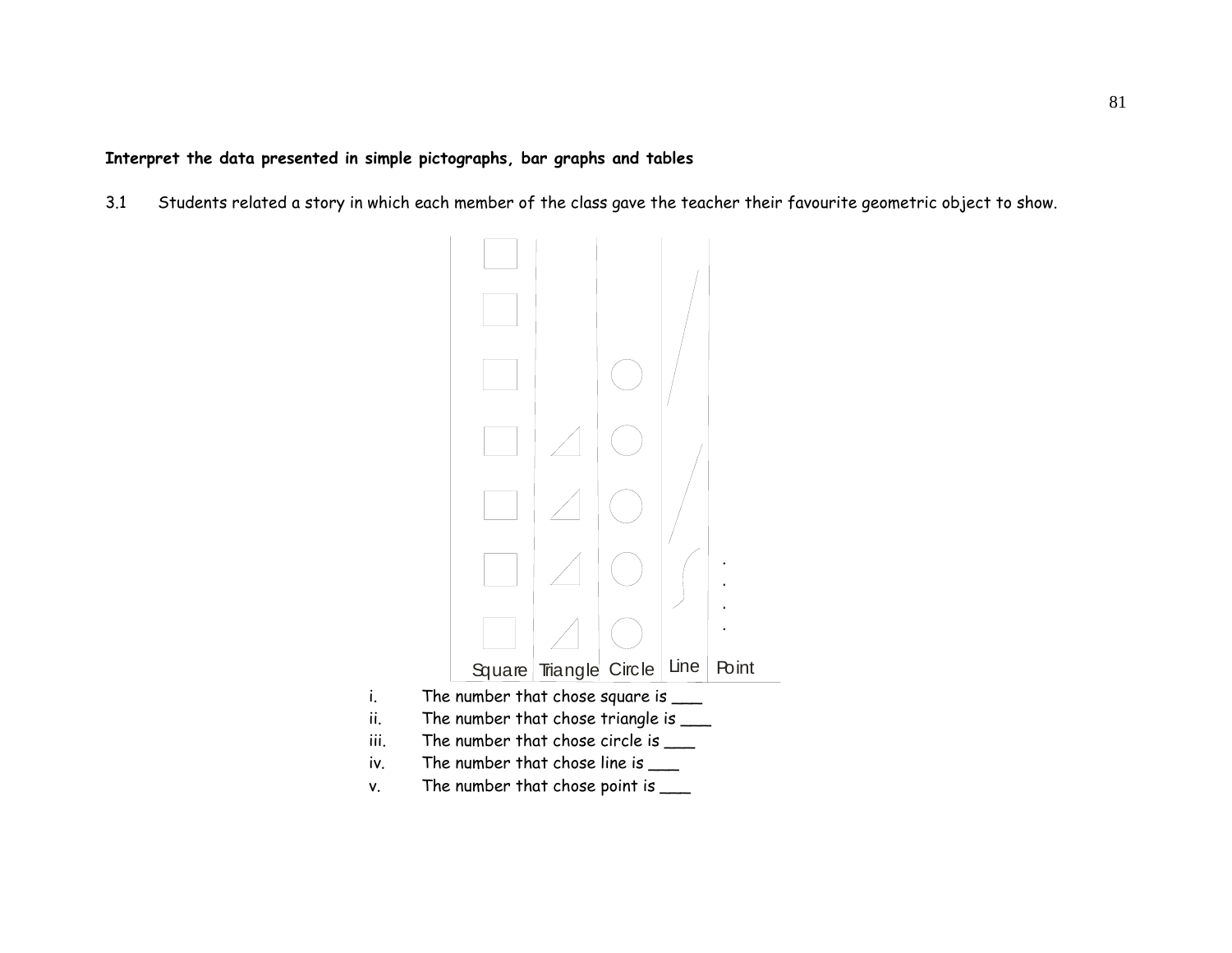**Interpret the data presented in simple pictographs, bar graphs and tables**

3.1 Students related a story in which each member of the class gave the teacher their favourite geometric object to show.

Square Triangle Circle Line Point

i. The number that chose square is ___

ii. The number that chose triangle is ___

iii. The number that chose circle is ___

iv. The number that chose line is ___

v. The number that chose point is ___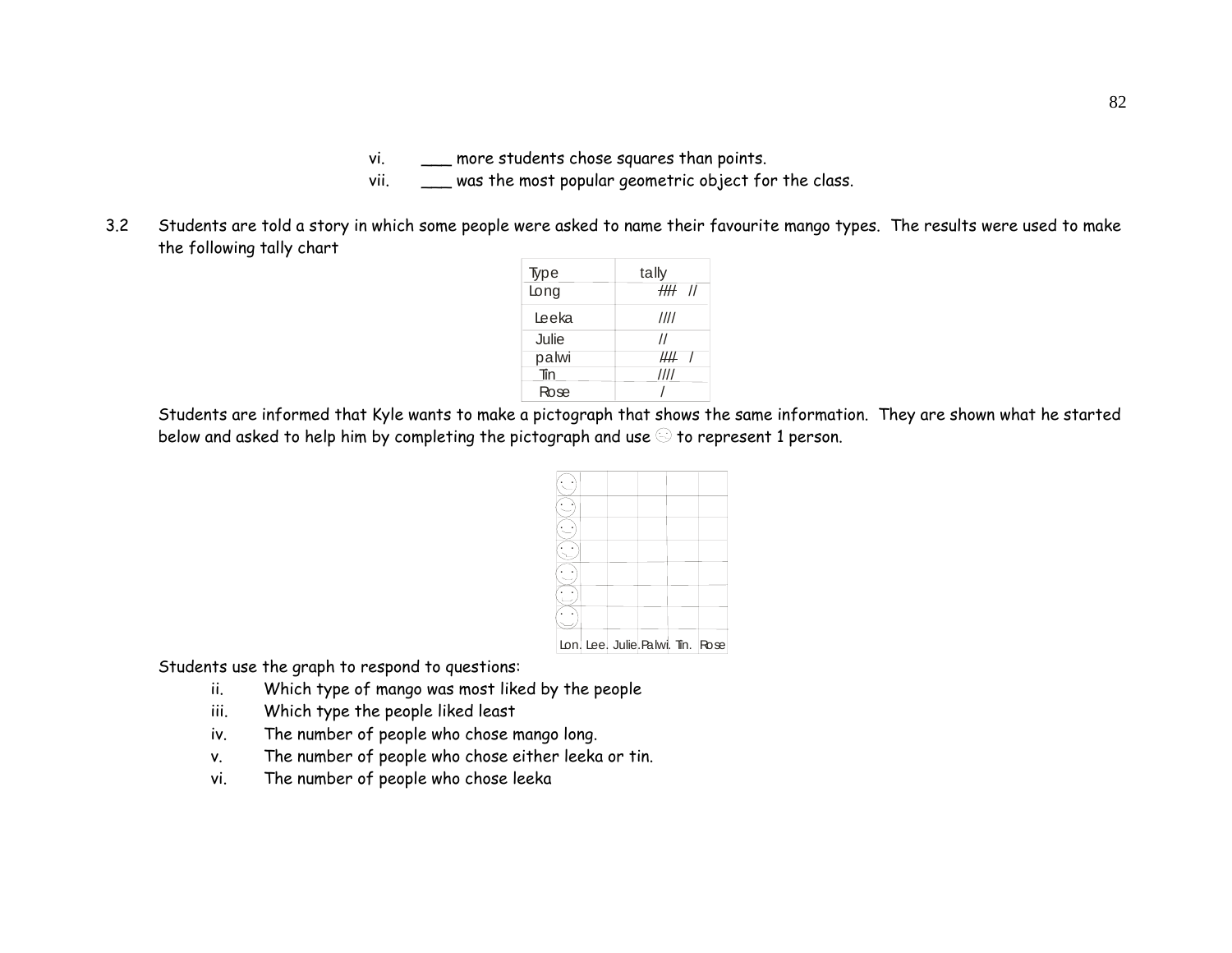vi. ___ more students chose squares than points.

vii. ___ was the most popular geometric object for the class.

3.2 Students are told a story in which some people were asked to name their favourite mango types. The results were used to make the following tally chart

| Type | tally |
|---|---|
| Long | ~~////~~ // |
| Leeka | //// |
| Julie | // |
| palwi | ~~////~~ / |
| Tin | //// |
| Rose | / |

Students are informed that Kyle wants to make a pictograph that shows the same information. They are shown what he started below and asked to help him by completing the pictograph and use ☺ to represent 1 person.

| Lon. | Lee. | Julie. | Palwi. | Tin. | Rose |
|---|---|---|---|---|---|
| ☺ | | | | | |
| ☺ | | | | | |
| ☺ | | | | | |
| ☺ | | | | | |
| ☺ | | | | | |
| ☺ | | | | | |
| ☺ | | | | | |

Students use the graph to respond to questions:

ii. Which type of mango was most liked by the people

iii. Which type the people liked least

iv. The number of people who chose mango long.

v. The number of people who chose either leeka or tin.

vi. The number of people who chose leeka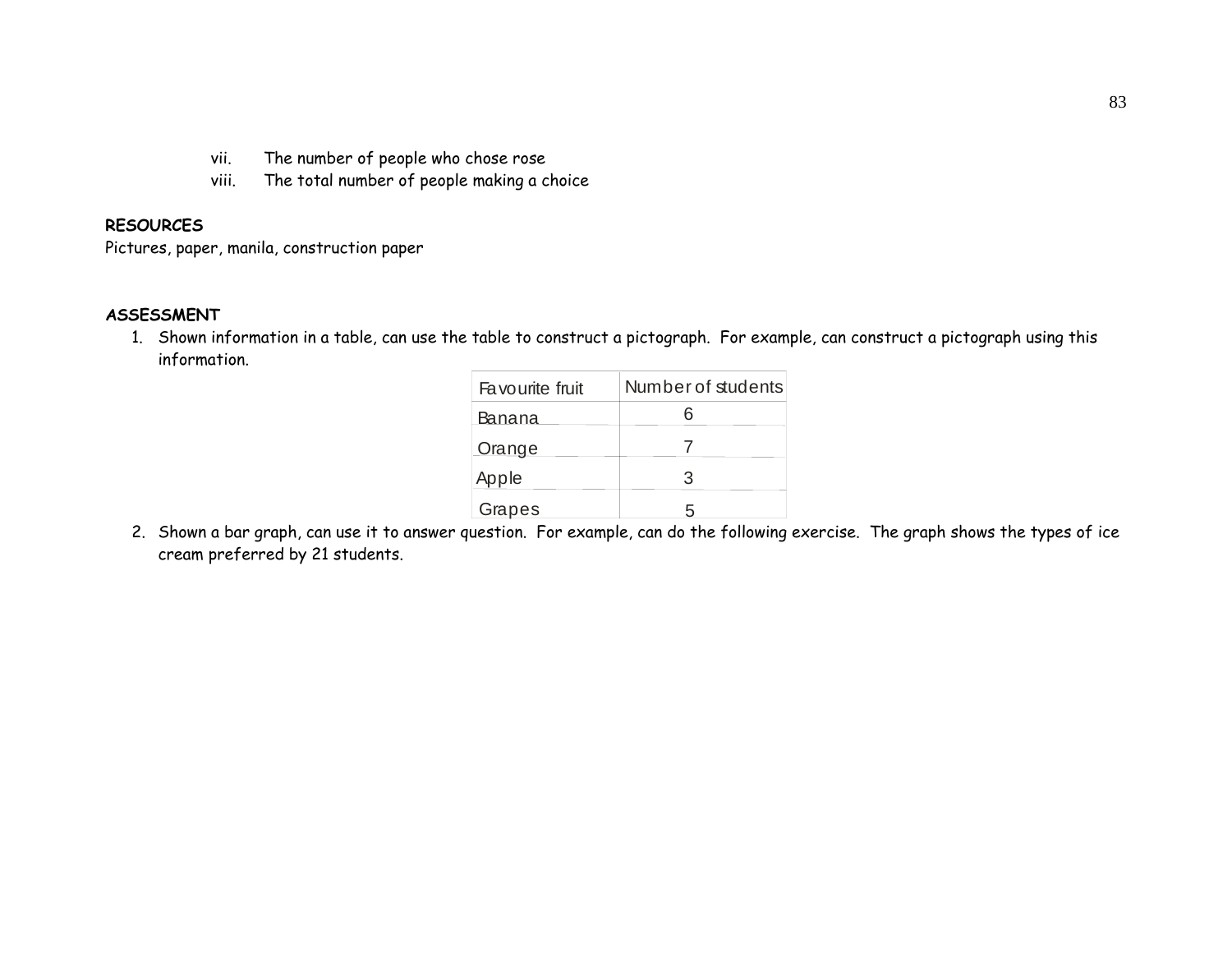vii. The number of people who chose rose
viii. The total number of people making a choice

**RESOURCES**

Pictures, paper, manila, construction paper

**ASSESSMENT**

1. Shown information in a table, can use the table to construct a pictograph. For example, can construct a pictograph using this information.

| Favourite fruit | Number of students |
|---|---|
| Banana | 6 |
| Orange | 7 |
| Apple | 3 |
| Grapes | 5 |

2. Shown a bar graph, can use it to answer question. For example, can do the following exercise. The graph shows the types of ice cream preferred by 21 students.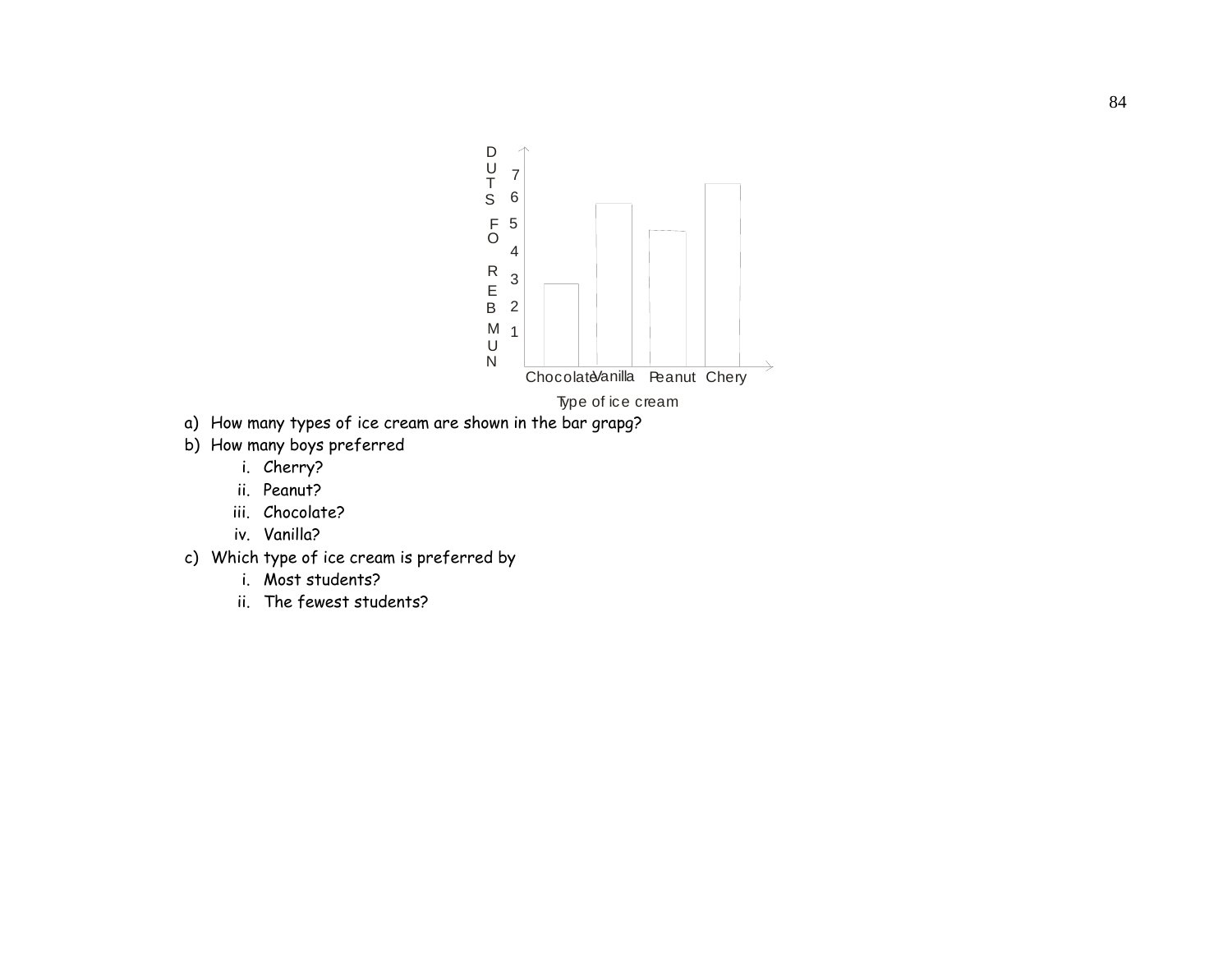a) How many types of ice cream are shown in the bar grapg?
b) How many boys preferred
   i. Cherry?
   ii. Peanut?
   iii. Chocolate?
   iv. Vanilla?
c) Which type of ice cream is preferred by
   i. Most students?
   ii. The fewest students?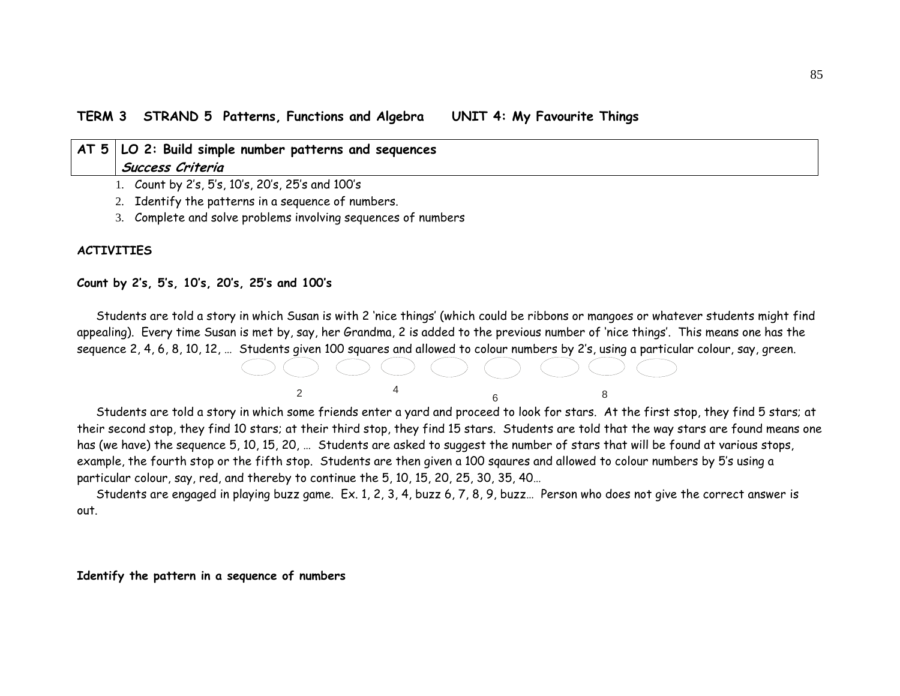**TERM 3 STRAND 5 Patterns, Functions and Algebra UNIT 4: My Favourite Things**

| AT 5 | LO 2: Build simple number patterns and sequences<br>*Success Criteria* |
|---|---|

1. Count by 2's, 5's, 10's, 20's, 25's and 100's
2. Identify the patterns in a sequence of numbers.
3. Complete and solve problems involving sequences of numbers

**ACTIVITIES**

**Count by 2's, 5's, 10's, 20's, 25's and 100's**

Students are told a story in which Susan is with 2 'nice things' (which could be ribbons or mangoes or whatever students might find appealing). Every time Susan is met by, say, her Grandma, 2 is added to the previous number of 'nice things'. This means one has the sequence 2, 4, 6, 8, 10, 12, … Students given 100 squares and allowed to colour numbers by 2's, using a particular colour, say, green.

2 4 6 8

Students are told a story in which some friends enter a yard and proceed to look for stars. At the first stop, they find 5 stars; at their second stop, they find 10 stars; at their third stop, they find 15 stars. Students are told that the way stars are found means one has (we have) the sequence 5, 10, 15, 20, … Students are asked to suggest the number of stars that will be found at various stops, example, the fourth stop or the fifth stop. Students are then given a 100 sqaures and allowed to colour numbers by 5's using a particular colour, say, red, and thereby to continue the 5, 10, 15, 20, 25, 30, 35, 40…

Students are engaged in playing buzz game. Ex. 1, 2, 3, 4, buzz 6, 7, 8, 9, buzz… Person who does not give the correct answer is out.

**Identify the pattern in a sequence of numbers**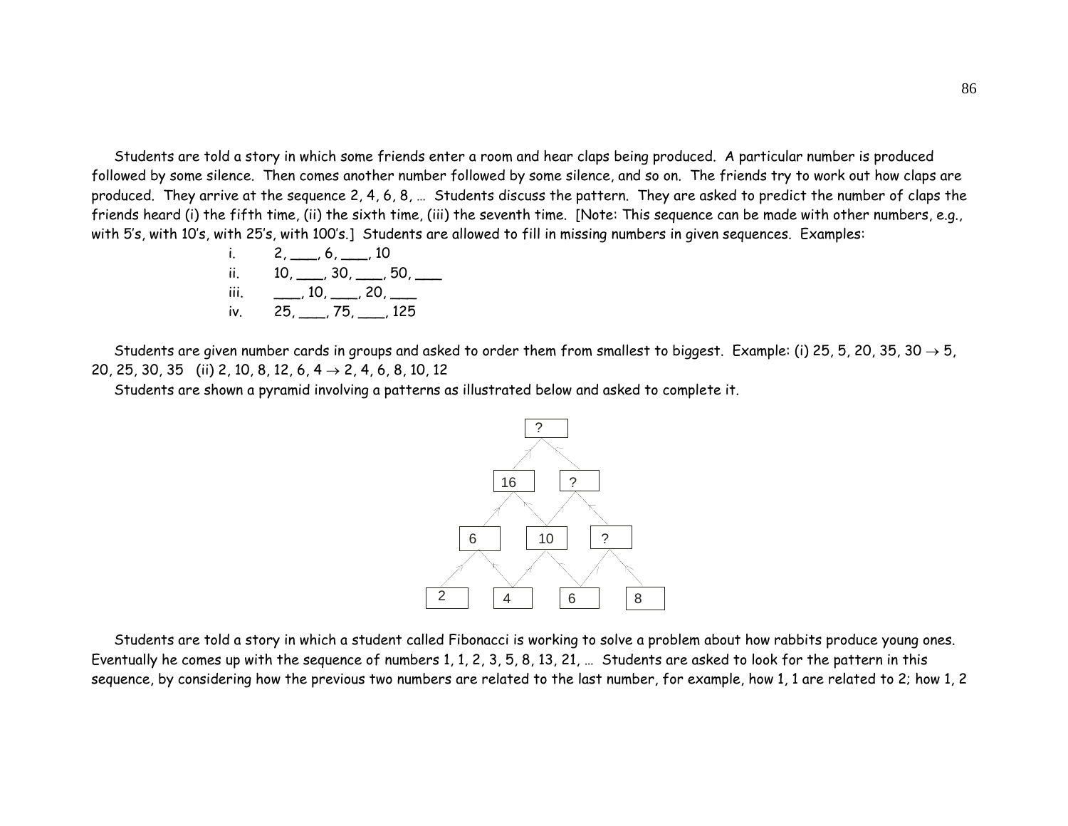Students are told a story in which some friends enter a room and hear claps being produced. A particular number is produced followed by some silence. Then comes another number followed by some silence, and so on. The friends try to work out how claps are produced. They arrive at the sequence 2, 4, 6, 8, … Students discuss the pattern. They are asked to predict the number of claps the friends heard (i) the fifth time, (ii) the sixth time, (iii) the seventh time. [Note: This sequence can be made with other numbers, e.g., with 5's, with 10's, with 25's, with 100's.] Students are allowed to fill in missing numbers in given sequences. Examples:

i. 2, ___, 6, ___, 10
ii. 10, ___, 30, ___, 50, ___
iii. ___, 10, ___, 20, ___
iv. 25, ___, 75, ___, 125

Students are given number cards in groups and asked to order them from smallest to biggest. Example: (i) 25, 5, 20, 35, 30 → 5, 20, 25, 30, 35 (ii) 2, 10, 8, 12, 6, 4 → 2, 4, 6, 8, 10, 12

Students are shown a pyramid involving a patterns as illustrated below and asked to complete it.

```
            ?
        16     ?
     6     10     ?
  2     4     6     8
```

Students are told a story in which a student called Fibonacci is working to solve a problem about how rabbits produce young ones. Eventually he comes up with the sequence of numbers 1, 1, 2, 3, 5, 8, 13, 21, … Students are asked to look for the pattern in this sequence, by considering how the previous two numbers are related to the last number, for example, how 1, 1 are related to 2; how 1, 2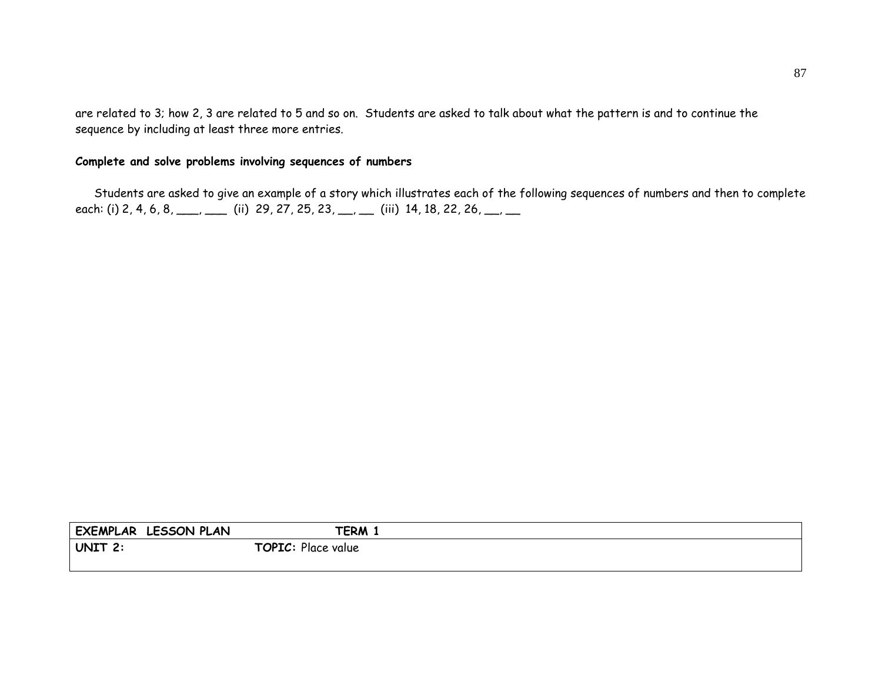are related to 3; how 2, 3 are related to 5 and so on. Students are asked to talk about what the pattern is and to continue the sequence by including at least three more entries.

**Complete and solve problems involving sequences of numbers**

Students are asked to give an example of a story which illustrates each of the following sequences of numbers and then to complete each: (i) 2, 4, 6, 8, ___, ___ (ii) 29, 27, 25, 23, __, __ (iii) 14, 18, 22, 26, __, __

| **EXEMPLAR LESSON PLAN** | **TERM 1** |
| --- | --- |
| **UNIT 2:** | **TOPIC:** Place value |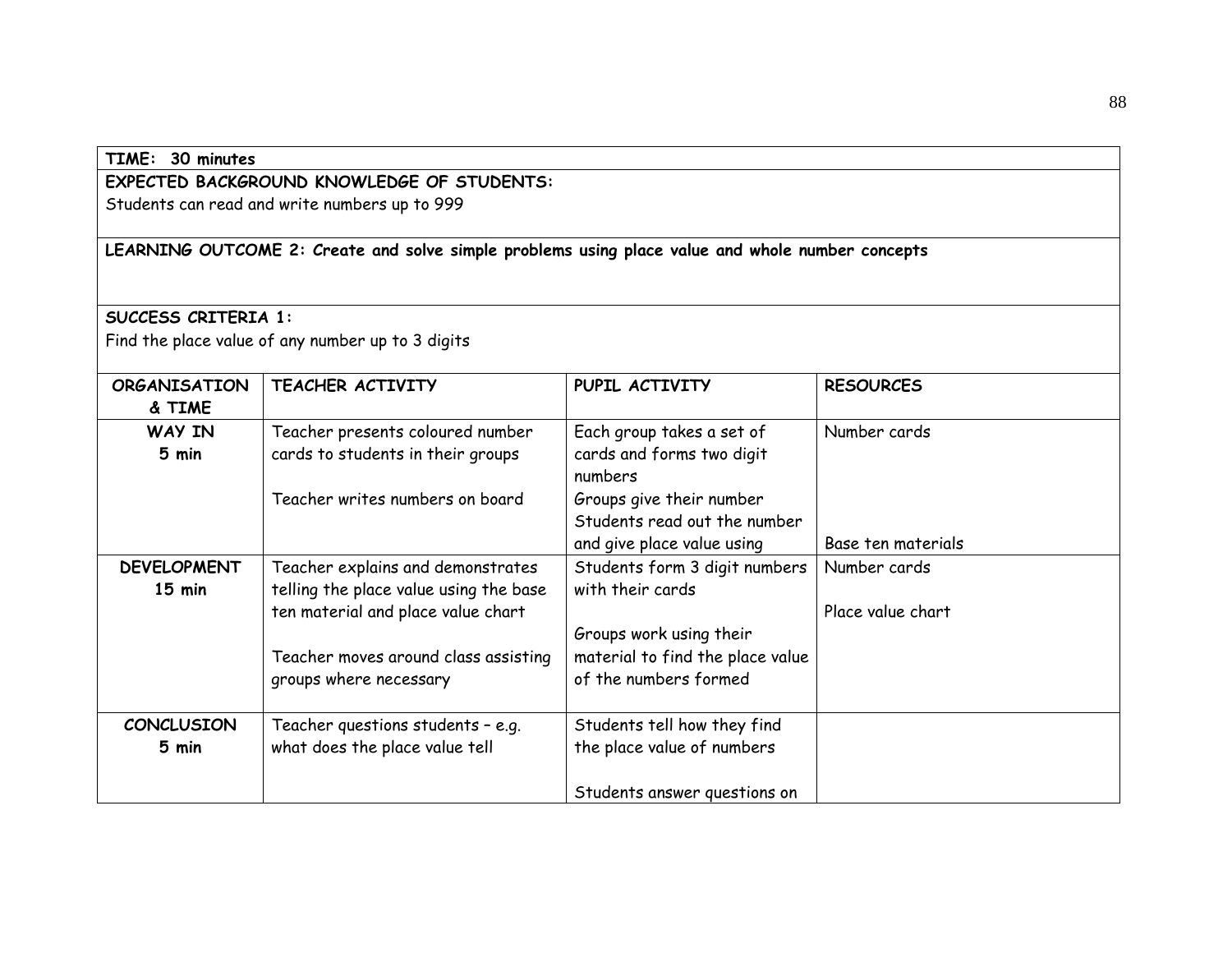**TIME: 30 minutes**

**EXPECTED BACKGROUND KNOWLEDGE OF STUDENTS:**

Students can read and write numbers up to 999

**LEARNING OUTCOME 2: Create and solve simple problems using place value and whole number concepts**

**SUCCESS CRITERIA 1:**

Find the place value of any number up to 3 digits

| ORGANISATION & TIME | TEACHER ACTIVITY | PUPIL ACTIVITY | RESOURCES |
|---|---|---|---|
| **WAY IN** **5 min** | Teacher presents coloured number cards to students in their groups<br><br>Teacher writes numbers on board | Each group takes a set of cards and forms two digit numbers<br>Groups give their number<br>Students read out the number and give place value using | Number cards<br><br><br><br>Base ten materials |
| **DEVELOPMENT** **15 min** | Teacher explains and demonstrates telling the place value using the base ten material and place value chart<br><br>Teacher moves around class assisting groups where necessary | Students form 3 digit numbers with their cards<br><br>Groups work using their material to find the place value of the numbers formed | Number cards<br><br>Place value chart |
| **CONCLUSION** **5 min** | Teacher questions students – e.g. what does the place value tell | Students tell how they find the place value of numbers<br><br>Students answer questions on | |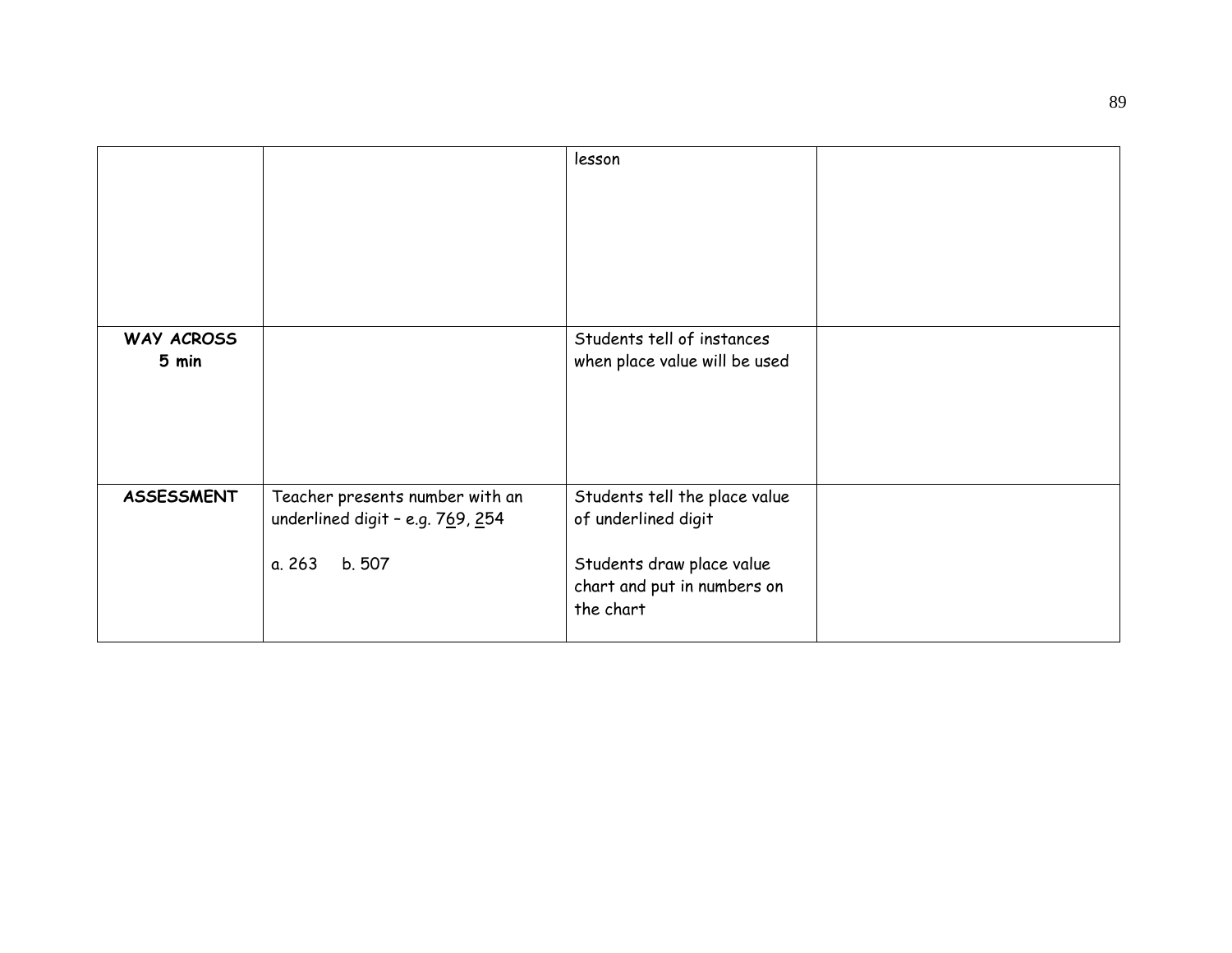| | | | |
|---|---|---|---|
| | | lesson | |
| **WAY ACROSS 5 min** | | Students tell of instances when place value will be used | |
| **ASSESSMENT** | Teacher presents number with an underlined digit – e.g. 769, 254<br><br>a. 263 b. 507 | Students tell the place value of underlined digit<br><br>Students draw place value chart and put in numbers on the chart | |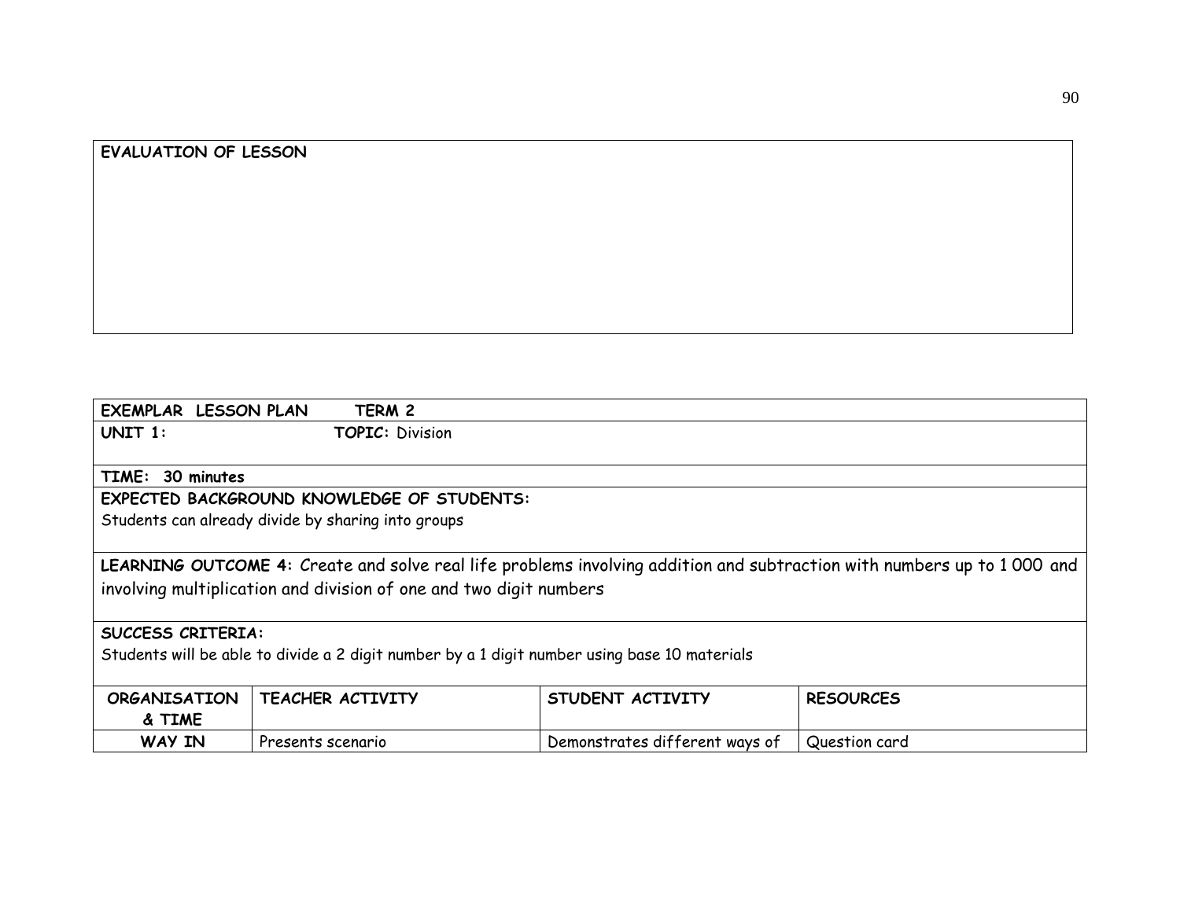| EVALUATION OF LESSON |
|---|
| |

| EXEMPLAR LESSON PLAN TERM 2 | | | |
|---|---|---|---|
| **UNIT 1:** **TOPIC:** Division | | | |
| **TIME: 30 minutes** | | | |
| **EXPECTED BACKGROUND KNOWLEDGE OF STUDENTS:** Students can already divide by sharing into groups | | | |
| **LEARNING OUTCOME 4:** Create and solve real life problems involving addition and subtraction with numbers up to 1 000 and involving multiplication and division of one and two digit numbers | | | |
| **SUCCESS CRITERIA:** Students will be able to divide a 2 digit number by a 1 digit number using base 10 materials | | | |
| **ORGANISATION & TIME** | **TEACHER ACTIVITY** | **STUDENT ACTIVITY** | **RESOURCES** |
| **WAY IN** | Presents scenario | Demonstrates different ways of | Question card |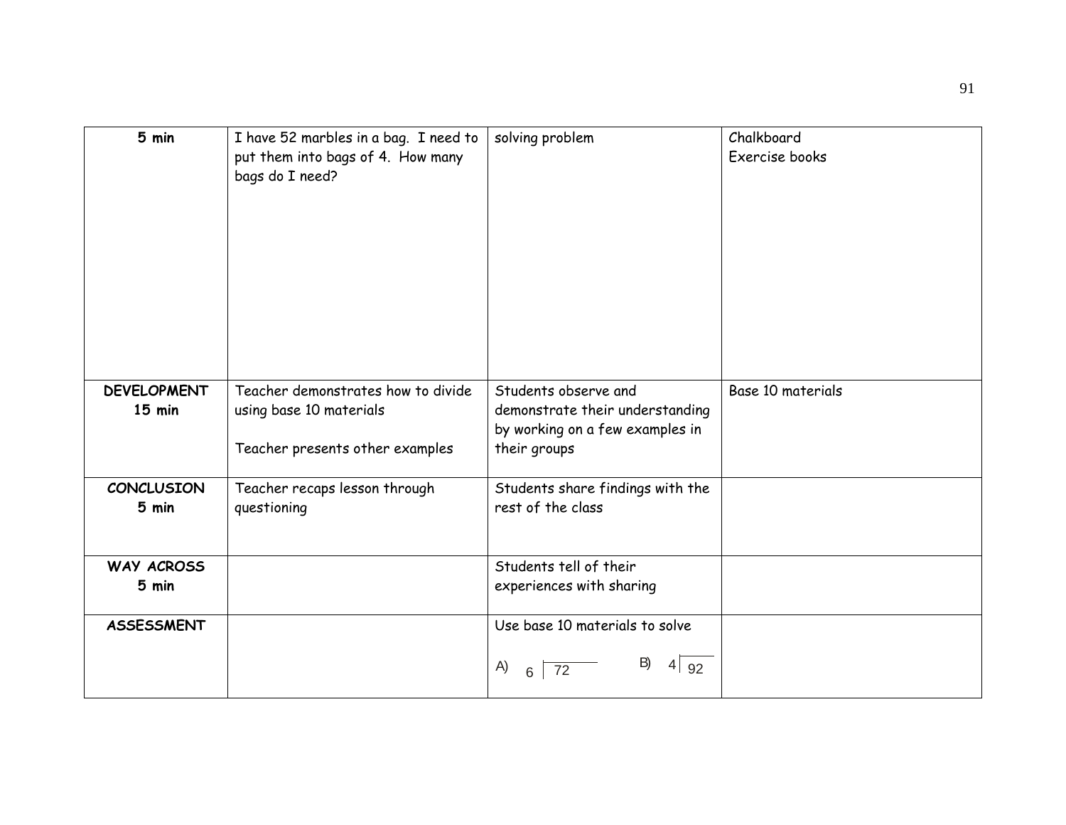| 5 min | I have 52 marbles in a bag. I need to put them into bags of 4. How many bags do I need? | solving problem | Chalkboard<br>Exercise books |
|---|---|---|---|
| **DEVELOPMENT**<br>**15 min** | Teacher demonstrates how to divide using base 10 materials<br><br>Teacher presents other examples | Students observe and demonstrate their understanding by working on a few examples in their groups | Base 10 materials |
| **CONCLUSION**<br>**5 min** | Teacher recaps lesson through questioning | Students share findings with the rest of the class | |
| **WAY ACROSS**<br>**5 min** | | Students tell of their experiences with sharing | |
| **ASSESSMENT** | | Use base 10 materials to solve<br><br>A) $6 \overline{)72}$ B) $4 \overline{)92}$ | |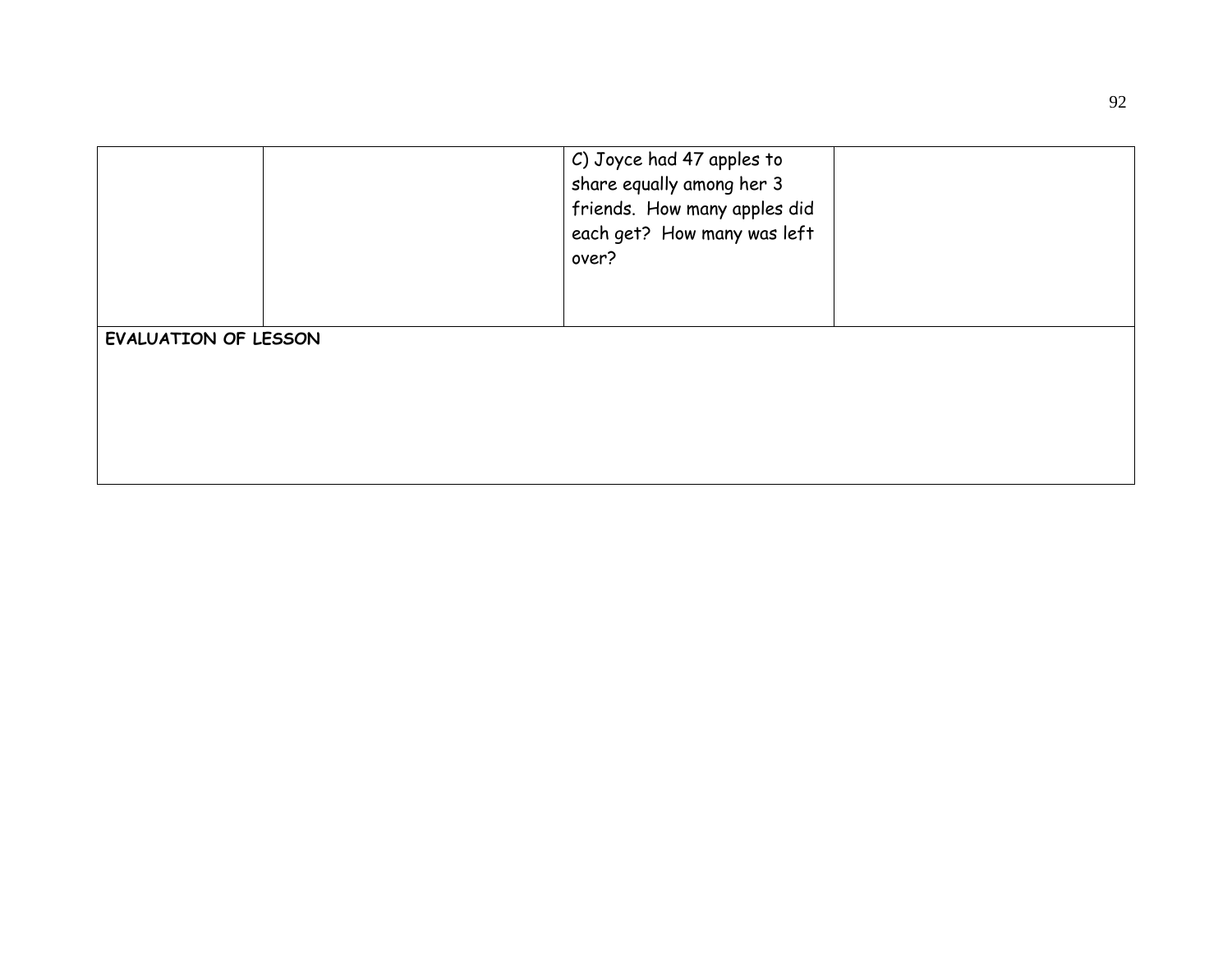|  |  | C) Joyce had 47 apples to share equally among her 3 friends. How many apples did each get? How many was left over? |  |
|---|---|---|---|
| **EVALUATION OF LESSON** | | | |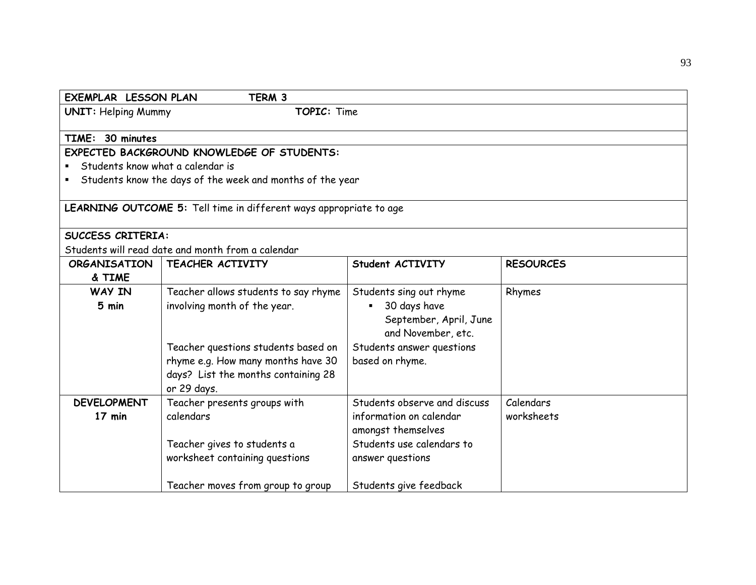**EXEMPLAR LESSON PLAN** **TERM 3**

**UNIT:** Helping Mummy **TOPIC:** Time

**TIME: 30 minutes**

**EXPECTED BACKGROUND KNOWLEDGE OF STUDENTS:**

- Students know what a calendar is
- Students know the days of the week and months of the year

**LEARNING OUTCOME 5:** Tell time in different ways appropriate to age

**SUCCESS CRITERIA:**

Students will read date and month from a calendar

| ORGANISATION & TIME | TEACHER ACTIVITY | Student ACTIVITY | RESOURCES |
|---|---|---|---|
| **WAY IN** **5 min** | Teacher allows students to say rhyme involving month of the year.<br><br>Teacher questions students based on rhyme e.g. How many months have 30 days? List the months containing 28 or 29 days. | Students sing out rhyme<br>▪ 30 days have September, April, June and November, etc.<br><br>Students answer questions based on rhyme. | Rhymes |
| **DEVELOPMENT** **17 min** | Teacher presents groups with calendars<br><br>Teacher gives to students a worksheet containing questions<br><br>Teacher moves from group to group | Students observe and discuss information on calendar amongst themselves<br><br>Students use calendars to answer questions<br><br>Students give feedback | Calendars worksheets |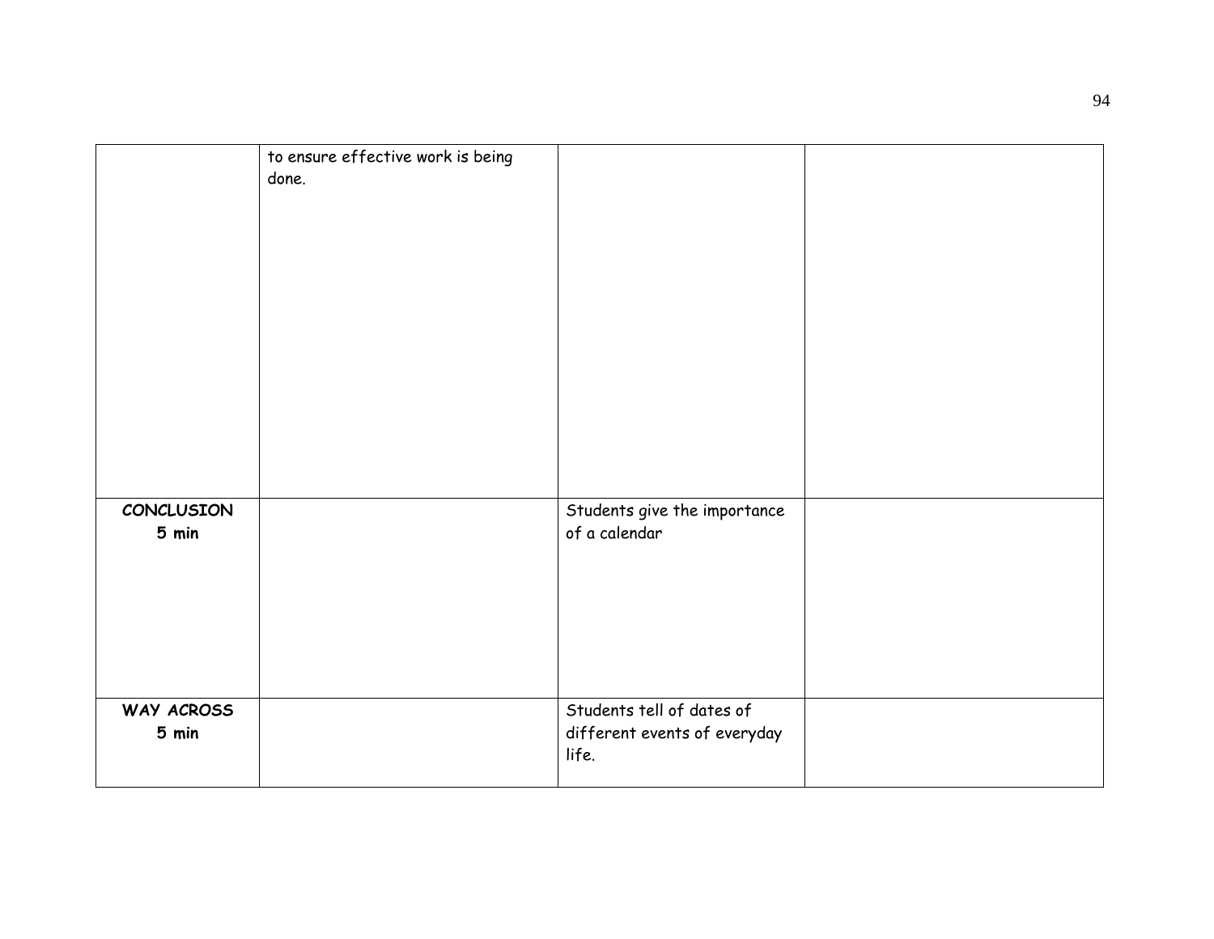| | | | |
|---|---|---|---|
| | to ensure effective work is being done. | | |
| **CONCLUSION 5 min** | | Students give the importance of a calendar | |
| **WAY ACROSS 5 min** | | Students tell of dates of different events of everyday life. | |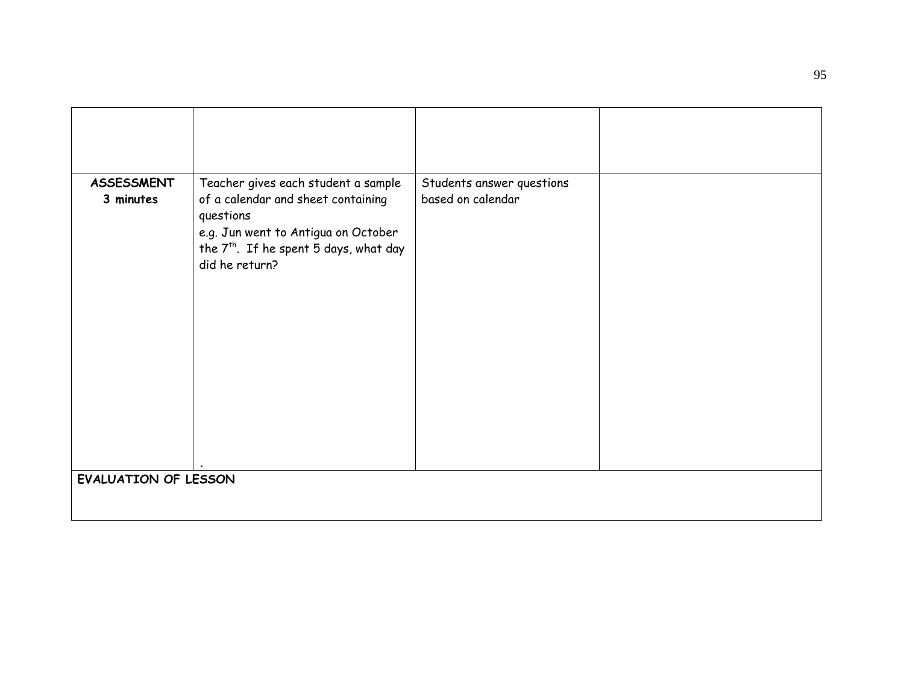| | | | |
|---|---|---|---|
| | | | |
| **ASSESSMENT**<br>**3 minutes** | Teacher gives each student a sample of a calendar and sheet containing questions<br>e.g. Jun went to Antigua on October the $7^{th}$. If he spent 5 days, what day did he return?<br><br>. | Students answer questions based on calendar | |
| **EVALUATION OF LESSON** | | | |